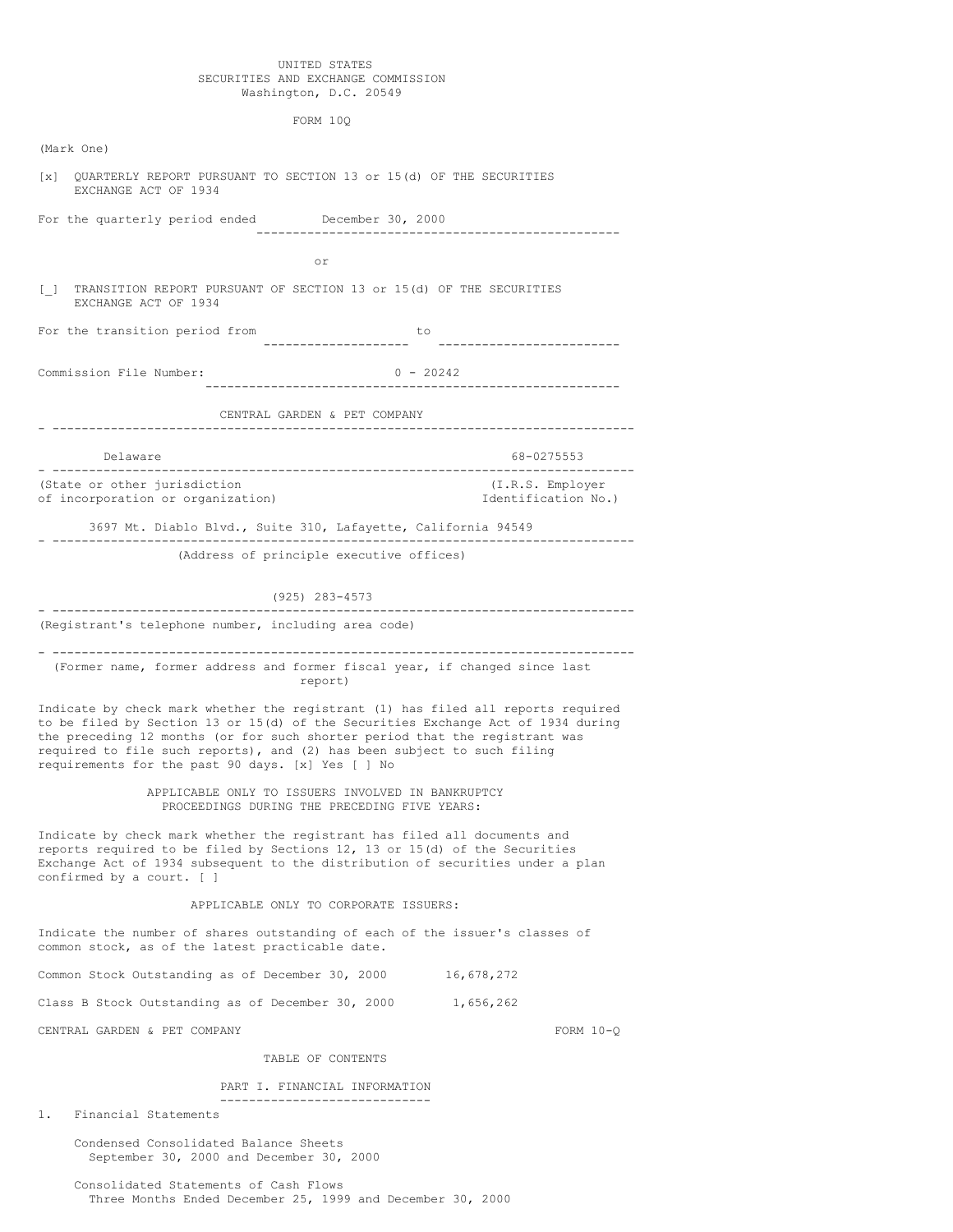UNITED STATES
SECURITIES AND EXCHANGE COMMISSION
Washington, D.C. 20549

FORM 10Q

(Mark One)

[x] QUARTERLY REPORT PURSUANT TO SECTION 13 or 15(d) OF THE SECURITIES EXCHANGE ACT OF 1934

For the quarterly period ended December 30, 2000

or

[_] TRANSITION REPORT PURSUANT OF SECTION 13 or 15(d) OF THE SECURITIES EXCHANGE ACT OF 1934

For the transition period from \_\_\_\_\_\_\_\_\_\_\_\_\_\_\_\_ to \_\_\_\_\_\_\_\_\_\_\_\_\_\_\_\_

Commission File Number: 0 - 20242

CENTRAL GARDEN & PET COMPANY

| Delaware | 68-0275553 |
|---|---|
| (State or other jurisdiction of incorporation or organization) | (I.R.S. Employer Identification No.) |

3697 Mt. Diablo Blvd., Suite 310, Lafayette, California 94549

(Address of principle executive offices)

(925) 283-4573

(Registrant's telephone number, including area code)

(Former name, former address and former fiscal year, if changed since last report)

Indicate by check mark whether the registrant (1) has filed all reports required to be filed by Section 13 or 15(d) of the Securities Exchange Act of 1934 during the preceding 12 months (or for such shorter period that the registrant was required to file such reports), and (2) has been subject to such filing requirements for the past 90 days. [x] Yes [ ] No

APPLICABLE ONLY TO ISSUERS INVOLVED IN BANKRUPTCY PROCEEDINGS DURING THE PRECEDING FIVE YEARS:

Indicate by check mark whether the registrant has filed all documents and reports required to be filed by Sections 12, 13 or 15(d) of the Securities Exchange Act of 1934 subsequent to the distribution of securities under a plan confirmed by a court. [ ]

APPLICABLE ONLY TO CORPORATE ISSUERS:

Indicate the number of shares outstanding of each of the issuer's classes of common stock, as of the latest practicable date.

Common Stock Outstanding as of December 30, 2000 16,678,272

Class B Stock Outstanding as of December 30, 2000 1,656,262

CENTRAL GARDEN & PET COMPANY FORM 10-Q

TABLE OF CONTENTS

PART I. FINANCIAL INFORMATION

1. Financial Statements

Condensed Consolidated Balance Sheets
September 30, 2000 and December 30, 2000

Consolidated Statements of Cash Flows
Three Months Ended December 25, 1999 and December 30, 2000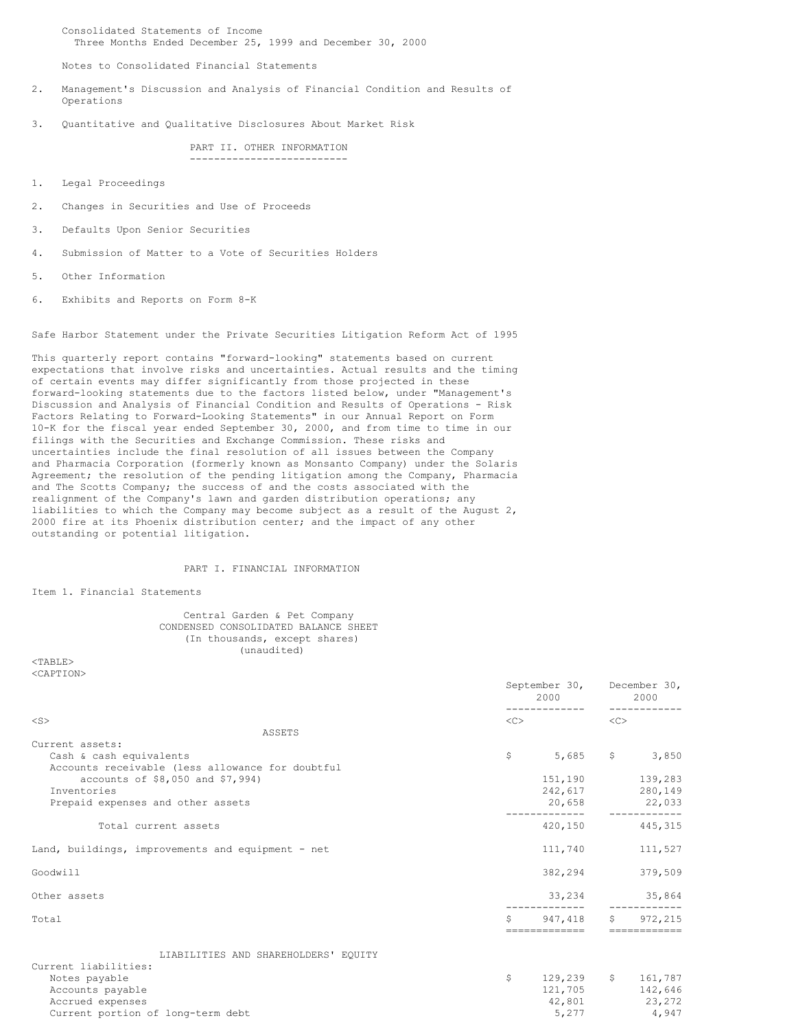Consolidated Statements of Income
Three Months Ended December 25, 1999 and December 30, 2000

Notes to Consolidated Financial Statements

2. Management's Discussion and Analysis of Financial Condition and Results of Operations

3. Quantitative and Qualitative Disclosures About Market Risk

## PART II. OTHER INFORMATION

1. Legal Proceedings

2. Changes in Securities and Use of Proceeds

3. Defaults Upon Senior Securities

4. Submission of Matter to a Vote of Securities Holders

5. Other Information

6. Exhibits and Reports on Form 8-K

Safe Harbor Statement under the Private Securities Litigation Reform Act of 1995

This quarterly report contains "forward-looking" statements based on current expectations that involve risks and uncertainties. Actual results and the timing of certain events may differ significantly from those projected in these forward-looking statements due to the factors listed below, under "Management's Discussion and Analysis of Financial Condition and Results of Operations - Risk Factors Relating to Forward-Looking Statements" in our Annual Report on Form 10-K for the fiscal year ended September 30, 2000, and from time to time in our filings with the Securities and Exchange Commission. These risks and uncertainties include the final resolution of all issues between the Company and Pharmacia Corporation (formerly known as Monsanto Company) under the Solaris Agreement; the resolution of the pending litigation among the Company, Pharmacia and The Scotts Company; the success of and the costs associated with the realignment of the Company's lawn and garden distribution operations; any liabilities to which the Company may become subject as a result of the August 2, 2000 fire at its Phoenix distribution center; and the impact of any other outstanding or potential litigation.

## PART I. FINANCIAL INFORMATION

Item 1. Financial Statements

Central Garden & Pet Company
CONDENSED CONSOLIDATED BALANCE SHEET
(In thousands, except shares)
(unaudited)

| | September 30, 2000 | December 30, 2000 |
|---|---|---|
| **ASSETS** | | |
| Current assets: | | |
| Cash & cash equivalents | $ 5,685 | $ 3,850 |
| Accounts receivable (less allowance for doubtful accounts of $8,050 and $7,994) | 151,190 | 139,283 |
| Inventories | 242,617 | 280,149 |
| Prepaid expenses and other assets | 20,658 | 22,033 |
| Total current assets | 420,150 | 445,315 |
| Land, buildings, improvements and equipment - net | 111,740 | 111,527 |
| Goodwill | 382,294 | 379,509 |
| Other assets | 33,234 | 35,864 |
| Total | $ 947,418 | $ 972,215 |
| **LIABILITIES AND SHAREHOLDERS' EQUITY** | | |
| Current liabilities: | | |
| Notes payable | $ 129,239 | $ 161,787 |
| Accounts payable | 121,705 | 142,646 |
| Accrued expenses | 42,801 | 23,272 |
| Current portion of long-term debt | 5,277 | 4,947 |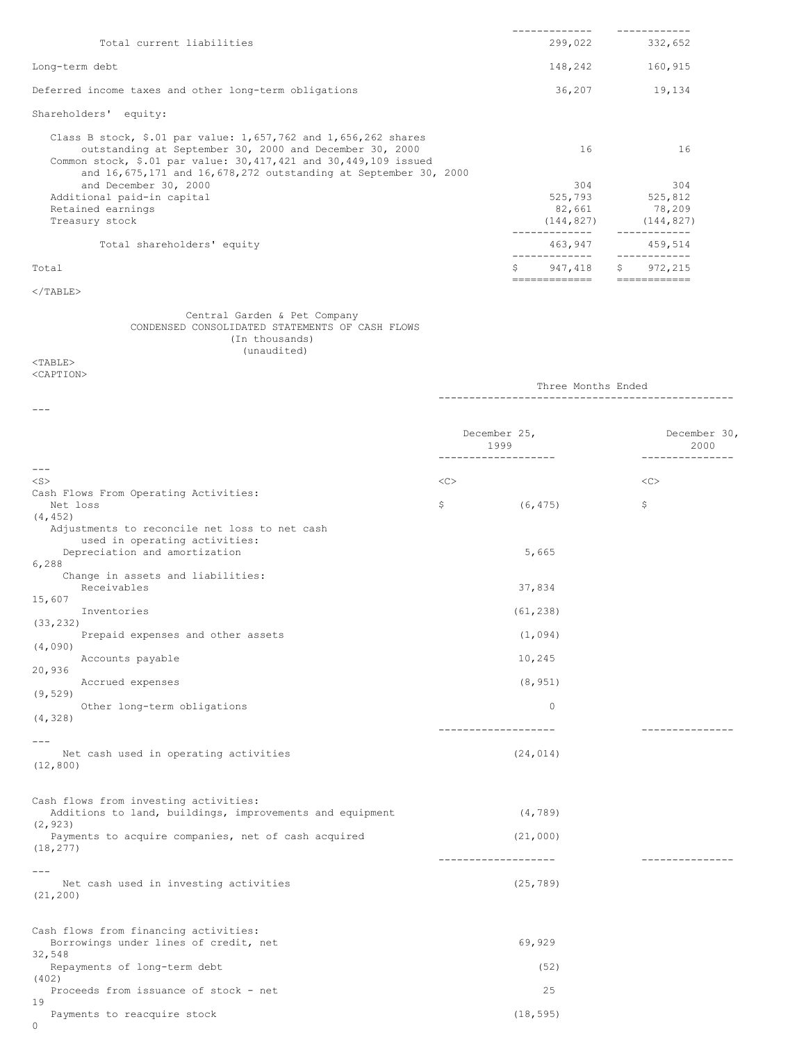| | | |
|---|---|---|
| Total current liabilities | 299,022 | 332,652 |
| Long-term debt | 148,242 | 160,915 |
| Deferred income taxes and other long-term obligations | 36,207 | 19,134 |
| Shareholders' equity: | | |
| Class B stock, $.01 par value: 1,657,762 and 1,656,262 shares outstanding at September 30, 2000 and December 30, 2000 | 16 | 16 |
| Common stock, $.01 par value: 30,417,421 and 30,449,109 issued and 16,675,171 and 16,678,272 outstanding at September 30, 2000 and December 30, 2000 | 304 | 304 |
| Additional paid-in capital | 525,793 | 525,812 |
| Retained earnings | 82,661 | 78,209 |
| Treasury stock | (144,827) | (144,827) |
| Total shareholders' equity | 463,947 | 459,514 |
| Total | $ 947,418 | $ 972,215 |

Central Garden & Pet Company
CONDENSED CONSOLIDATED STATEMENTS OF CASH FLOWS
(In thousands)
(unaudited)

| | Three Months Ended | |
|---|---|---|
| | December 25, 1999 | December 30, 2000 |
| Cash Flows From Operating Activities: | | |
| Net loss | $ (6,475) | $ (4,452) |
| Adjustments to reconcile net loss to net cash used in operating activities: | | |
| Depreciation and amortization | 5,665 | 6,288 |
| Change in assets and liabilities: | | |
| Receivables | 37,834 | 15,607 |
| Inventories | (61,238) | (33,232) |
| Prepaid expenses and other assets | (1,094) | (4,090) |
| Accounts payable | 10,245 | 20,936 |
| Accrued expenses | (8,951) | (9,529) |
| Other long-term obligations | 0 | (4,328) |
| Net cash used in operating activities | (24,014) | (12,800) |
| Cash flows from investing activities: | | |
| Additions to land, buildings, improvements and equipment | (4,789) | (2,923) |
| Payments to acquire companies, net of cash acquired | (21,000) | (18,277) |
| Net cash used in investing activities | (25,789) | (21,200) |
| Cash flows from financing activities: | | |
| Borrowings under lines of credit, net | 69,929 | 32,548 |
| Repayments of long-term debt | (52) | (402) |
| Proceeds from issuance of stock - net | 25 | 19 |
| Payments to reacquire stock | (18,595) | 0 |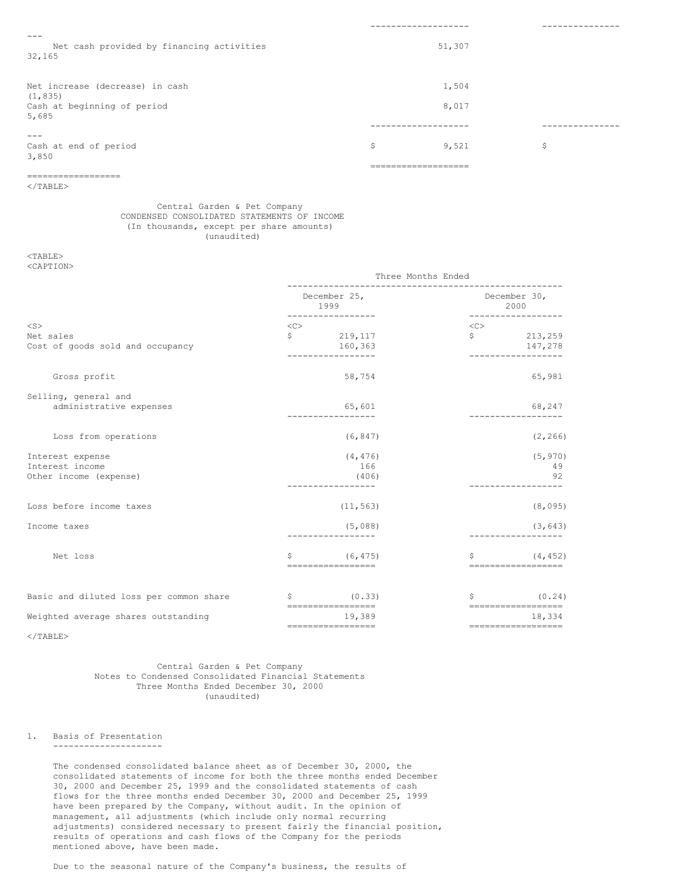| | | |
|---|---|---|
| Net cash provided by financing activities | 51,307 | 32,165 |
| Net increase (decrease) in cash | 1,504 | (1,835) |
| Cash at beginning of period | 8,017 | 5,685 |
| Cash at end of period | $ 9,521 | $ 3,850 |

Central Garden & Pet Company
CONDENSED CONSOLIDATED STATEMENTS OF INCOME
(In thousands, except per share amounts)
(unaudited)

| | Three Months Ended | |
|---|---|---|
| | December 25, 1999 | December 30, 2000 |
| Net sales | $ 219,117 | $ 213,259 |
| Cost of goods sold and occupancy | 160,363 | 147,278 |
| Gross profit | 58,754 | 65,981 |
| Selling, general and administrative expenses | 65,601 | 68,247 |
| Loss from operations | (6,847) | (2,266) |
| Interest expense | (4,476) | (5,970) |
| Interest income | 166 | 49 |
| Other income (expense) | (406) | 92 |
| Loss before income taxes | (11,563) | (8,095) |
| Income taxes | (5,088) | (3,643) |
| Net loss | $ (6,475) | $ (4,452) |
| Basic and diluted loss per common share | $ (0.33) | $ (0.24) |
| Weighted average shares outstanding | 19,389 | 18,334 |

Central Garden & Pet Company
Notes to Condensed Consolidated Financial Statements
Three Months Ended December 30, 2000
(unaudited)

1. Basis of Presentation

The condensed consolidated balance sheet as of December 30, 2000, the consolidated statements of income for both the three months ended December 30, 2000 and December 25, 1999 and the consolidated statements of cash flows for the three months ended December 30, 2000 and December 25, 1999 have been prepared by the Company, without audit. In the opinion of management, all adjustments (which include only normal recurring adjustments) considered necessary to present fairly the financial position, results of operations and cash flows of the Company for the periods mentioned above, have been made.

Due to the seasonal nature of the Company's business, the results of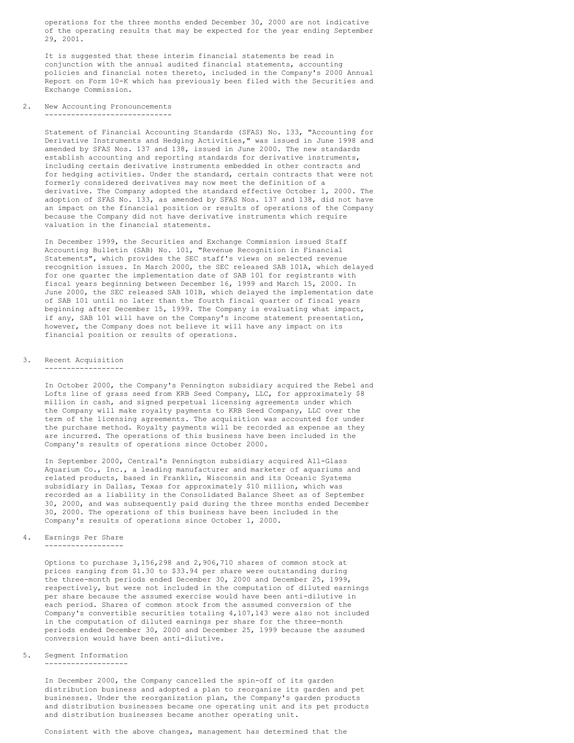operations for the three months ended December 30, 2000 are not indicative of the operating results that may be expected for the year ending September 29, 2001.

It is suggested that these interim financial statements be read in conjunction with the annual audited financial statements, accounting policies and financial notes thereto, included in the Company's 2000 Annual Report on Form 10-K which has previously been filed with the Securities and Exchange Commission.

## 2. New Accounting Pronouncements

Statement of Financial Accounting Standards (SFAS) No. 133, "Accounting for Derivative Instruments and Hedging Activities," was issued in June 1998 and amended by SFAS Nos. 137 and 138, issued in June 2000. The new standards establish accounting and reporting standards for derivative instruments, including certain derivative instruments embedded in other contracts and for hedging activities. Under the standard, certain contracts that were not formerly considered derivatives may now meet the definition of a derivative. The Company adopted the standard effective October 1, 2000. The adoption of SFAS No. 133, as amended by SFAS Nos. 137 and 138, did not have an impact on the financial position or results of operations of the Company because the Company did not have derivative instruments which require valuation in the financial statements.

In December 1999, the Securities and Exchange Commission issued Staff Accounting Bulletin (SAB) No. 101, "Revenue Recognition in Financial Statements", which provides the SEC staff's views on selected revenue recognition issues. In March 2000, the SEC released SAB 101A, which delayed for one quarter the implementation date of SAB 101 for registrants with fiscal years beginning between December 16, 1999 and March 15, 2000. In June 2000, the SEC released SAB 101B, which delayed the implementation date of SAB 101 until no later than the fourth fiscal quarter of fiscal years beginning after December 15, 1999. The Company is evaluating what impact, if any, SAB 101 will have on the Company's income statement presentation, however, the Company does not believe it will have any impact on its financial position or results of operations.

## 3. Recent Acquisition

In October 2000, the Company's Pennington subsidiary acquired the Rebel and Lofts line of grass seed from KRB Seed Company, LLC, for approximately $8 million in cash, and signed perpetual licensing agreements under which the Company will make royalty payments to KRB Seed Company, LLC over the term of the licensing agreements. The acquisition was accounted for under the purchase method. Royalty payments will be recorded as expense as they are incurred. The operations of this business have been included in the Company's results of operations since October 2000.

In September 2000, Central's Pennington subsidiary acquired All-Glass Aquarium Co., Inc., a leading manufacturer and marketer of aquariums and related products, based in Franklin, Wisconsin and its Oceanic Systems subsidiary in Dallas, Texas for approximately $10 million, which was recorded as a liability in the Consolidated Balance Sheet as of September 30, 2000, and was subsequently paid during the three months ended December 30, 2000. The operations of this business have been included in the Company's results of operations since October 1, 2000.

## 4. Earnings Per Share

Options to purchase 3,156,298 and 2,906,710 shares of common stock at prices ranging from $1.30 to $33.94 per share were outstanding during the three-month periods ended December 30, 2000 and December 25, 1999, respectively, but were not included in the computation of diluted earnings per share because the assumed exercise would have been anti-dilutive in each period. Shares of common stock from the assumed conversion of the Company's convertible securities totaling 4,107,143 were also not included in the computation of diluted earnings per share for the three-month periods ended December 30, 2000 and December 25, 1999 because the assumed conversion would have been anti-dilutive.

## 5. Segment Information

In December 2000, the Company cancelled the spin-off of its garden distribution business and adopted a plan to reorganize its garden and pet businesses. Under the reorganization plan, the Company's garden products and distribution businesses became one operating unit and its pet products and distribution businesses became another operating unit.

Consistent with the above changes, management has determined that the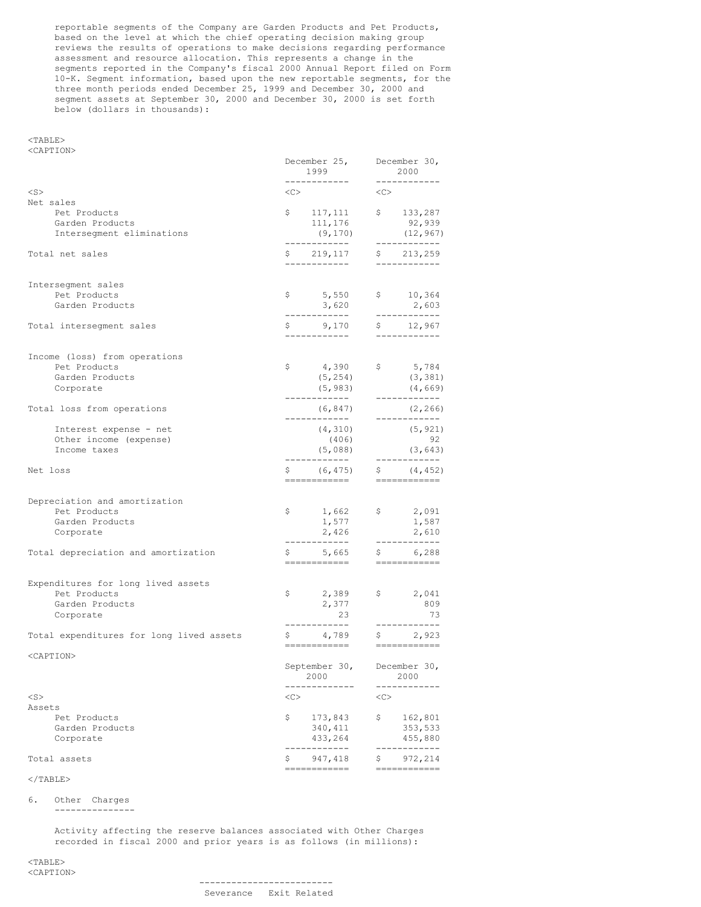reportable segments of the Company are Garden Products and Pet Products, based on the level at which the chief operating decision making group reviews the results of operations to make decisions regarding performance assessment and resource allocation. This represents a change in the segments reported in the Company's fiscal 2000 Annual Report filed on Form 10-K. Segment information, based upon the new reportable segments, for the three month periods ended December 25, 1999 and December 30, 2000 and segment assets at September 30, 2000 and December 30, 2000 is set forth below (dollars in thousands):

| | December 25, 1999 | December 30, 2000 |
|---|---|---|
| Net sales | | |
| Pet Products | $ 117,111 | $ 133,287 |
| Garden Products | 111,176 | 92,939 |
| Intersegment eliminations | (9,170) | (12,967) |
| Total net sales | $ 219,117 | $ 213,259 |
| Intersegment sales | | |
| Pet Products | $ 5,550 | $ 10,364 |
| Garden Products | 3,620 | 2,603 |
| Total intersegment sales | $ 9,170 | $ 12,967 |
| Income (loss) from operations | | |
| Pet Products | $ 4,390 | $ 5,784 |
| Garden Products | (5,254) | (3,381) |
| Corporate | (5,983) | (4,669) |
| Total loss from operations | (6,847) | (2,266) |
| Interest expense - net | (4,310) | (5,921) |
| Other income (expense) | (406) | 92 |
| Income taxes | (5,088) | (3,643) |
| Net loss | $ (6,475) | $ (4,452) |
| Depreciation and amortization | | |
| Pet Products | $ 1,662 | $ 2,091 |
| Garden Products | 1,577 | 1,587 |
| Corporate | 2,426 | 2,610 |
| Total depreciation and amortization | $ 5,665 | $ 6,288 |
| Expenditures for long lived assets | | |
| Pet Products | $ 2,389 | $ 2,041 |
| Garden Products | 2,377 | 809 |
| Corporate | 23 | 73 |
| Total expenditures for long lived assets | $ 4,789 | $ 2,923 |

| | September 30, 2000 | December 30, 2000 |
|---|---|---|
| Assets | | |
| Pet Products | $ 173,843 | $ 162,801 |
| Garden Products | 340,411 | 353,533 |
| Corporate | 433,264 | 455,880 |
| Total assets | $ 947,418 | $ 972,214 |

6. Other Charges

Activity affecting the reserve balances associated with Other Charges recorded in fiscal 2000 and prior years is as follows (in millions):

| | Severance | Exit Related |
|---|---|---|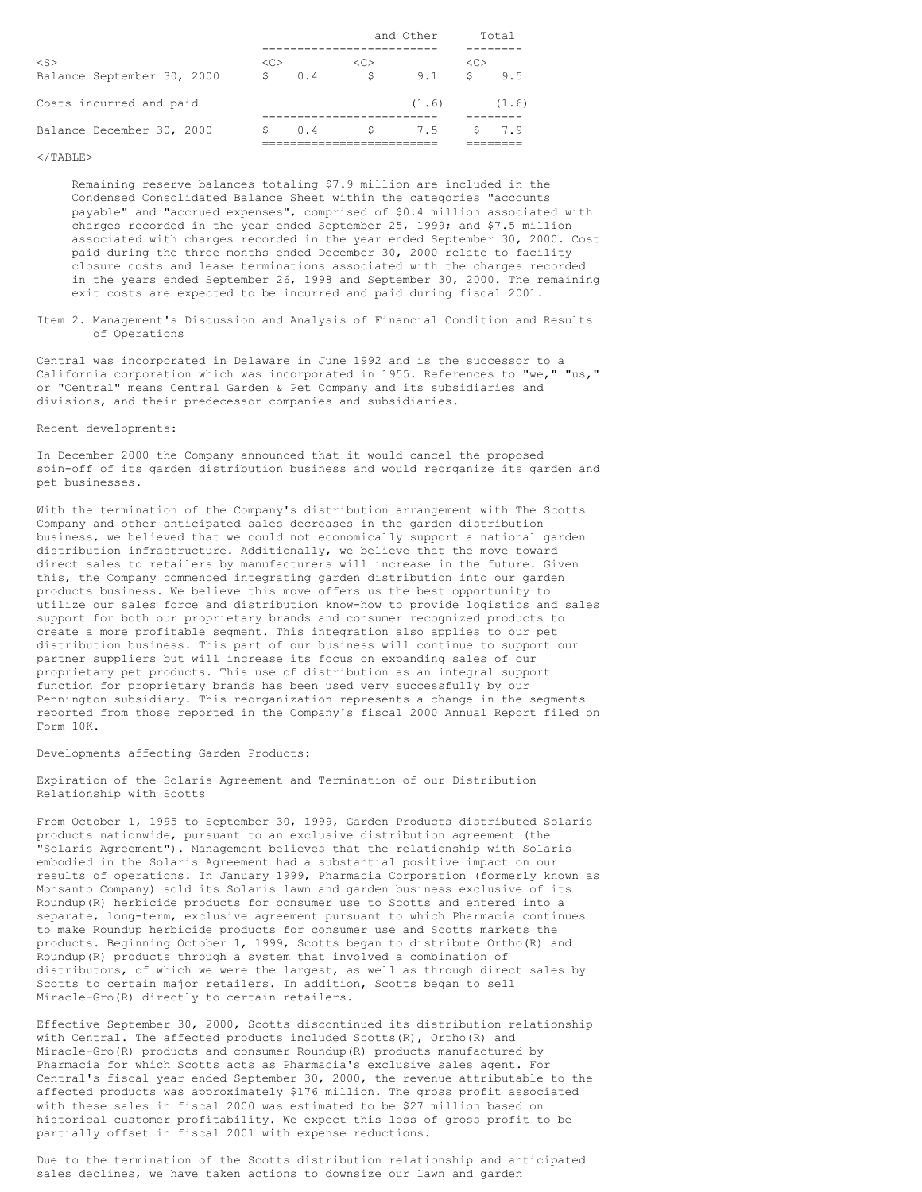| | | and Other | Total |
|---|---|---|---|
| Balance September 30, 2000 | $ 0.4 | $ 9.1 | $ 9.5 |
| Costs incurred and paid | | (1.6) | (1.6) |
| Balance December 30, 2000 | $ 0.4 | $ 7.5 | $ 7.9 |

Remaining reserve balances totaling $7.9 million are included in the Condensed Consolidated Balance Sheet within the categories "accounts payable" and "accrued expenses", comprised of $0.4 million associated with charges recorded in the year ended September 25, 1999; and $7.5 million associated with charges recorded in the year ended September 30, 2000. Cost paid during the three months ended December 30, 2000 relate to facility closure costs and lease terminations associated with the charges recorded in the years ended September 26, 1998 and September 30, 2000. The remaining exit costs are expected to be incurred and paid during fiscal 2001.

## Item 2. Management's Discussion and Analysis of Financial Condition and Results of Operations

Central was incorporated in Delaware in June 1992 and is the successor to a California corporation which was incorporated in 1955. References to "we," "us," or "Central" means Central Garden & Pet Company and its subsidiaries and divisions, and their predecessor companies and subsidiaries.

Recent developments:

In December 2000 the Company announced that it would cancel the proposed spin-off of its garden distribution business and would reorganize its garden and pet businesses.

With the termination of the Company's distribution arrangement with The Scotts Company and other anticipated sales decreases in the garden distribution business, we believed that we could not economically support a national garden distribution infrastructure. Additionally, we believe that the move toward direct sales to retailers by manufacturers will increase in the future. Given this, the Company commenced integrating garden distribution into our garden products business. We believe this move offers us the best opportunity to utilize our sales force and distribution know-how to provide logistics and sales support for both our proprietary brands and consumer recognized products to create a more profitable segment. This integration also applies to our pet distribution business. This part of our business will continue to support our partner suppliers but will increase its focus on expanding sales of our proprietary pet products. This use of distribution as an integral support function for proprietary brands has been used very successfully by our Pennington subsidiary. This reorganization represents a change in the segments reported from those reported in the Company's fiscal 2000 Annual Report filed on Form 10K.

Developments affecting Garden Products:

Expiration of the Solaris Agreement and Termination of our Distribution Relationship with Scotts

From October 1, 1995 to September 30, 1999, Garden Products distributed Solaris products nationwide, pursuant to an exclusive distribution agreement (the "Solaris Agreement"). Management believes that the relationship with Solaris embodied in the Solaris Agreement had a substantial positive impact on our results of operations. In January 1999, Pharmacia Corporation (formerly known as Monsanto Company) sold its Solaris lawn and garden business exclusive of its Roundup(R) herbicide products for consumer use to Scotts and entered into a separate, long-term, exclusive agreement pursuant to which Pharmacia continues to make Roundup herbicide products for consumer use and Scotts markets the products. Beginning October 1, 1999, Scotts began to distribute Ortho(R) and Roundup(R) products through a system that involved a combination of distributors, of which we were the largest, as well as through direct sales by Scotts to certain major retailers. In addition, Scotts began to sell Miracle-Gro(R) directly to certain retailers.

Effective September 30, 2000, Scotts discontinued its distribution relationship with Central. The affected products included Scotts(R), Ortho(R) and Miracle-Gro(R) products and consumer Roundup(R) products manufactured by Pharmacia for which Scotts acts as Pharmacia's exclusive sales agent. For Central's fiscal year ended September 30, 2000, the revenue attributable to the affected products was approximately $176 million. The gross profit associated with these sales in fiscal 2000 was estimated to be $27 million based on historical customer profitability. We expect this loss of gross profit to be partially offset in fiscal 2001 with expense reductions.

Due to the termination of the Scotts distribution relationship and anticipated sales declines, we have taken actions to downsize our lawn and garden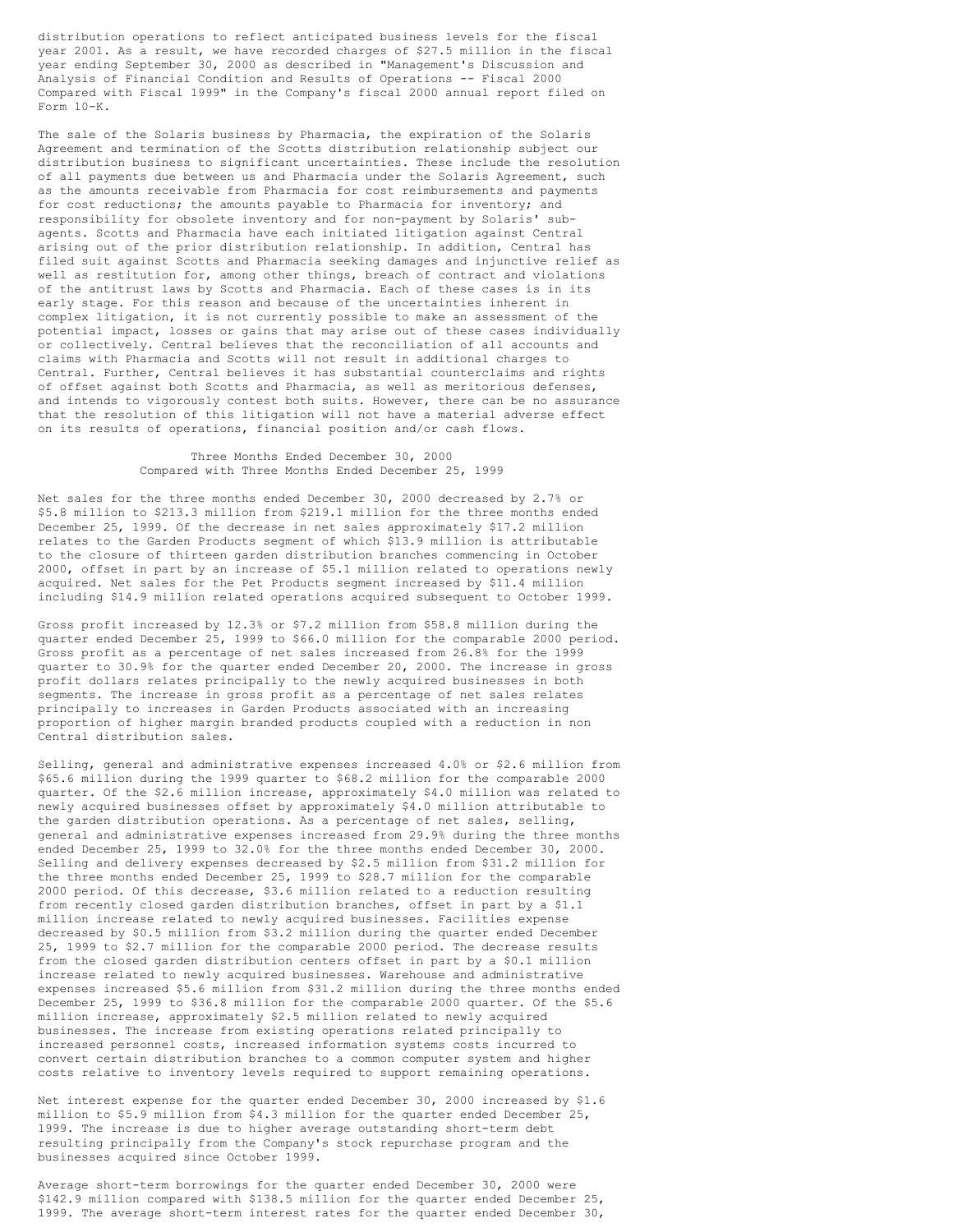distribution operations to reflect anticipated business levels for the fiscal year 2001. As a result, we have recorded charges of $27.5 million in the fiscal year ending September 30, 2000 as described in "Management's Discussion and Analysis of Financial Condition and Results of Operations -- Fiscal 2000 Compared with Fiscal 1999" in the Company's fiscal 2000 annual report filed on Form 10-K.

The sale of the Solaris business by Pharmacia, the expiration of the Solaris Agreement and termination of the Scotts distribution relationship subject our distribution business to significant uncertainties. These include the resolution of all payments due between us and Pharmacia under the Solaris Agreement, such as the amounts receivable from Pharmacia for cost reimbursements and payments for cost reductions; the amounts payable to Pharmacia for inventory; and responsibility for obsolete inventory and for non-payment by Solaris' sub-agents. Scotts and Pharmacia have each initiated litigation against Central arising out of the prior distribution relationship. In addition, Central has filed suit against Scotts and Pharmacia seeking damages and injunctive relief as well as restitution for, among other things, breach of contract and violations of the antitrust laws by Scotts and Pharmacia. Each of these cases is in its early stage. For this reason and because of the uncertainties inherent in complex litigation, it is not currently possible to make an assessment of the potential impact, losses or gains that may arise out of these cases individually or collectively. Central believes that the reconciliation of all accounts and claims with Pharmacia and Scotts will not result in additional charges to Central. Further, Central believes it has substantial counterclaims and rights of offset against both Scotts and Pharmacia, as well as meritorious defenses, and intends to vigorously contest both suits. However, there can be no assurance that the resolution of this litigation will not have a material adverse effect on its results of operations, financial position and/or cash flows.

## Three Months Ended December 30, 2000 Compared with Three Months Ended December 25, 1999

Net sales for the three months ended December 30, 2000 decreased by 2.7% or $5.8 million to $213.3 million from $219.1 million for the three months ended December 25, 1999. Of the decrease in net sales approximately $17.2 million relates to the Garden Products segment of which $13.9 million is attributable to the closure of thirteen garden distribution branches commencing in October 2000, offset in part by an increase of $5.1 million related to operations newly acquired. Net sales for the Pet Products segment increased by $11.4 million including $14.9 million related operations acquired subsequent to October 1999.

Gross profit increased by 12.3% or $7.2 million from $58.8 million during the quarter ended December 25, 1999 to $66.0 million for the comparable 2000 period. Gross profit as a percentage of net sales increased from 26.8% for the 1999 quarter to 30.9% for the quarter ended December 20, 2000. The increase in gross profit dollars relates principally to the newly acquired businesses in both segments. The increase in gross profit as a percentage of net sales relates principally to increases in Garden Products associated with an increasing proportion of higher margin branded products coupled with a reduction in non Central distribution sales.

Selling, general and administrative expenses increased 4.0% or $2.6 million from $65.6 million during the 1999 quarter to $68.2 million for the comparable 2000 quarter. Of the $2.6 million increase, approximately $4.0 million was related to newly acquired businesses offset by approximately $4.0 million attributable to the garden distribution operations. As a percentage of net sales, selling, general and administrative expenses increased from 29.9% during the three months ended December 25, 1999 to 32.0% for the three months ended December 30, 2000. Selling and delivery expenses decreased by $2.5 million from $31.2 million for the three months ended December 25, 1999 to $28.7 million for the comparable 2000 period. Of this decrease, $3.6 million related to a reduction resulting from recently closed garden distribution branches, offset in part by a $1.1 million increase related to newly acquired businesses. Facilities expense decreased by $0.5 million from $3.2 million during the quarter ended December 25, 1999 to $2.7 million for the comparable 2000 period. The decrease results from the closed garden distribution centers offset in part by a $0.1 million increase related to newly acquired businesses. Warehouse and administrative expenses increased $5.6 million from $31.2 million during the three months ended December 25, 1999 to $36.8 million for the comparable 2000 quarter. Of the $5.6 million increase, approximately $2.5 million related to newly acquired businesses. The increase from existing operations related principally to increased personnel costs, increased information systems costs incurred to convert certain distribution branches to a common computer system and higher costs relative to inventory levels required to support remaining operations.

Net interest expense for the quarter ended December 30, 2000 increased by $1.6 million to $5.9 million from $4.3 million for the quarter ended December 25, 1999. The increase is due to higher average outstanding short-term debt resulting principally from the Company's stock repurchase program and the businesses acquired since October 1999.

Average short-term borrowings for the quarter ended December 30, 2000 were $142.9 million compared with $138.5 million for the quarter ended December 25, 1999. The average short-term interest rates for the quarter ended December 30,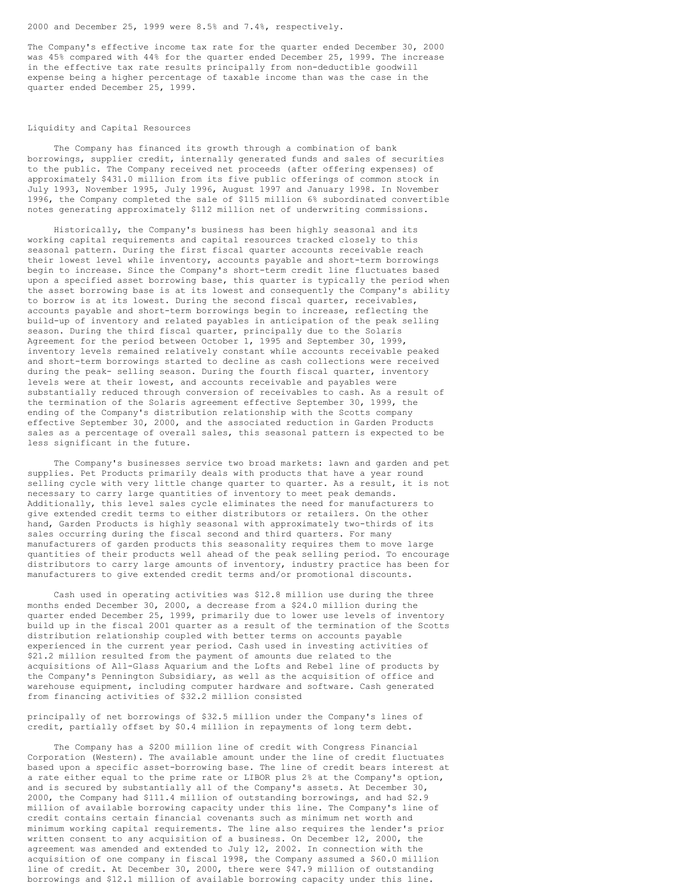2000 and December 25, 1999 were 8.5% and 7.4%, respectively.

The Company's effective income tax rate for the quarter ended December 30, 2000 was 45% compared with 44% for the quarter ended December 25, 1999. The increase in the effective tax rate results principally from non-deductible goodwill expense being a higher percentage of taxable income than was the case in the quarter ended December 25, 1999.

## Liquidity and Capital Resources

The Company has financed its growth through a combination of bank borrowings, supplier credit, internally generated funds and sales of securities to the public. The Company received net proceeds (after offering expenses) of approximately $431.0 million from its five public offerings of common stock in July 1993, November 1995, July 1996, August 1997 and January 1998. In November 1996, the Company completed the sale of $115 million 6% subordinated convertible notes generating approximately $112 million net of underwriting commissions.

Historically, the Company's business has been highly seasonal and its working capital requirements and capital resources tracked closely to this seasonal pattern. During the first fiscal quarter accounts receivable reach their lowest level while inventory, accounts payable and short-term borrowings begin to increase. Since the Company's short-term credit line fluctuates based upon a specified asset borrowing base, this quarter is typically the period when the asset borrowing base is at its lowest and consequently the Company's ability to borrow is at its lowest. During the second fiscal quarter, receivables, accounts payable and short-term borrowings begin to increase, reflecting the build-up of inventory and related payables in anticipation of the peak selling season. During the third fiscal quarter, principally due to the Solaris Agreement for the period between October 1, 1995 and September 30, 1999, inventory levels remained relatively constant while accounts receivable peaked and short-term borrowings started to decline as cash collections were received during the peak- selling season. During the fourth fiscal quarter, inventory levels were at their lowest, and accounts receivable and payables were substantially reduced through conversion of receivables to cash. As a result of the termination of the Solaris agreement effective September 30, 1999, the ending of the Company's distribution relationship with the Scotts company effective September 30, 2000, and the associated reduction in Garden Products sales as a percentage of overall sales, this seasonal pattern is expected to be less significant in the future.

The Company's businesses service two broad markets: lawn and garden and pet supplies. Pet Products primarily deals with products that have a year round selling cycle with very little change quarter to quarter. As a result, it is not necessary to carry large quantities of inventory to meet peak demands. Additionally, this level sales cycle eliminates the need for manufacturers to give extended credit terms to either distributors or retailers. On the other hand, Garden Products is highly seasonal with approximately two-thirds of its sales occurring during the fiscal second and third quarters. For many manufacturers of garden products this seasonality requires them to move large quantities of their products well ahead of the peak selling period. To encourage distributors to carry large amounts of inventory, industry practice has been for manufacturers to give extended credit terms and/or promotional discounts.

Cash used in operating activities was $12.8 million use during the three months ended December 30, 2000, a decrease from a $24.0 million during the quarter ended December 25, 1999, primarily due to lower use levels of inventory build up in the fiscal 2001 quarter as a result of the termination of the Scotts distribution relationship coupled with better terms on accounts payable experienced in the current year period. Cash used in investing activities of $21.2 million resulted from the payment of amounts due related to the acquisitions of All-Glass Aquarium and the Lofts and Rebel line of products by the Company's Pennington Subsidiary, as well as the acquisition of office and warehouse equipment, including computer hardware and software. Cash generated from financing activities of $32.2 million consisted principally of net borrowings of $32.5 million under the Company's lines of credit, partially offset by $0.4 million in repayments of long term debt.

The Company has a $200 million line of credit with Congress Financial Corporation (Western). The available amount under the line of credit fluctuates based upon a specific asset-borrowing base. The line of credit bears interest at a rate either equal to the prime rate or LIBOR plus 2% at the Company's option, and is secured by substantially all of the Company's assets. At December 30, 2000, the Company had $111.4 million of outstanding borrowings, and had $2.9 million of available borrowing capacity under this line. The Company's line of credit contains certain financial covenants such as minimum net worth and minimum working capital requirements. The line also requires the lender's prior written consent to any acquisition of a business. On December 12, 2000, the agreement was amended and extended to July 12, 2002. In connection with the acquisition of one company in fiscal 1998, the Company assumed a $60.0 million line of credit. At December 30, 2000, there were $47.9 million of outstanding borrowings and $12.1 million of available borrowing capacity under this line.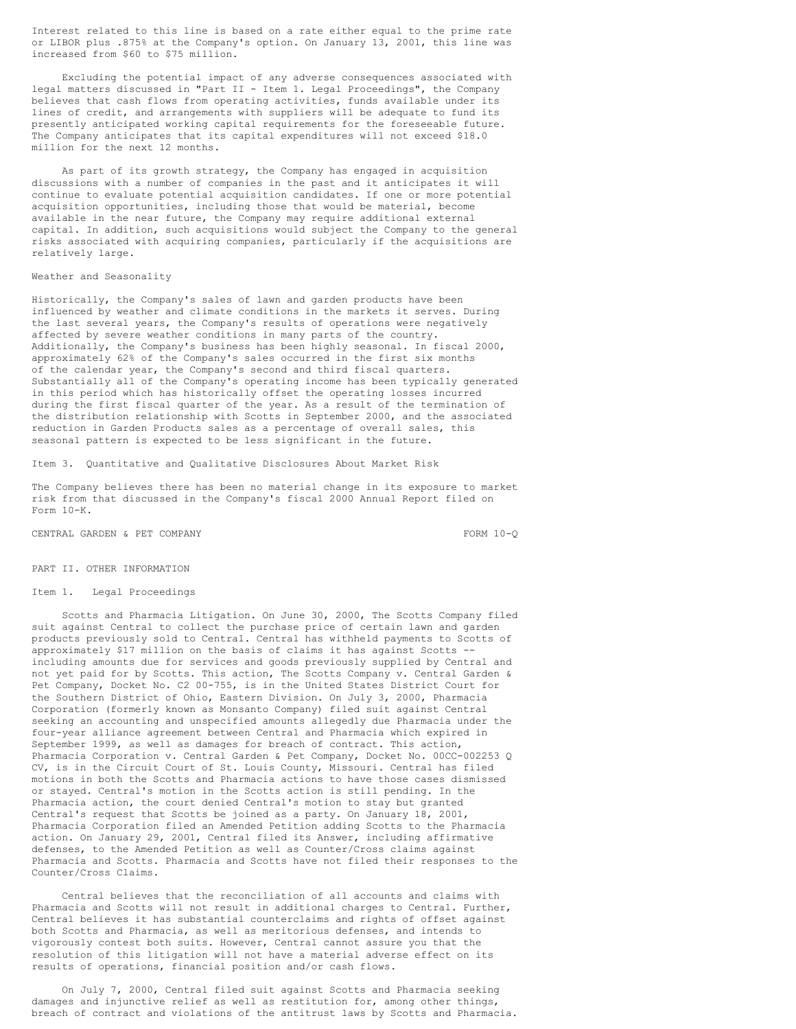Interest related to this line is based on a rate either equal to the prime rate or LIBOR plus .875% at the Company's option. On January 13, 2001, this line was increased from $60 to $75 million.

Excluding the potential impact of any adverse consequences associated with legal matters discussed in "Part II - Item 1. Legal Proceedings", the Company believes that cash flows from operating activities, funds available under its lines of credit, and arrangements with suppliers will be adequate to fund its presently anticipated working capital requirements for the foreseeable future. The Company anticipates that its capital expenditures will not exceed $18.0 million for the next 12 months.

As part of its growth strategy, the Company has engaged in acquisition discussions with a number of companies in the past and it anticipates it will continue to evaluate potential acquisition candidates. If one or more potential acquisition opportunities, including those that would be material, become available in the near future, the Company may require additional external capital. In addition, such acquisitions would subject the Company to the general risks associated with acquiring companies, particularly if the acquisitions are relatively large.

Weather and Seasonality

Historically, the Company's sales of lawn and garden products have been influenced by weather and climate conditions in the markets it serves. During the last several years, the Company's results of operations were negatively affected by severe weather conditions in many parts of the country. Additionally, the Company's business has been highly seasonal. In fiscal 2000, approximately 62% of the Company's sales occurred in the first six months of the calendar year, the Company's second and third fiscal quarters. Substantially all of the Company's operating income has been typically generated in this period which has historically offset the operating losses incurred during the first fiscal quarter of the year. As a result of the termination of the distribution relationship with Scotts in September 2000, and the associated reduction in Garden Products sales as a percentage of overall sales, this seasonal pattern is expected to be less significant in the future.

## Item 3. Quantitative and Qualitative Disclosures About Market Risk

The Company believes there has been no material change in its exposure to market risk from that discussed in the Company's fiscal 2000 Annual Report filed on Form 10-K.

## PART II. OTHER INFORMATION

### Item 1. Legal Proceedings

Scotts and Pharmacia Litigation. On June 30, 2000, The Scotts Company filed suit against Central to collect the purchase price of certain lawn and garden products previously sold to Central. Central has withheld payments to Scotts of approximately $17 million on the basis of claims it has against Scotts -- including amounts due for services and goods previously supplied by Central and not yet paid for by Scotts. This action, The Scotts Company v. Central Garden & Pet Company, Docket No. C2 00-755, is in the United States District Court for the Southern District of Ohio, Eastern Division. On July 3, 2000, Pharmacia Corporation (formerly known as Monsanto Company) filed suit against Central seeking an accounting and unspecified amounts allegedly due Pharmacia under the four-year alliance agreement between Central and Pharmacia which expired in September 1999, as well as damages for breach of contract. This action, Pharmacia Corporation v. Central Garden & Pet Company, Docket No. 00CC-002253 Q CV, is in the Circuit Court of St. Louis County, Missouri. Central has filed motions in both the Scotts and Pharmacia actions to have those cases dismissed or stayed. Central's motion in the Scotts action is still pending. In the Pharmacia action, the court denied Central's motion to stay but granted Central's request that Scotts be joined as a party. On January 18, 2001, Pharmacia Corporation filed an Amended Petition adding Scotts to the Pharmacia action. On January 29, 2001, Central filed its Answer, including affirmative defenses, to the Amended Petition as well as Counter/Cross claims against Pharmacia and Scotts. Pharmacia and Scotts have not filed their responses to the Counter/Cross Claims.

Central believes that the reconciliation of all accounts and claims with Pharmacia and Scotts will not result in additional charges to Central. Further, Central believes it has substantial counterclaims and rights of offset against both Scotts and Pharmacia, as well as meritorious defenses, and intends to vigorously contest both suits. However, Central cannot assure you that the resolution of this litigation will not have a material adverse effect on its results of operations, financial position and/or cash flows.

On July 7, 2000, Central filed suit against Scotts and Pharmacia seeking damages and injunctive relief as well as restitution for, among other things, breach of contract and violations of the antitrust laws by Scotts and Pharmacia.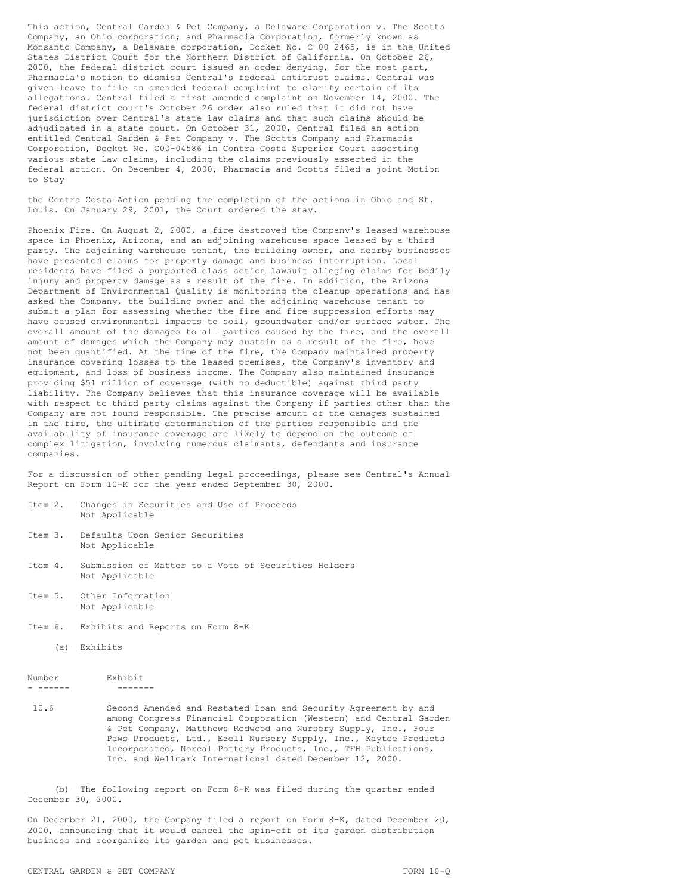This action, Central Garden & Pet Company, a Delaware Corporation v. The Scotts Company, an Ohio corporation; and Pharmacia Corporation, formerly known as Monsanto Company, a Delaware corporation, Docket No. C 00 2465, is in the United States District Court for the Northern District of California. On October 26, 2000, the federal district court issued an order denying, for the most part, Pharmacia's motion to dismiss Central's federal antitrust claims. Central was given leave to file an amended federal complaint to clarify certain of its allegations. Central filed a first amended complaint on November 14, 2000. The federal district court's October 26 order also ruled that it did not have jurisdiction over Central's state law claims and that such claims should be adjudicated in a state court. On October 31, 2000, Central filed an action entitled Central Garden & Pet Company v. The Scotts Company and Pharmacia Corporation, Docket No. C00-04586 in Contra Costa Superior Court asserting various state law claims, including the claims previously asserted in the federal action. On December 4, 2000, Pharmacia and Scotts filed a joint Motion to Stay the Contra Costa Action pending the completion of the actions in Ohio and St. Louis. On January 29, 2001, the Court ordered the stay.

Phoenix Fire. On August 2, 2000, a fire destroyed the Company's leased warehouse space in Phoenix, Arizona, and an adjoining warehouse space leased by a third party. The adjoining warehouse tenant, the building owner, and nearby businesses have presented claims for property damage and business interruption. Local residents have filed a purported class action lawsuit alleging claims for bodily injury and property damage as a result of the fire. In addition, the Arizona Department of Environmental Quality is monitoring the cleanup operations and has asked the Company, the building owner and the adjoining warehouse tenant to submit a plan for assessing whether the fire and fire suppression efforts may have caused environmental impacts to soil, groundwater and/or surface water. The overall amount of the damages to all parties caused by the fire, and the overall amount of damages which the Company may sustain as a result of the fire, have not been quantified. At the time of the fire, the Company maintained property insurance covering losses to the leased premises, the Company's inventory and equipment, and loss of business income. The Company also maintained insurance providing $51 million of coverage (with no deductible) against third party liability. The Company believes that this insurance coverage will be available with respect to third party claims against the Company if parties other than the Company are not found responsible. The precise amount of the damages sustained in the fire, the ultimate determination of the parties responsible and the availability of insurance coverage are likely to depend on the outcome of complex litigation, involving numerous claimants, defendants and insurance companies.

For a discussion of other pending legal proceedings, please see Central's Annual Report on Form 10-K for the year ended September 30, 2000.

Item 2. Changes in Securities and Use of Proceeds
Not Applicable

Item 3. Defaults Upon Senior Securities
Not Applicable

Item 4. Submission of Matter to a Vote of Securities Holders
Not Applicable

Item 5. Other Information
Not Applicable

Item 6. Exhibits and Reports on Form 8-K

(a) Exhibits

| Number | Exhibit |
|---|---|
| 10.6 | Second Amended and Restated Loan and Security Agreement by and among Congress Financial Corporation (Western) and Central Garden & Pet Company, Matthews Redwood and Nursery Supply, Inc., Four Paws Products, Ltd., Ezell Nursery Supply, Inc., Kaytee Products Incorporated, Norcal Pottery Products, Inc., TFH Publications, Inc. and Wellmark International dated December 12, 2000. |

(b) The following report on Form 8-K was filed during the quarter ended December 30, 2000.

On December 21, 2000, the Company filed a report on Form 8-K, dated December 20, 2000, announcing that it would cancel the spin-off of its garden distribution business and reorganize its garden and pet businesses.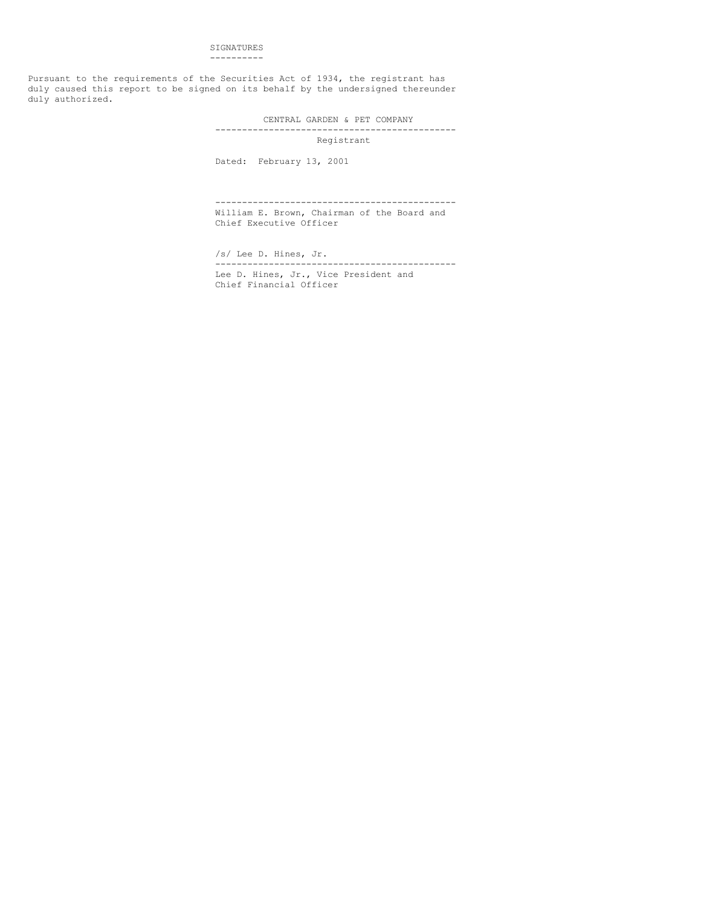## SIGNATURES

Pursuant to the requirements of the Securities Act of 1934, the registrant has duly caused this report to be signed on its behalf by the undersigned thereunder duly authorized.

CENTRAL GARDEN & PET COMPANY

---

Registrant

Dated: February 13, 2001

---

William E. Brown, Chairman of the Board and Chief Executive Officer

/s/ Lee D. Hines, Jr.

---

Lee D. Hines, Jr., Vice President and Chief Financial Officer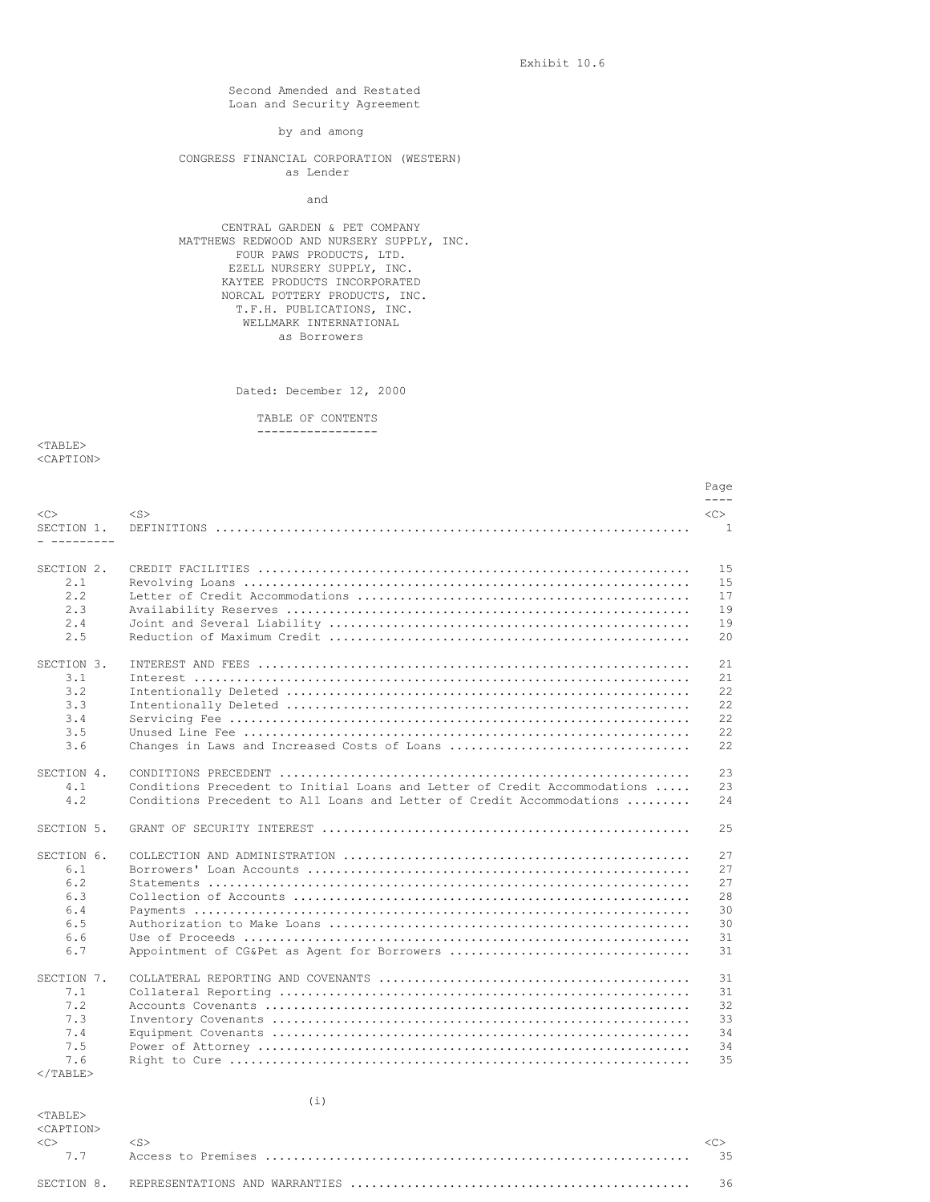Exhibit 10.6

Second Amended and Restated
Loan and Security Agreement

by and among

CONGRESS FINANCIAL CORPORATION (WESTERN)
as Lender

and

CENTRAL GARDEN & PET COMPANY
MATTHEWS REDWOOD AND NURSERY SUPPLY, INC.
FOUR PAWS PRODUCTS, LTD.
EZELL NURSERY SUPPLY, INC.
KAYTEE PRODUCTS INCORPORATED
NORCAL POTTERY PRODUCTS, INC.
T.F.H. PUBLICATIONS, INC.
WELLMARK INTERNATIONAL
as Borrowers

Dated: December 12, 2000

TABLE OF CONTENTS

| | | Page |
|---|---|---|
| SECTION 1. | DEFINITIONS | 1 |
| SECTION 2. | CREDIT FACILITIES | 15 |
| 2.1 | Revolving Loans | 15 |
| 2.2 | Letter of Credit Accommodations | 17 |
| 2.3 | Availability Reserves | 19 |
| 2.4 | Joint and Several Liability | 19 |
| 2.5 | Reduction of Maximum Credit | 20 |
| SECTION 3. | INTEREST AND FEES | 21 |
| 3.1 | Interest | 21 |
| 3.2 | Intentionally Deleted | 22 |
| 3.3 | Intentionally Deleted | 22 |
| 3.4 | Servicing Fee | 22 |
| 3.5 | Unused Line Fee | 22 |
| 3.6 | Changes in Laws and Increased Costs of Loans | 22 |
| SECTION 4. | CONDITIONS PRECEDENT | 23 |
| 4.1 | Conditions Precedent to Initial Loans and Letter of Credit Accommodations | 23 |
| 4.2 | Conditions Precedent to All Loans and Letter of Credit Accommodations | 24 |
| SECTION 5. | GRANT OF SECURITY INTEREST | 25 |
| SECTION 6. | COLLECTION AND ADMINISTRATION | 27 |
| 6.1 | Borrowers' Loan Accounts | 27 |
| 6.2 | Statements | 27 |
| 6.3 | Collection of Accounts | 28 |
| 6.4 | Payments | 30 |
| 6.5 | Authorization to Make Loans | 30 |
| 6.6 | Use of Proceeds | 31 |
| 6.7 | Appointment of CG&Pet as Agent for Borrowers | 31 |
| SECTION 7. | COLLATERAL REPORTING AND COVENANTS | 31 |
| 7.1 | Collateral Reporting | 31 |
| 7.2 | Accounts Covenants | 32 |
| 7.3 | Inventory Covenants | 33 |
| 7.4 | Equipment Covenants | 34 |
| 7.5 | Power of Attorney | 34 |
| 7.6 | Right to Cure | 35 |
| 7.7 | Access to Premises | 35 |
| SECTION 8. | REPRESENTATIONS AND WARRANTIES | 36 |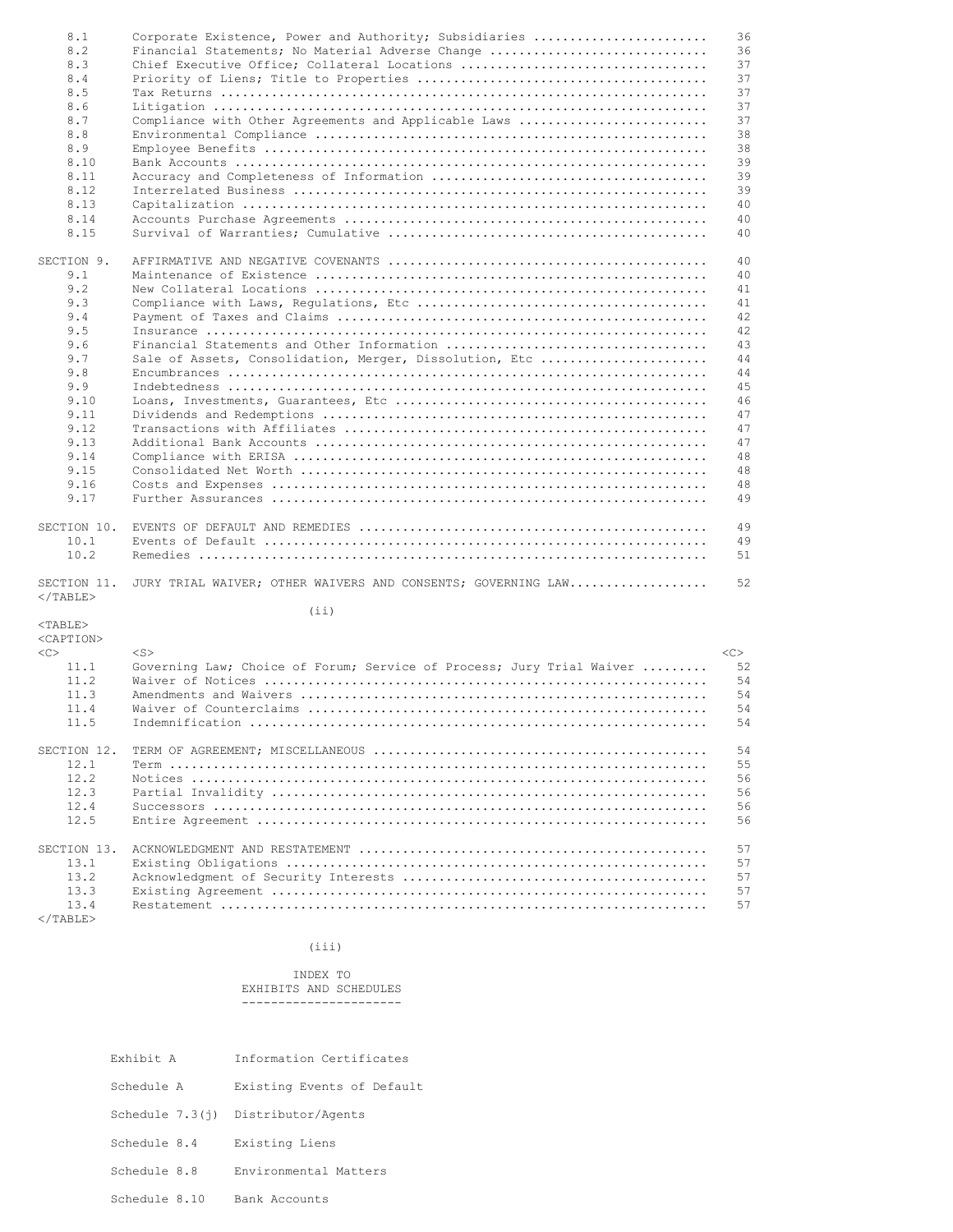| | | |
|---|---|---|
| 8.1 | Corporate Existence, Power and Authority; Subsidiaries | 36 |
| 8.2 | Financial Statements; No Material Adverse Change | 36 |
| 8.3 | Chief Executive Office; Collateral Locations | 37 |
| 8.4 | Priority of Liens; Title to Properties | 37 |
| 8.5 | Tax Returns | 37 |
| 8.6 | Litigation | 37 |
| 8.7 | Compliance with Other Agreements and Applicable Laws | 37 |
| 8.8 | Environmental Compliance | 38 |
| 8.9 | Employee Benefits | 38 |
| 8.10 | Bank Accounts | 39 |
| 8.11 | Accuracy and Completeness of Information | 39 |
| 8.12 | Interrelated Business | 39 |
| 8.13 | Capitalization | 40 |
| 8.14 | Accounts Purchase Agreements | 40 |
| 8.15 | Survival of Warranties; Cumulative | 40 |
| SECTION 9. | AFFIRMATIVE AND NEGATIVE COVENANTS | 40 |
| 9.1 | Maintenance of Existence | 40 |
| 9.2 | New Collateral Locations | 41 |
| 9.3 | Compliance with Laws, Regulations, Etc | 41 |
| 9.4 | Payment of Taxes and Claims | 42 |
| 9.5 | Insurance | 42 |
| 9.6 | Financial Statements and Other Information | 43 |
| 9.7 | Sale of Assets, Consolidation, Merger, Dissolution, Etc | 44 |
| 9.8 | Encumbrances | 44 |
| 9.9 | Indebtedness | 45 |
| 9.10 | Loans, Investments, Guarantees, Etc | 46 |
| 9.11 | Dividends and Redemptions | 47 |
| 9.12 | Transactions with Affiliates | 47 |
| 9.13 | Additional Bank Accounts | 47 |
| 9.14 | Compliance with ERISA | 48 |
| 9.15 | Consolidated Net Worth | 48 |
| 9.16 | Costs and Expenses | 48 |
| 9.17 | Further Assurances | 49 |
| SECTION 10. | EVENTS OF DEFAULT AND REMEDIES | 49 |
| 10.1 | Events of Default | 49 |
| 10.2 | Remedies | 51 |
| SECTION 11. | JURY TRIAL WAIVER; OTHER WAIVERS AND CONSENTS; GOVERNING LAW | 52 |
| 11.1 | Governing Law; Choice of Forum; Service of Process; Jury Trial Waiver | 52 |
| 11.2 | Waiver of Notices | 54 |
| 11.3 | Amendments and Waivers | 54 |
| 11.4 | Waiver of Counterclaims | 54 |
| 11.5 | Indemnification | 54 |
| SECTION 12. | TERM OF AGREEMENT; MISCELLANEOUS | 54 |
| 12.1 | Term | 55 |
| 12.2 | Notices | 56 |
| 12.3 | Partial Invalidity | 56 |
| 12.4 | Successors | 56 |
| 12.5 | Entire Agreement | 56 |
| SECTION 13. | ACKNOWLEDGMENT AND RESTATEMENT | 57 |
| 13.1 | Existing Obligations | 57 |
| 13.2 | Acknowledgment of Security Interests | 57 |
| 13.3 | Existing Agreement | 57 |
| 13.4 | Restatement | 57 |

## INDEX TO EXHIBITS AND SCHEDULES

| | |
|---|---|
| Exhibit A | Information Certificates |
| Schedule A | Existing Events of Default |
| Schedule 7.3(j) | Distributor/Agents |
| Schedule 8.4 | Existing Liens |
| Schedule 8.8 | Environmental Matters |
| Schedule 8.10 | Bank Accounts |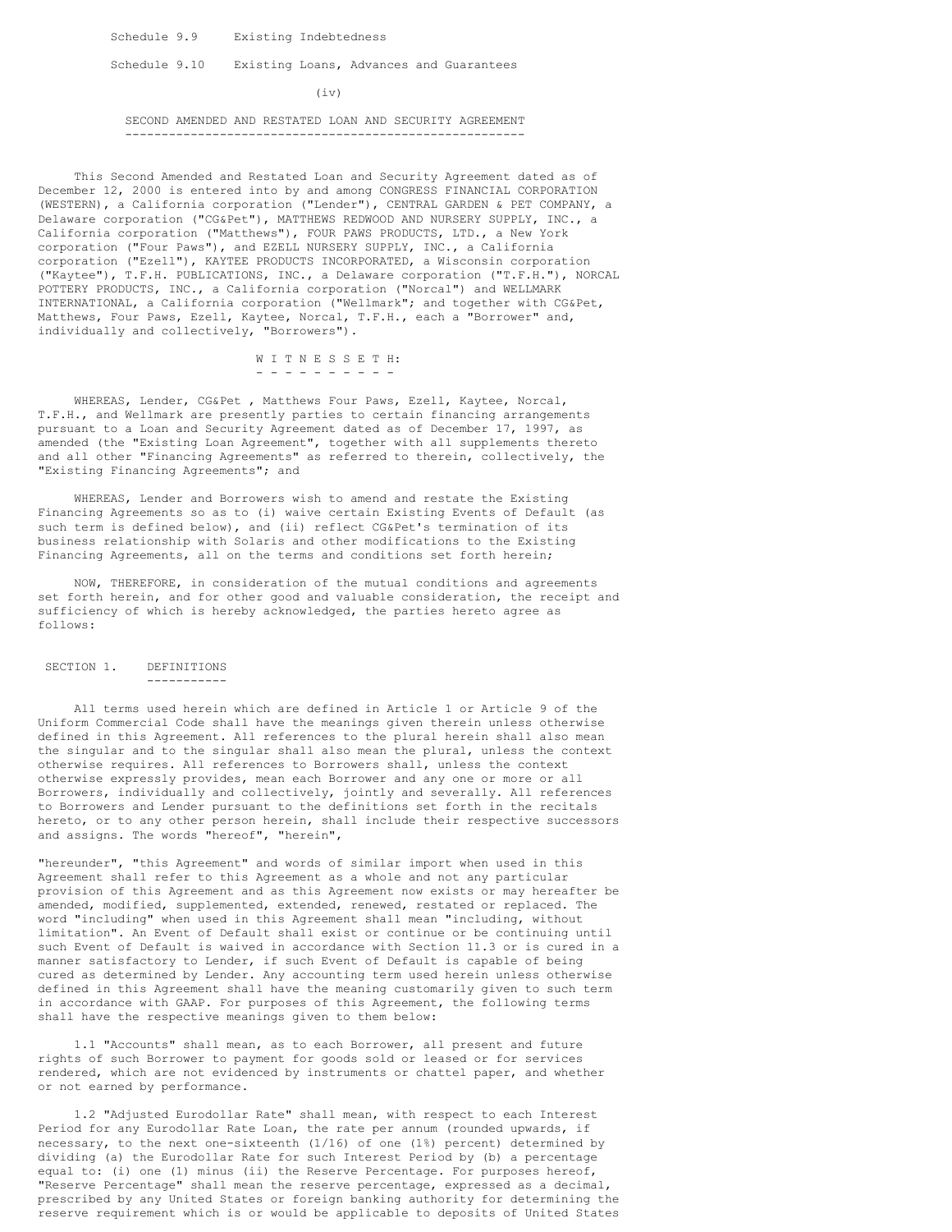Schedule 9.9 Existing Indebtedness

Schedule 9.10 Existing Loans, Advances and Guarantees

# SECOND AMENDED AND RESTATED LOAN AND SECURITY AGREEMENT

This Second Amended and Restated Loan and Security Agreement dated as of December 12, 2000 is entered into by and among CONGRESS FINANCIAL CORPORATION (WESTERN), a California corporation ("Lender"), CENTRAL GARDEN & PET COMPANY, a Delaware corporation ("CG&Pet"), MATTHEWS REDWOOD AND NURSERY SUPPLY, INC., a California corporation ("Matthews"), FOUR PAWS PRODUCTS, LTD., a New York corporation ("Four Paws"), and EZELL NURSERY SUPPLY, INC., a California corporation ("Ezell"), KAYTEE PRODUCTS INCORPORATED, a Wisconsin corporation ("Kaytee"), T.F.H. PUBLICATIONS, INC., a Delaware corporation ("T.F.H."), NORCAL POTTERY PRODUCTS, INC., a California corporation ("Norcal") and WELLMARK INTERNATIONAL, a California corporation ("Wellmark"; and together with CG&Pet, Matthews, Four Paws, Ezell, Kaytee, Norcal, T.F.H., each a "Borrower" and, individually and collectively, "Borrowers").

## W I T N E S S E T H:

WHEREAS, Lender, CG&Pet , Matthews Four Paws, Ezell, Kaytee, Norcal, T.F.H., and Wellmark are presently parties to certain financing arrangements pursuant to a Loan and Security Agreement dated as of December 17, 1997, as amended (the "Existing Loan Agreement", together with all supplements thereto and all other "Financing Agreements" as referred to therein, collectively, the "Existing Financing Agreements"; and

WHEREAS, Lender and Borrowers wish to amend and restate the Existing Financing Agreements so as to (i) waive certain Existing Events of Default (as such term is defined below), and (ii) reflect CG&Pet's termination of its business relationship with Solaris and other modifications to the Existing Financing Agreements, all on the terms and conditions set forth herein;

NOW, THEREFORE, in consideration of the mutual conditions and agreements set forth herein, and for other good and valuable consideration, the receipt and sufficiency of which is hereby acknowledged, the parties hereto agree as follows:

## SECTION 1. DEFINITIONS

All terms used herein which are defined in Article 1 or Article 9 of the Uniform Commercial Code shall have the meanings given therein unless otherwise defined in this Agreement. All references to the plural herein shall also mean the singular and to the singular shall also mean the plural, unless the context otherwise requires. All references to Borrowers shall, unless the context otherwise expressly provides, mean each Borrower and any one or more or all Borrowers, individually and collectively, jointly and severally. All references to Borrowers and Lender pursuant to the definitions set forth in the recitals hereto, or to any other person herein, shall include their respective successors and assigns. The words "hereof", "herein", "hereunder", "this Agreement" and words of similar import when used in this Agreement shall refer to this Agreement as a whole and not any particular provision of this Agreement and as this Agreement now exists or may hereafter be amended, modified, supplemented, extended, renewed, restated or replaced. The word "including" when used in this Agreement shall mean "including, without limitation". An Event of Default shall exist or continue or be continuing until such Event of Default is waived in accordance with Section 11.3 or is cured in a manner satisfactory to Lender, if such Event of Default is capable of being cured as determined by Lender. Any accounting term used herein unless otherwise defined in this Agreement shall have the meaning customarily given to such term in accordance with GAAP. For purposes of this Agreement, the following terms shall have the respective meanings given to them below:

1.1 "Accounts" shall mean, as to each Borrower, all present and future rights of such Borrower to payment for goods sold or leased or for services rendered, which are not evidenced by instruments or chattel paper, and whether or not earned by performance.

1.2 "Adjusted Eurodollar Rate" shall mean, with respect to each Interest Period for any Eurodollar Rate Loan, the rate per annum (rounded upwards, if necessary, to the next one-sixteenth (1/16) of one (1%) percent) determined by dividing (a) the Eurodollar Rate for such Interest Period by (b) a percentage equal to: (i) one (1) minus (ii) the Reserve Percentage. For purposes hereof, "Reserve Percentage" shall mean the reserve percentage, expressed as a decimal, prescribed by any United States or foreign banking authority for determining the reserve requirement which is or would be applicable to deposits of United States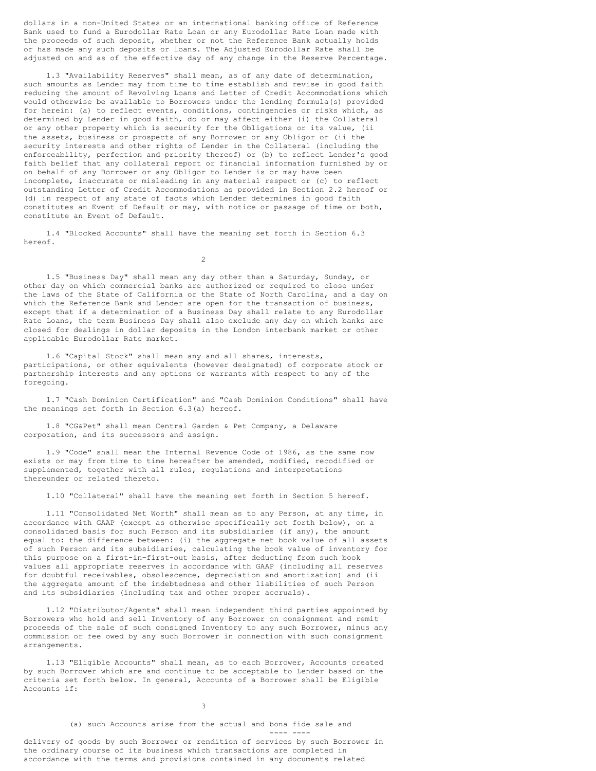dollars in a non-United States or an international banking office of Reference Bank used to fund a Eurodollar Rate Loan or any Eurodollar Rate Loan made with the proceeds of such deposit, whether or not the Reference Bank actually holds or has made any such deposits or loans. The Adjusted Eurodollar Rate shall be adjusted on and as of the effective day of any change in the Reserve Percentage.

1.3 "Availability Reserves" shall mean, as of any date of determination, such amounts as Lender may from time to time establish and revise in good faith reducing the amount of Revolving Loans and Letter of Credit Accommodations which would otherwise be available to Borrowers under the lending formula(s) provided for herein: (a) to reflect events, conditions, contingencies or risks which, as determined by Lender in good faith, do or may affect either (i) the Collateral or any other property which is security for the Obligations or its value, (ii the assets, business or prospects of any Borrower or any Obligor or (ii the security interests and other rights of Lender in the Collateral (including the enforceability, perfection and priority thereof) or (b) to reflect Lender's good faith belief that any collateral report or financial information furnished by or on behalf of any Borrower or any Obligor to Lender is or may have been incomplete, inaccurate or misleading in any material respect or (c) to reflect outstanding Letter of Credit Accommodations as provided in Section 2.2 hereof or (d) in respect of any state of facts which Lender determines in good faith constitutes an Event of Default or may, with notice or passage of time or both, constitute an Event of Default.

1.4 "Blocked Accounts" shall have the meaning set forth in Section 6.3 hereof.

1.5 "Business Day" shall mean any day other than a Saturday, Sunday, or other day on which commercial banks are authorized or required to close under the laws of the State of California or the State of North Carolina, and a day on which the Reference Bank and Lender are open for the transaction of business, except that if a determination of a Business Day shall relate to any Eurodollar Rate Loans, the term Business Day shall also exclude any day on which banks are closed for dealings in dollar deposits in the London interbank market or other applicable Eurodollar Rate market.

1.6 "Capital Stock" shall mean any and all shares, interests, participations, or other equivalents (however designated) of corporate stock or partnership interests and any options or warrants with respect to any of the foregoing.

1.7 "Cash Dominion Certification" and "Cash Dominion Conditions" shall have the meanings set forth in Section 6.3(a) hereof.

1.8 "CG&Pet" shall mean Central Garden & Pet Company, a Delaware corporation, and its successors and assign.

1.9 "Code" shall mean the Internal Revenue Code of 1986, as the same now exists or may from time to time hereafter be amended, modified, recodified or supplemented, together with all rules, regulations and interpretations thereunder or related thereto.

1.10 "Collateral" shall have the meaning set forth in Section 5 hereof.

1.11 "Consolidated Net Worth" shall mean as to any Person, at any time, in accordance with GAAP (except as otherwise specifically set forth below), on a consolidated basis for such Person and its subsidiaries (if any), the amount equal to: the difference between: (i) the aggregate net book value of all assets of such Person and its subsidiaries, calculating the book value of inventory for this purpose on a first-in-first-out basis, after deducting from such book values all appropriate reserves in accordance with GAAP (including all reserves for doubtful receivables, obsolescence, depreciation and amortization) and (ii the aggregate amount of the indebtedness and other liabilities of such Person and its subsidiaries (including tax and other proper accruals).

1.12 "Distributor/Agents" shall mean independent third parties appointed by Borrowers who hold and sell Inventory of any Borrower on consignment and remit proceeds of the sale of such consigned Inventory to any such Borrower, minus any commission or fee owed by any such Borrower in connection with such consignment arrangements.

1.13 "Eligible Accounts" shall mean, as to each Borrower, Accounts created by such Borrower which are and continue to be acceptable to Lender based on the criteria set forth below. In general, Accounts of a Borrower shall be Eligible Accounts if:

(a) such Accounts arise from the actual and bona fide sale and delivery of goods by such Borrower or rendition of services by such Borrower in the ordinary course of its business which transactions are completed in accordance with the terms and provisions contained in any documents related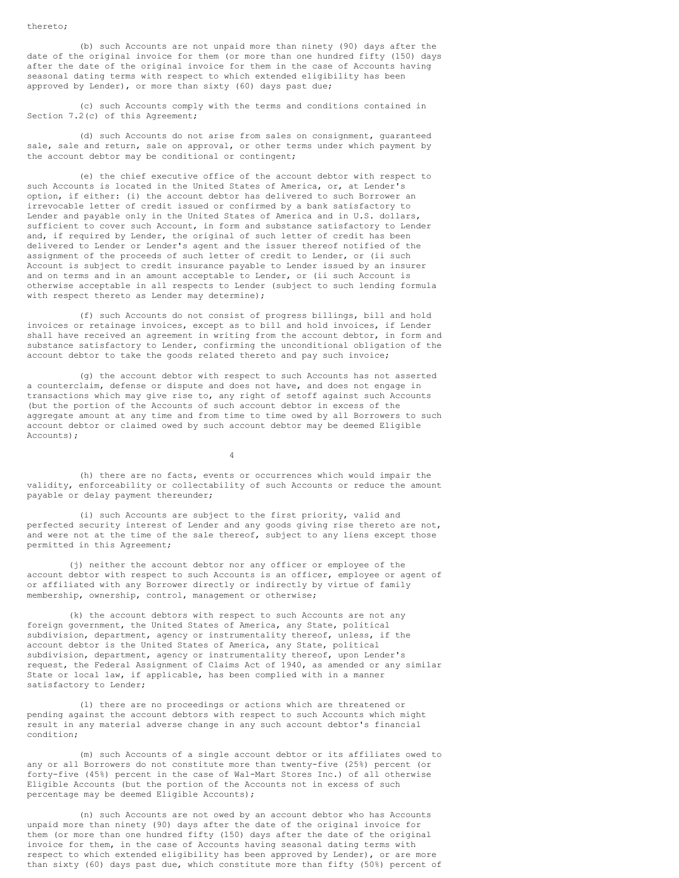thereto;

(b) such Accounts are not unpaid more than ninety (90) days after the date of the original invoice for them (or more than one hundred fifty (150) days after the date of the original invoice for them in the case of Accounts having seasonal dating terms with respect to which extended eligibility has been approved by Lender), or more than sixty (60) days past due;

(c) such Accounts comply with the terms and conditions contained in Section 7.2(c) of this Agreement;

(d) such Accounts do not arise from sales on consignment, guaranteed sale, sale and return, sale on approval, or other terms under which payment by the account debtor may be conditional or contingent;

(e) the chief executive office of the account debtor with respect to such Accounts is located in the United States of America, or, at Lender's option, if either: (i) the account debtor has delivered to such Borrower an irrevocable letter of credit issued or confirmed by a bank satisfactory to Lender and payable only in the United States of America and in U.S. dollars, sufficient to cover such Account, in form and substance satisfactory to Lender and, if required by Lender, the original of such letter of credit has been delivered to Lender or Lender's agent and the issuer thereof notified of the assignment of the proceeds of such letter of credit to Lender, or (ii such Account is subject to credit insurance payable to Lender issued by an insurer and on terms and in an amount acceptable to Lender, or (ii such Account is otherwise acceptable in all respects to Lender (subject to such lending formula with respect thereto as Lender may determine);

(f) such Accounts do not consist of progress billings, bill and hold invoices or retainage invoices, except as to bill and hold invoices, if Lender shall have received an agreement in writing from the account debtor, in form and substance satisfactory to Lender, confirming the unconditional obligation of the account debtor to take the goods related thereto and pay such invoice;

(g) the account debtor with respect to such Accounts has not asserted a counterclaim, defense or dispute and does not have, and does not engage in transactions which may give rise to, any right of setoff against such Accounts (but the portion of the Accounts of such account debtor in excess of the aggregate amount at any time and from time to time owed by all Borrowers to such account debtor or claimed owed by such account debtor may be deemed Eligible Accounts);

(h) there are no facts, events or occurrences which would impair the validity, enforceability or collectability of such Accounts or reduce the amount payable or delay payment thereunder;

(i) such Accounts are subject to the first priority, valid and perfected security interest of Lender and any goods giving rise thereto are not, and were not at the time of the sale thereof, subject to any liens except those permitted in this Agreement;

(j) neither the account debtor nor any officer or employee of the account debtor with respect to such Accounts is an officer, employee or agent of or affiliated with any Borrower directly or indirectly by virtue of family membership, ownership, control, management or otherwise;

(k) the account debtors with respect to such Accounts are not any foreign government, the United States of America, any State, political subdivision, department, agency or instrumentality thereof, unless, if the account debtor is the United States of America, any State, political subdivision, department, agency or instrumentality thereof, upon Lender's request, the Federal Assignment of Claims Act of 1940, as amended or any similar State or local law, if applicable, has been complied with in a manner satisfactory to Lender;

(l) there are no proceedings or actions which are threatened or pending against the account debtors with respect to such Accounts which might result in any material adverse change in any such account debtor's financial condition;

(m) such Accounts of a single account debtor or its affiliates owed to any or all Borrowers do not constitute more than twenty-five (25%) percent (or forty-five (45%) percent in the case of Wal-Mart Stores Inc.) of all otherwise Eligible Accounts (but the portion of the Accounts not in excess of such percentage may be deemed Eligible Accounts);

(n) such Accounts are not owed by an account debtor who has Accounts unpaid more than ninety (90) days after the date of the original invoice for them (or more than one hundred fifty (150) days after the date of the original invoice for them, in the case of Accounts having seasonal dating terms with respect to which extended eligibility has been approved by Lender), or are more than sixty (60) days past due, which constitute more than fifty (50%) percent of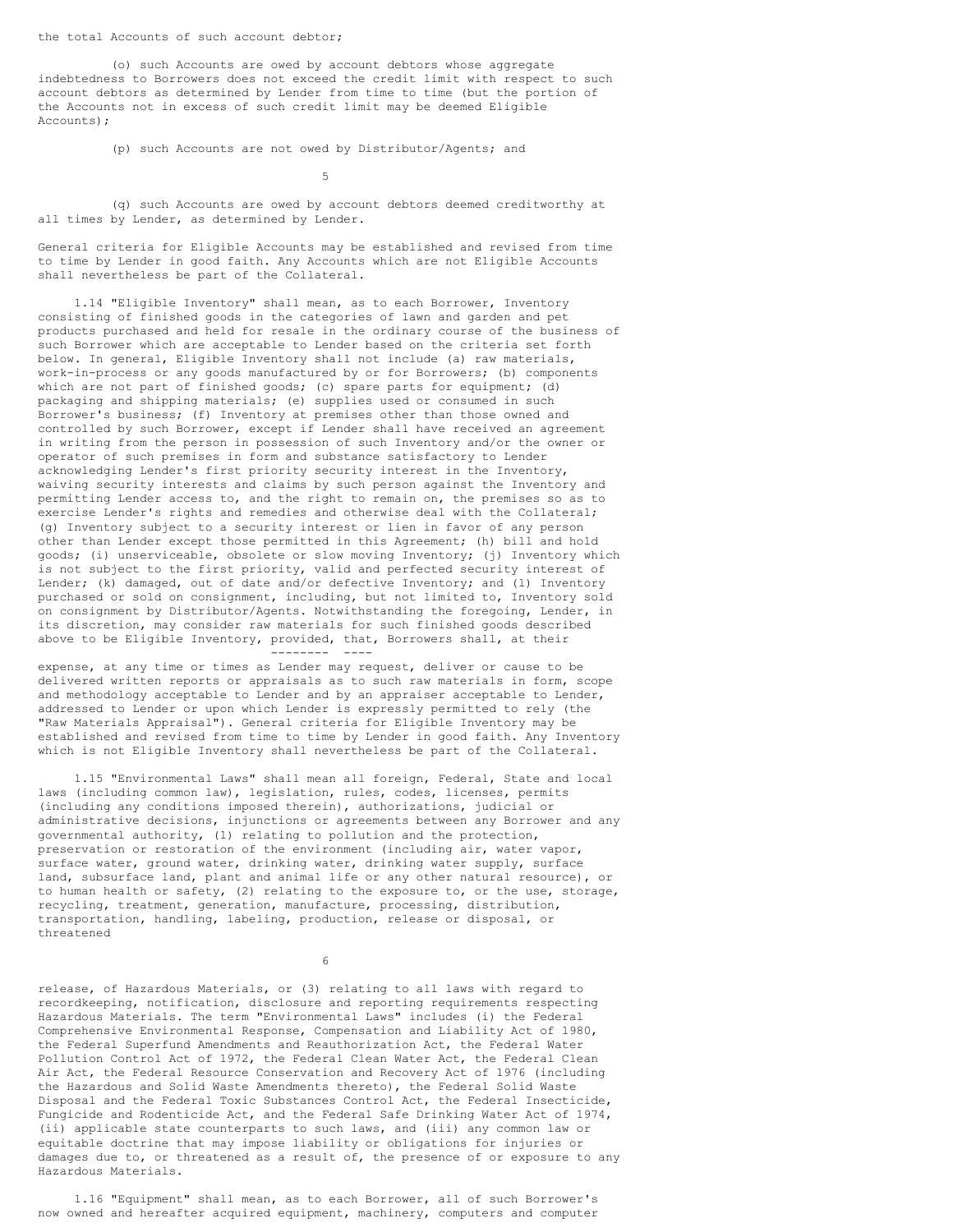the total Accounts of such account debtor;

(o) such Accounts are owed by account debtors whose aggregate indebtedness to Borrowers does not exceed the credit limit with respect to such account debtors as determined by Lender from time to time (but the portion of the Accounts not in excess of such credit limit may be deemed Eligible Accounts);

(p) such Accounts are not owed by Distributor/Agents; and

(q) such Accounts are owed by account debtors deemed creditworthy at all times by Lender, as determined by Lender.

General criteria for Eligible Accounts may be established and revised from time to time by Lender in good faith. Any Accounts which are not Eligible Accounts shall nevertheless be part of the Collateral.

1.14 "Eligible Inventory" shall mean, as to each Borrower, Inventory consisting of finished goods in the categories of lawn and garden and pet products purchased and held for resale in the ordinary course of the business of such Borrower which are acceptable to Lender based on the criteria set forth below. In general, Eligible Inventory shall not include (a) raw materials, work-in-process or any goods manufactured by or for Borrowers; (b) components which are not part of finished goods; (c) spare parts for equipment; (d) packaging and shipping materials; (e) supplies used or consumed in such Borrower's business; (f) Inventory at premises other than those owned and controlled by such Borrower, except if Lender shall have received an agreement in writing from the person in possession of such Inventory and/or the owner or operator of such premises in form and substance satisfactory to Lender acknowledging Lender's first priority security interest in the Inventory, waiving security interests and claims by such person against the Inventory and permitting Lender access to, and the right to remain on, the premises so as to exercise Lender's rights and remedies and otherwise deal with the Collateral; (g) Inventory subject to a security interest or lien in favor of any person other than Lender except those permitted in this Agreement; (h) bill and hold goods; (i) unserviceable, obsolete or slow moving Inventory; (j) Inventory which is not subject to the first priority, valid and perfected security interest of Lender; (k) damaged, out of date and/or defective Inventory; and (l) Inventory purchased or sold on consignment, including, but not limited to, Inventory sold on consignment by Distributor/Agents. Notwithstanding the foregoing, Lender, in its discretion, may consider raw materials for such finished goods described above to be Eligible Inventory, _provided_, _that_, Borrowers shall, at their expense, at any time or times as Lender may request, deliver or cause to be delivered written reports or appraisals as to such raw materials in form, scope and methodology acceptable to Lender and by an appraiser acceptable to Lender, addressed to Lender or upon which Lender is expressly permitted to rely (the "Raw Materials Appraisal"). General criteria for Eligible Inventory may be established and revised from time to time by Lender in good faith. Any Inventory which is not Eligible Inventory shall nevertheless be part of the Collateral.

1.15 "Environmental Laws" shall mean all foreign, Federal, State and local laws (including common law), legislation, rules, codes, licenses, permits (including any conditions imposed therein), authorizations, judicial or administrative decisions, injunctions or agreements between any Borrower and any governmental authority, (1) relating to pollution and the protection, preservation or restoration of the environment (including air, water vapor, surface water, ground water, drinking water, drinking water supply, surface land, subsurface land, plant and animal life or any other natural resource), or to human health or safety, (2) relating to the exposure to, or the use, storage, recycling, treatment, generation, manufacture, processing, distribution, transportation, handling, labeling, production, release or disposal, or threatened release, of Hazardous Materials, or (3) relating to all laws with regard to recordkeeping, notification, disclosure and reporting requirements respecting Hazardous Materials. The term "Environmental Laws" includes (i) the Federal Comprehensive Environmental Response, Compensation and Liability Act of 1980, the Federal Superfund Amendments and Reauthorization Act, the Federal Water Pollution Control Act of 1972, the Federal Clean Water Act, the Federal Clean Air Act, the Federal Resource Conservation and Recovery Act of 1976 (including the Hazardous and Solid Waste Amendments thereto), the Federal Solid Waste Disposal and the Federal Toxic Substances Control Act, the Federal Insecticide, Fungicide and Rodenticide Act, and the Federal Safe Drinking Water Act of 1974, (ii) applicable state counterparts to such laws, and (iii) any common law or equitable doctrine that may impose liability or obligations for injuries or damages due to, or threatened as a result of, the presence of or exposure to any Hazardous Materials.

1.16 "Equipment" shall mean, as to each Borrower, all of such Borrower's now owned and hereafter acquired equipment, machinery, computers and computer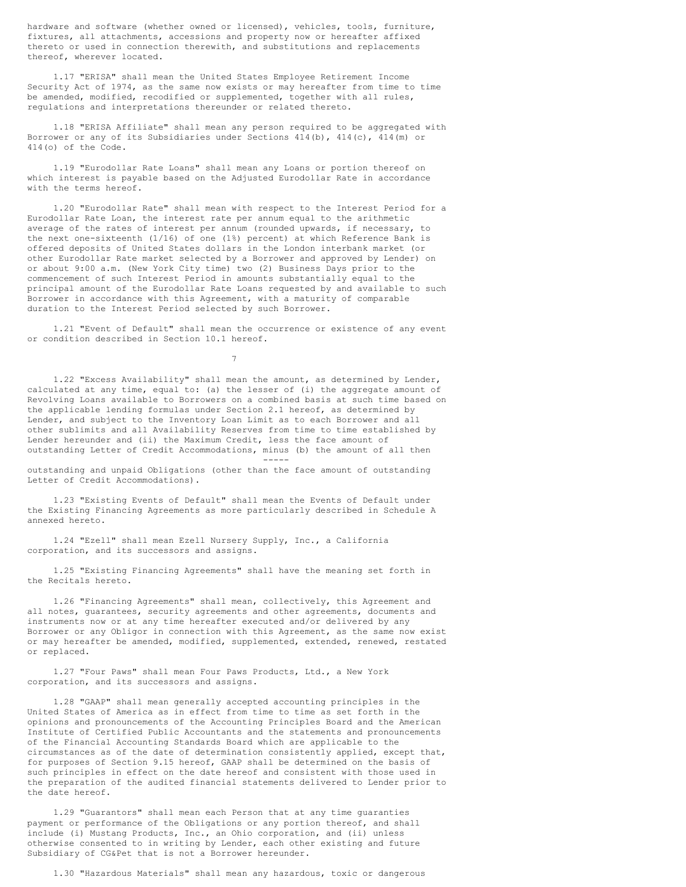hardware and software (whether owned or licensed), vehicles, tools, furniture, fixtures, all attachments, accessions and property now or hereafter affixed thereto or used in connection therewith, and substitutions and replacements thereof, wherever located.

1.17 "ERISA" shall mean the United States Employee Retirement Income Security Act of 1974, as the same now exists or may hereafter from time to time be amended, modified, recodified or supplemented, together with all rules, regulations and interpretations thereunder or related thereto.

1.18 "ERISA Affiliate" shall mean any person required to be aggregated with Borrower or any of its Subsidiaries under Sections 414(b), 414(c), 414(m) or 414(o) of the Code.

1.19 "Eurodollar Rate Loans" shall mean any Loans or portion thereof on which interest is payable based on the Adjusted Eurodollar Rate in accordance with the terms hereof.

1.20 "Eurodollar Rate" shall mean with respect to the Interest Period for a Eurodollar Rate Loan, the interest rate per annum equal to the arithmetic average of the rates of interest per annum (rounded upwards, if necessary, to the next one-sixteenth (1/16) of one (1%) percent) at which Reference Bank is offered deposits of United States dollars in the London interbank market (or other Eurodollar Rate market selected by a Borrower and approved by Lender) on or about 9:00 a.m. (New York City time) two (2) Business Days prior to the commencement of such Interest Period in amounts substantially equal to the principal amount of the Eurodollar Rate Loans requested by and available to such Borrower in accordance with this Agreement, with a maturity of comparable duration to the Interest Period selected by such Borrower.

1.21 "Event of Default" shall mean the occurrence or existence of any event or condition described in Section 10.1 hereof.

1.22 "Excess Availability" shall mean the amount, as determined by Lender, calculated at any time, equal to: (a) the lesser of (i) the aggregate amount of Revolving Loans available to Borrowers on a combined basis at such time based on the applicable lending formulas under Section 2.1 hereof, as determined by Lender, and subject to the Inventory Loan Limit as to each Borrower and all other sublimits and all Availability Reserves from time to time established by Lender hereunder and (ii) the Maximum Credit, less the face amount of outstanding Letter of Credit Accommodations, minus (b) the amount of all then outstanding and unpaid Obligations (other than the face amount of outstanding Letter of Credit Accommodations).

1.23 "Existing Events of Default" shall mean the Events of Default under the Existing Financing Agreements as more particularly described in Schedule A annexed hereto.

1.24 "Ezell" shall mean Ezell Nursery Supply, Inc., a California corporation, and its successors and assigns.

1.25 "Existing Financing Agreements" shall have the meaning set forth in the Recitals hereto.

1.26 "Financing Agreements" shall mean, collectively, this Agreement and all notes, guarantees, security agreements and other agreements, documents and instruments now or at any time hereafter executed and/or delivered by any Borrower or any Obligor in connection with this Agreement, as the same now exist or may hereafter be amended, modified, supplemented, extended, renewed, restated or replaced.

1.27 "Four Paws" shall mean Four Paws Products, Ltd., a New York corporation, and its successors and assigns.

1.28 "GAAP" shall mean generally accepted accounting principles in the United States of America as in effect from time to time as set forth in the opinions and pronouncements of the Accounting Principles Board and the American Institute of Certified Public Accountants and the statements and pronouncements of the Financial Accounting Standards Board which are applicable to the circumstances as of the date of determination consistently applied, except that, for purposes of Section 9.15 hereof, GAAP shall be determined on the basis of such principles in effect on the date hereof and consistent with those used in the preparation of the audited financial statements delivered to Lender prior to the date hereof.

1.29 "Guarantors" shall mean each Person that at any time guaranties payment or performance of the Obligations or any portion thereof, and shall include (i) Mustang Products, Inc., an Ohio corporation, and (ii) unless otherwise consented to in writing by Lender, each other existing and future Subsidiary of CG&Pet that is not a Borrower hereunder.

1.30 "Hazardous Materials" shall mean any hazardous, toxic or dangerous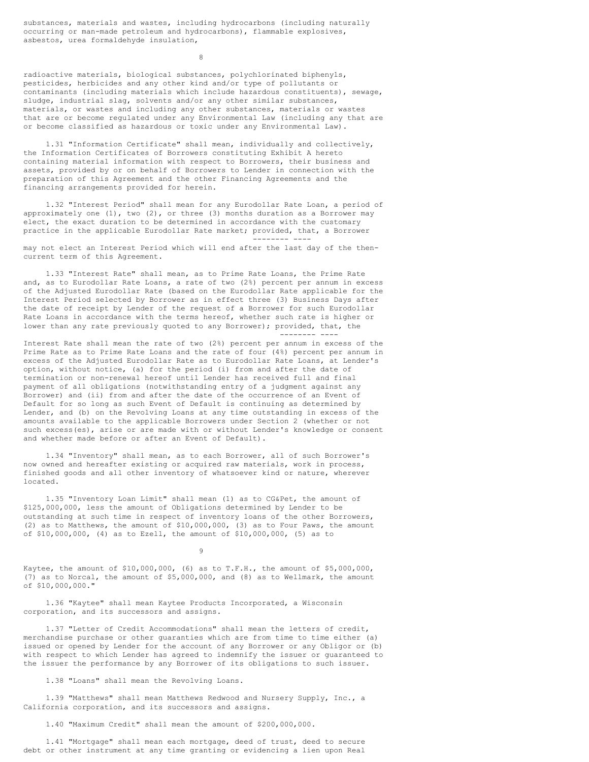substances, materials and wastes, including hydrocarbons (including naturally occurring or man-made petroleum and hydrocarbons), flammable explosives, asbestos, urea formaldehyde insulation,

radioactive materials, biological substances, polychlorinated biphenyls, pesticides, herbicides and any other kind and/or type of pollutants or contaminants (including materials which include hazardous constituents), sewage, sludge, industrial slag, solvents and/or any other similar substances, materials, or wastes and including any other substances, materials or wastes that are or become regulated under any Environmental Law (including any that are or become classified as hazardous or toxic under any Environmental Law).

1.31 "Information Certificate" shall mean, individually and collectively, the Information Certificates of Borrowers constituting Exhibit A hereto containing material information with respect to Borrowers, their business and assets, provided by or on behalf of Borrowers to Lender in connection with the preparation of this Agreement and the other Financing Agreements and the financing arrangements provided for herein.

1.32 "Interest Period" shall mean for any Eurodollar Rate Loan, a period of approximately one (1), two (2), or three (3) months duration as a Borrower may elect, the exact duration to be determined in accordance with the customary practice in the applicable Eurodollar Rate market; _provided, that_, a Borrower may not elect an Interest Period which will end after the last day of the then-current term of this Agreement.

1.33 "Interest Rate" shall mean, as to Prime Rate Loans, the Prime Rate and, as to Eurodollar Rate Loans, a rate of two (2%) percent per annum in excess of the Adjusted Eurodollar Rate (based on the Eurodollar Rate applicable for the Interest Period selected by Borrower as in effect three (3) Business Days after the date of receipt by Lender of the request of a Borrower for such Eurodollar Rate Loans in accordance with the terms hereof, whether such rate is higher or lower than any rate previously quoted to any Borrower); _provided, that_, the Interest Rate shall mean the rate of two (2%) percent per annum in excess of the Prime Rate as to Prime Rate Loans and the rate of four (4%) percent per annum in excess of the Adjusted Eurodollar Rate as to Eurodollar Rate Loans, at Lender's option, without notice, (a) for the period (i) from and after the date of termination or non-renewal hereof until Lender has received full and final payment of all obligations (notwithstanding entry of a judgment against any Borrower) and (ii) from and after the date of the occurrence of an Event of Default for so long as such Event of Default is continuing as determined by Lender, and (b) on the Revolving Loans at any time outstanding in excess of the amounts available to the applicable Borrowers under Section 2 (whether or not such excess(es), arise or are made with or without Lender's knowledge or consent and whether made before or after an Event of Default).

1.34 "Inventory" shall mean, as to each Borrower, all of such Borrower's now owned and hereafter existing or acquired raw materials, work in process, finished goods and all other inventory of whatsoever kind or nature, wherever located.

1.35 "Inventory Loan Limit" shall mean (1) as to CG&Pet, the amount of $125,000,000, less the amount of Obligations determined by Lender to be outstanding at such time in respect of inventory loans of the other Borrowers, (2) as to Matthews, the amount of $10,000,000, (3) as to Four Paws, the amount of $10,000,000, (4) as to Ezell, the amount of $10,000,000, (5) as to Kaytee, the amount of $10,000,000, (6) as to T.F.H., the amount of $5,000,000, (7) as to Norcal, the amount of $5,000,000, and (8) as to Wellmark, the amount of $10,000,000."

1.36 "Kaytee" shall mean Kaytee Products Incorporated, a Wisconsin corporation, and its successors and assigns.

1.37 "Letter of Credit Accommodations" shall mean the letters of credit, merchandise purchase or other guaranties which are from time to time either (a) issued or opened by Lender for the account of any Borrower or any Obligor or (b) with respect to which Lender has agreed to indemnify the issuer or guaranteed to the issuer the performance by any Borrower of its obligations to such issuer.

1.38 "Loans" shall mean the Revolving Loans.

1.39 "Matthews" shall mean Matthews Redwood and Nursery Supply, Inc., a California corporation, and its successors and assigns.

1.40 "Maximum Credit" shall mean the amount of $200,000,000.

1.41 "Mortgage" shall mean each mortgage, deed of trust, deed to secure debt or other instrument at any time granting or evidencing a lien upon Real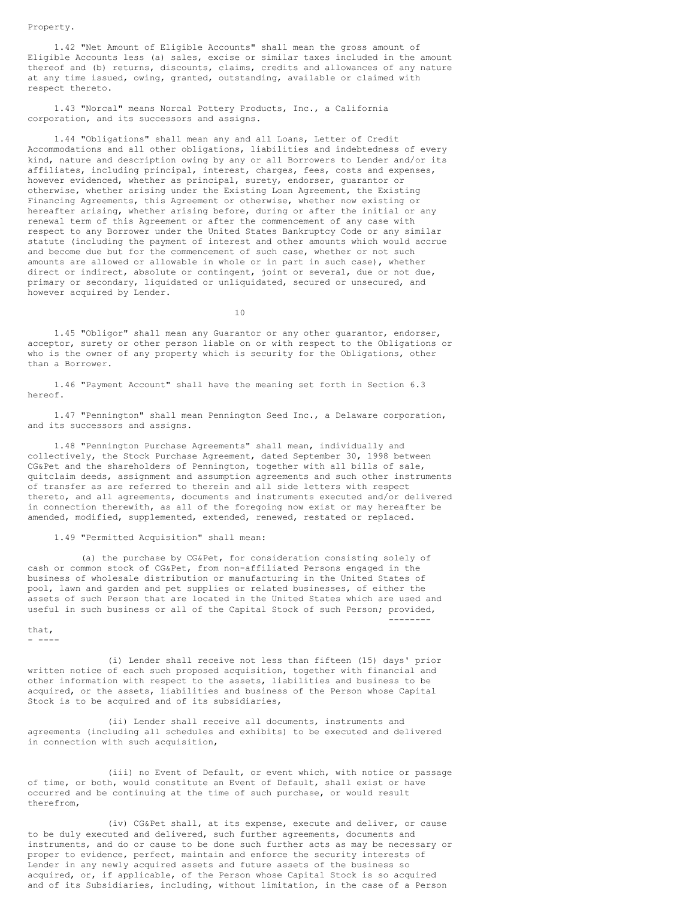Property.

1.42 "Net Amount of Eligible Accounts" shall mean the gross amount of Eligible Accounts less (a) sales, excise or similar taxes included in the amount thereof and (b) returns, discounts, claims, credits and allowances of any nature at any time issued, owing, granted, outstanding, available or claimed with respect thereto.

1.43 "Norcal" means Norcal Pottery Products, Inc., a California corporation, and its successors and assigns.

1.44 "Obligations" shall mean any and all Loans, Letter of Credit Accommodations and all other obligations, liabilities and indebtedness of every kind, nature and description owing by any or all Borrowers to Lender and/or its affiliates, including principal, interest, charges, fees, costs and expenses, however evidenced, whether as principal, surety, endorser, guarantor or otherwise, whether arising under the Existing Loan Agreement, the Existing Financing Agreements, this Agreement or otherwise, whether now existing or hereafter arising, whether arising before, during or after the initial or any renewal term of this Agreement or after the commencement of any case with respect to any Borrower under the United States Bankruptcy Code or any similar statute (including the payment of interest and other amounts which would accrue and become due but for the commencement of such case, whether or not such amounts are allowed or allowable in whole or in part in such case), whether direct or indirect, absolute or contingent, joint or several, due or not due, primary or secondary, liquidated or unliquidated, secured or unsecured, and however acquired by Lender.

1.45 "Obligor" shall mean any Guarantor or any other guarantor, endorser, acceptor, surety or other person liable on or with respect to the Obligations or who is the owner of any property which is security for the Obligations, other than a Borrower.

1.46 "Payment Account" shall have the meaning set forth in Section 6.3 hereof.

1.47 "Pennington" shall mean Pennington Seed Inc., a Delaware corporation, and its successors and assigns.

1.48 "Pennington Purchase Agreements" shall mean, individually and collectively, the Stock Purchase Agreement, dated September 30, 1998 between CG&Pet and the shareholders of Pennington, together with all bills of sale, quitclaim deeds, assignment and assumption agreements and such other instruments of transfer as are referred to therein and all side letters with respect thereto, and all agreements, documents and instruments executed and/or delivered in connection therewith, as all of the foregoing now exist or may hereafter be amended, modified, supplemented, extended, renewed, restated or replaced.

1.49 "Permitted Acquisition" shall mean:

(a) the purchase by CG&Pet, for consideration consisting solely of cash or common stock of CG&Pet, from non-affiliated Persons engaged in the business of wholesale distribution or manufacturing in the United States of pool, lawn and garden and pet supplies or related businesses, of either the assets of such Person that are located in the United States which are used and useful in such business or all of the Capital Stock of such Person; *provided, that*,

(i) Lender shall receive not less than fifteen (15) days' prior written notice of each such proposed acquisition, together with financial and other information with respect to the assets, liabilities and business to be acquired, or the assets, liabilities and business of the Person whose Capital Stock is to be acquired and of its subsidiaries,

(ii) Lender shall receive all documents, instruments and agreements (including all schedules and exhibits) to be executed and delivered in connection with such acquisition,

(iii) no Event of Default, or event which, with notice or passage of time, or both, would constitute an Event of Default, shall exist or have occurred and be continuing at the time of such purchase, or would result therefrom,

(iv) CG&Pet shall, at its expense, execute and deliver, or cause to be duly executed and delivered, such further agreements, documents and instruments, and do or cause to be done such further acts as may be necessary or proper to evidence, perfect, maintain and enforce the security interests of Lender in any newly acquired assets and future assets of the business so acquired, or, if applicable, of the Person whose Capital Stock is so acquired and of its Subsidiaries, including, without limitation, in the case of a Person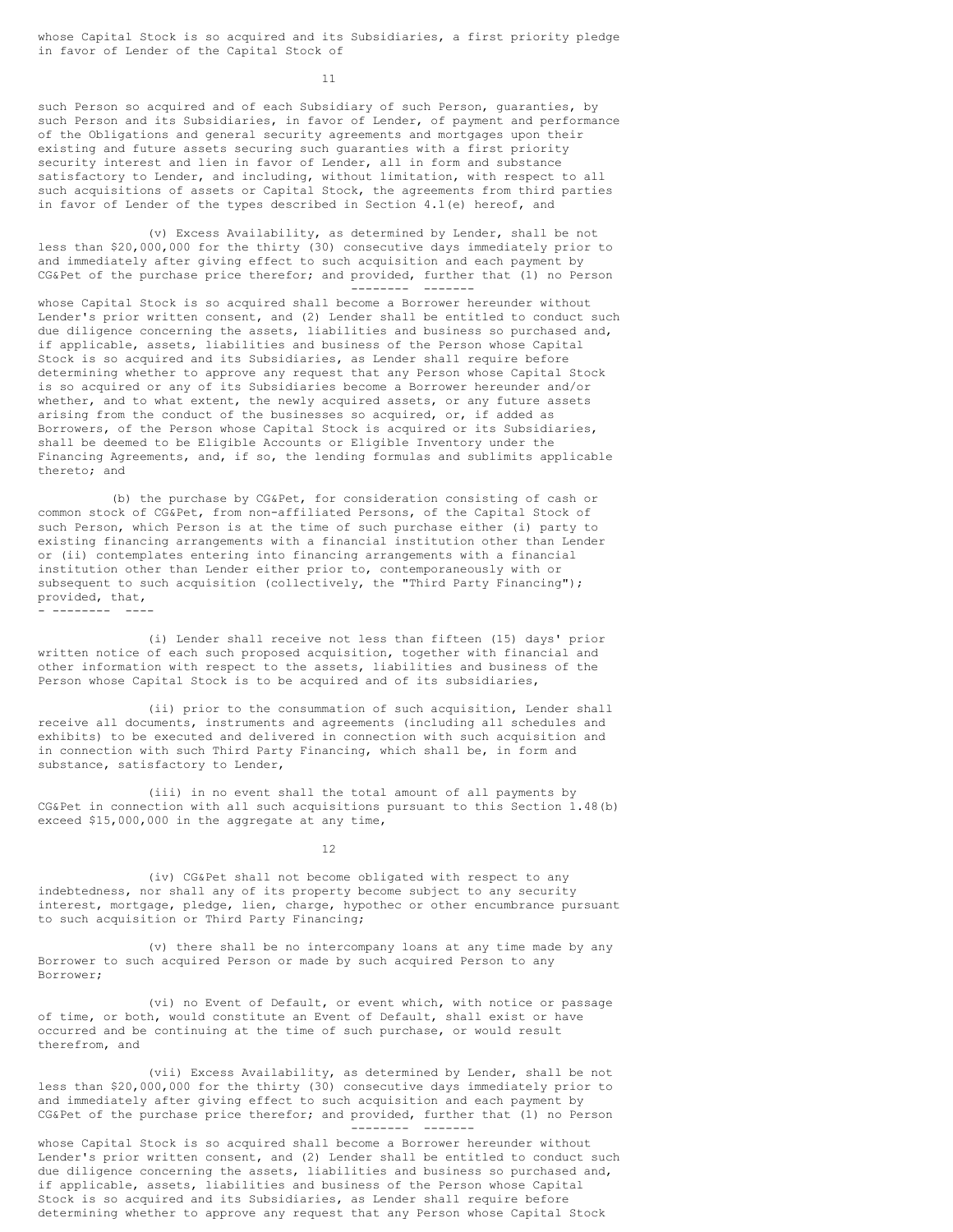whose Capital Stock is so acquired and its Subsidiaries, a first priority pledge in favor of Lender of the Capital Stock of

such Person so acquired and of each Subsidiary of such Person, guaranties, by such Person and its Subsidiaries, in favor of Lender, of payment and performance of the Obligations and general security agreements and mortgages upon their existing and future assets securing such guaranties with a first priority security interest and lien in favor of Lender, all in form and substance satisfactory to Lender, and including, without limitation, with respect to all such acquisitions of assets or Capital Stock, the agreements from third parties in favor of Lender of the types described in Section 4.1(e) hereof, and

(v) Excess Availability, as determined by Lender, shall be not less than $20,000,000 for the thirty (30) consecutive days immediately prior to and immediately after giving effect to such acquisition and each payment by CG&Pet of the purchase price therefor; and provided, further that (1) no Person whose Capital Stock is so acquired shall become a Borrower hereunder without Lender's prior written consent, and (2) Lender shall be entitled to conduct such due diligence concerning the assets, liabilities and business so purchased and, if applicable, assets, liabilities and business of the Person whose Capital Stock is so acquired and its Subsidiaries, as Lender shall require before determining whether to approve any request that any Person whose Capital Stock is so acquired or any of its Subsidiaries become a Borrower hereunder and/or whether, and to what extent, the newly acquired assets, or any future assets arising from the conduct of the businesses so acquired, or, if added as Borrowers, of the Person whose Capital Stock is acquired or its Subsidiaries, shall be deemed to be Eligible Accounts or Eligible Inventory under the Financing Agreements, and, if so, the lending formulas and sublimits applicable thereto; and

(b) the purchase by CG&Pet, for consideration consisting of cash or common stock of CG&Pet, from non-affiliated Persons, of the Capital Stock of such Person, which Person is at the time of such purchase either (i) party to existing financing arrangements with a financial institution other than Lender or (ii) contemplates entering into financing arrangements with a financial institution other than Lender either prior to, contemporaneously with or subsequent to such acquisition (collectively, the "Third Party Financing"); provided, that,

(i) Lender shall receive not less than fifteen (15) days' prior written notice of each such proposed acquisition, together with financial and other information with respect to the assets, liabilities and business of the Person whose Capital Stock is to be acquired and of its subsidiaries,

(ii) prior to the consummation of such acquisition, Lender shall receive all documents, instruments and agreements (including all schedules and exhibits) to be executed and delivered in connection with such acquisition and in connection with such Third Party Financing, which shall be, in form and substance, satisfactory to Lender,

(iii) in no event shall the total amount of all payments by CG&Pet in connection with all such acquisitions pursuant to this Section 1.48(b) exceed $15,000,000 in the aggregate at any time,

(iv) CG&Pet shall not become obligated with respect to any indebtedness, nor shall any of its property become subject to any security interest, mortgage, pledge, lien, charge, hypothec or other encumbrance pursuant to such acquisition or Third Party Financing;

(v) there shall be no intercompany loans at any time made by any Borrower to such acquired Person or made by such acquired Person to any Borrower;

(vi) no Event of Default, or event which, with notice or passage of time, or both, would constitute an Event of Default, shall exist or have occurred and be continuing at the time of such purchase, or would result therefrom, and

(vii) Excess Availability, as determined by Lender, shall be not less than $20,000,000 for the thirty (30) consecutive days immediately prior to and immediately after giving effect to such acquisition and each payment by CG&Pet of the purchase price therefor; and provided, further that (1) no Person whose Capital Stock is so acquired shall become a Borrower hereunder without Lender's prior written consent, and (2) Lender shall be entitled to conduct such due diligence concerning the assets, liabilities and business so purchased and, if applicable, assets, liabilities and business of the Person whose Capital Stock is so acquired and its Subsidiaries, as Lender shall require before determining whether to approve any request that any Person whose Capital Stock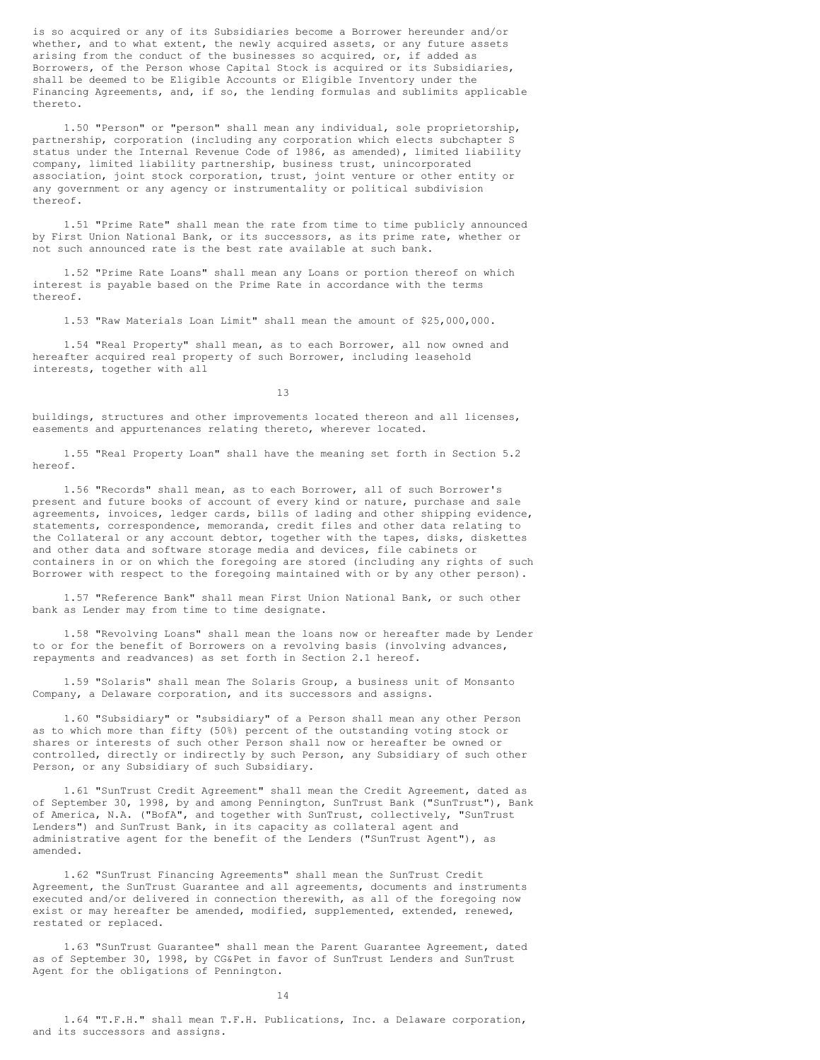is so acquired or any of its Subsidiaries become a Borrower hereunder and/or whether, and to what extent, the newly acquired assets, or any future assets arising from the conduct of the businesses so acquired, or, if added as Borrowers, of the Person whose Capital Stock is acquired or its Subsidiaries, shall be deemed to be Eligible Accounts or Eligible Inventory under the Financing Agreements, and, if so, the lending formulas and sublimits applicable thereto.

1.50 "Person" or "person" shall mean any individual, sole proprietorship, partnership, corporation (including any corporation which elects subchapter S status under the Internal Revenue Code of 1986, as amended), limited liability company, limited liability partnership, business trust, unincorporated association, joint stock corporation, trust, joint venture or other entity or any government or any agency or instrumentality or political subdivision thereof.

1.51 "Prime Rate" shall mean the rate from time to time publicly announced by First Union National Bank, or its successors, as its prime rate, whether or not such announced rate is the best rate available at such bank.

1.52 "Prime Rate Loans" shall mean any Loans or portion thereof on which interest is payable based on the Prime Rate in accordance with the terms thereof.

1.53 "Raw Materials Loan Limit" shall mean the amount of $25,000,000.

1.54 "Real Property" shall mean, as to each Borrower, all now owned and hereafter acquired real property of such Borrower, including leasehold interests, together with all buildings, structures and other improvements located thereon and all licenses, easements and appurtenances relating thereto, wherever located.

1.55 "Real Property Loan" shall have the meaning set forth in Section 5.2 hereof.

1.56 "Records" shall mean, as to each Borrower, all of such Borrower's present and future books of account of every kind or nature, purchase and sale agreements, invoices, ledger cards, bills of lading and other shipping evidence, statements, correspondence, memoranda, credit files and other data relating to the Collateral or any account debtor, together with the tapes, disks, diskettes and other data and software storage media and devices, file cabinets or containers in or on which the foregoing are stored (including any rights of such Borrower with respect to the foregoing maintained with or by any other person).

1.57 "Reference Bank" shall mean First Union National Bank, or such other bank as Lender may from time to time designate.

1.58 "Revolving Loans" shall mean the loans now or hereafter made by Lender to or for the benefit of Borrowers on a revolving basis (involving advances, repayments and readvances) as set forth in Section 2.1 hereof.

1.59 "Solaris" shall mean The Solaris Group, a business unit of Monsanto Company, a Delaware corporation, and its successors and assigns.

1.60 "Subsidiary" or "subsidiary" of a Person shall mean any other Person as to which more than fifty (50%) percent of the outstanding voting stock or shares or interests of such other Person shall now or hereafter be owned or controlled, directly or indirectly by such Person, any Subsidiary of such other Person, or any Subsidiary of such Subsidiary.

1.61 "SunTrust Credit Agreement" shall mean the Credit Agreement, dated as of September 30, 1998, by and among Pennington, SunTrust Bank ("SunTrust"), Bank of America, N.A. ("BofA", and together with SunTrust, collectively, "SunTrust Lenders") and SunTrust Bank, in its capacity as collateral agent and administrative agent for the benefit of the Lenders ("SunTrust Agent"), as amended.

1.62 "SunTrust Financing Agreements" shall mean the SunTrust Credit Agreement, the SunTrust Guarantee and all agreements, documents and instruments executed and/or delivered in connection therewith, as all of the foregoing now exist or may hereafter be amended, modified, supplemented, extended, renewed, restated or replaced.

1.63 "SunTrust Guarantee" shall mean the Parent Guarantee Agreement, dated as of September 30, 1998, by CG&Pet in favor of SunTrust Lenders and SunTrust Agent for the obligations of Pennington.

1.64 "T.F.H." shall mean T.F.H. Publications, Inc. a Delaware corporation, and its successors and assigns.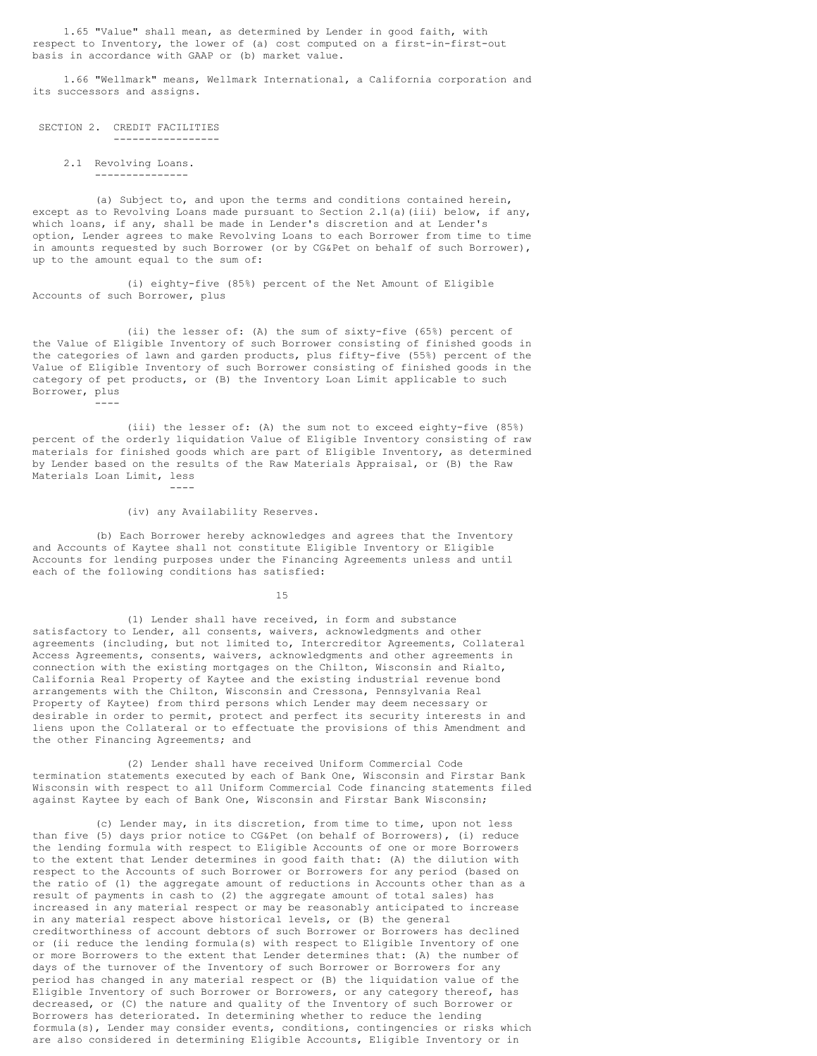1.65 "Value" shall mean, as determined by Lender in good faith, with respect to Inventory, the lower of (a) cost computed on a first-in-first-out basis in accordance with GAAP or (b) market value.

1.66 "Wellmark" means, Wellmark International, a California corporation and its successors and assigns.

## SECTION 2. CREDIT FACILITIES

### 2.1 Revolving Loans.

(a) Subject to, and upon the terms and conditions contained herein, except as to Revolving Loans made pursuant to Section 2.1(a)(iii) below, if any, which loans, if any, shall be made in Lender's discretion and at Lender's option, Lender agrees to make Revolving Loans to each Borrower from time to time in amounts requested by such Borrower (or by CG&Pet on behalf of such Borrower), up to the amount equal to the sum of:

(i) eighty-five (85%) percent of the Net Amount of Eligible Accounts of such Borrower, plus

(ii) the lesser of: (A) the sum of sixty-five (65%) percent of the Value of Eligible Inventory of such Borrower consisting of finished goods in the categories of lawn and garden products, plus fifty-five (55%) percent of the Value of Eligible Inventory of such Borrower consisting of finished goods in the category of pet products, or (B) the Inventory Loan Limit applicable to such Borrower, plus

(iii) the lesser of: (A) the sum not to exceed eighty-five (85%) percent of the orderly liquidation Value of Eligible Inventory consisting of raw materials for finished goods which are part of Eligible Inventory, as determined by Lender based on the results of the Raw Materials Appraisal, or (B) the Raw Materials Loan Limit, less

(iv) any Availability Reserves.

(b) Each Borrower hereby acknowledges and agrees that the Inventory and Accounts of Kaytee shall not constitute Eligible Inventory or Eligible Accounts for lending purposes under the Financing Agreements unless and until each of the following conditions has satisfied:

(1) Lender shall have received, in form and substance satisfactory to Lender, all consents, waivers, acknowledgments and other agreements (including, but not limited to, Intercreditor Agreements, Collateral Access Agreements, consents, waivers, acknowledgments and other agreements in connection with the existing mortgages on the Chilton, Wisconsin and Rialto, California Real Property of Kaytee and the existing industrial revenue bond arrangements with the Chilton, Wisconsin and Cressona, Pennsylvania Real Property of Kaytee) from third persons which Lender may deem necessary or desirable in order to permit, protect and perfect its security interests in and liens upon the Collateral or to effectuate the provisions of this Amendment and the other Financing Agreements; and

(2) Lender shall have received Uniform Commercial Code termination statements executed by each of Bank One, Wisconsin and Firstar Bank Wisconsin with respect to all Uniform Commercial Code financing statements filed against Kaytee by each of Bank One, Wisconsin and Firstar Bank Wisconsin;

(c) Lender may, in its discretion, from time to time, upon not less than five (5) days prior notice to CG&Pet (on behalf of Borrowers), (i) reduce the lending formula with respect to Eligible Accounts of one or more Borrowers to the extent that Lender determines in good faith that: (A) the dilution with respect to the Accounts of such Borrower or Borrowers for any period (based on the ratio of (1) the aggregate amount of reductions in Accounts other than as a result of payments in cash to (2) the aggregate amount of total sales) has increased in any material respect or may be reasonably anticipated to increase in any material respect above historical levels, or (B) the general creditworthiness of account debtors of such Borrower or Borrowers has declined or (ii reduce the lending formula(s) with respect to Eligible Inventory of one or more Borrowers to the extent that Lender determines that: (A) the number of days of the turnover of the Inventory of such Borrower or Borrowers for any period has changed in any material respect or (B) the liquidation value of the Eligible Inventory of such Borrower or Borrowers, or any category thereof, has decreased, or (C) the nature and quality of the Inventory of such Borrower or Borrowers has deteriorated. In determining whether to reduce the lending formula(s), Lender may consider events, conditions, contingencies or risks which are also considered in determining Eligible Accounts, Eligible Inventory or in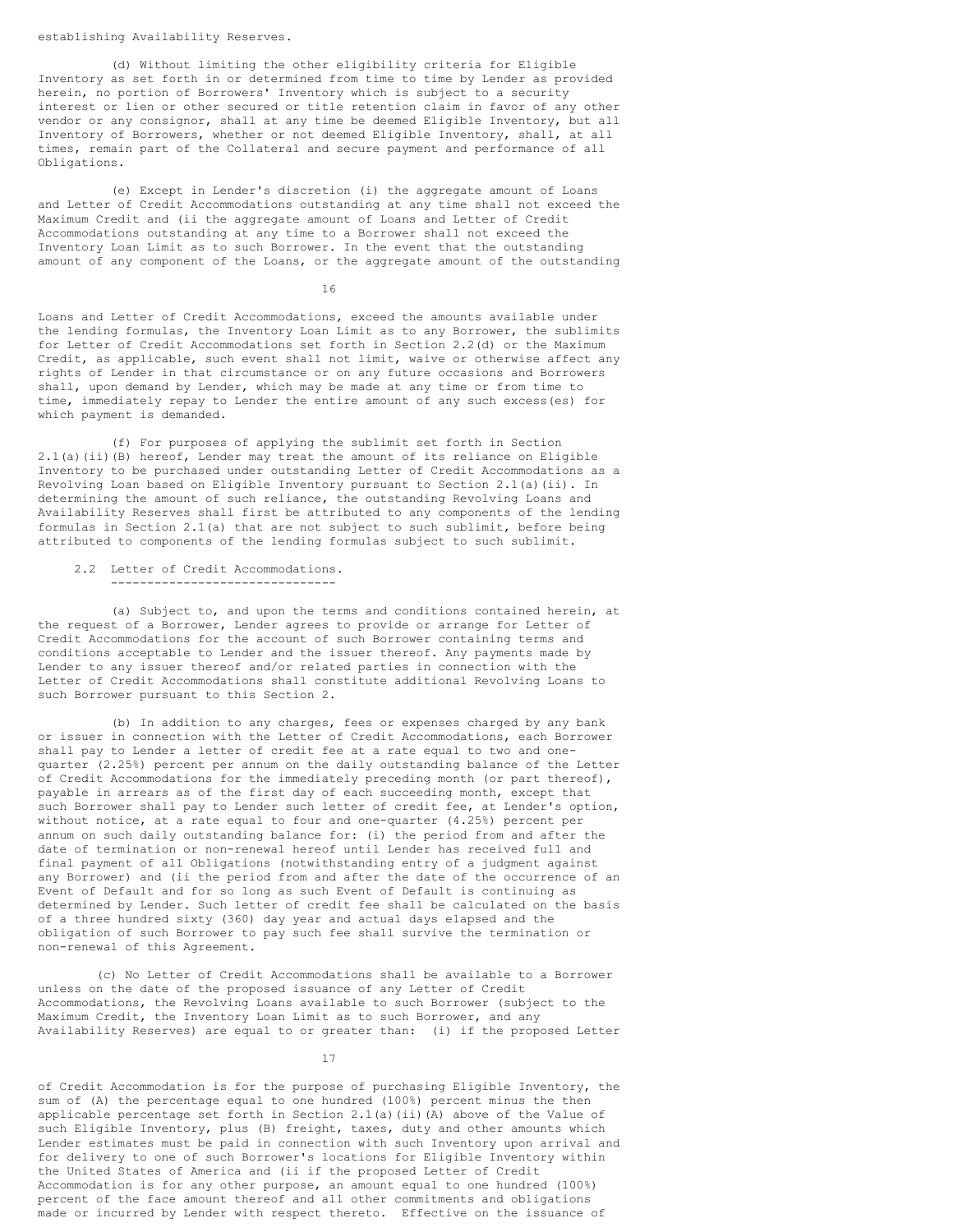establishing Availability Reserves.

(d) Without limiting the other eligibility criteria for Eligible Inventory as set forth in or determined from time to time by Lender as provided herein, no portion of Borrowers' Inventory which is subject to a security interest or lien or other secured or title retention claim in favor of any other vendor or any consignor, shall at any time be deemed Eligible Inventory, but all Inventory of Borrowers, whether or not deemed Eligible Inventory, shall, at all times, remain part of the Collateral and secure payment and performance of all Obligations.

(e) Except in Lender's discretion (i) the aggregate amount of Loans and Letter of Credit Accommodations outstanding at any time shall not exceed the Maximum Credit and (ii the aggregate amount of Loans and Letter of Credit Accommodations outstanding at any time to a Borrower shall not exceed the Inventory Loan Limit as to such Borrower. In the event that the outstanding amount of any component of the Loans, or the aggregate amount of the outstanding Loans and Letter of Credit Accommodations, exceed the amounts available under the lending formulas, the Inventory Loan Limit as to any Borrower, the sublimits for Letter of Credit Accommodations set forth in Section 2.2(d) or the Maximum Credit, as applicable, such event shall not limit, waive or otherwise affect any rights of Lender in that circumstance or on any future occasions and Borrowers shall, upon demand by Lender, which may be made at any time or from time to time, immediately repay to Lender the entire amount of any such excess(es) for which payment is demanded.

(f) For purposes of applying the sublimit set forth in Section 2.1(a)(ii)(B) hereof, Lender may treat the amount of its reliance on Eligible Inventory to be purchased under outstanding Letter of Credit Accommodations as a Revolving Loan based on Eligible Inventory pursuant to Section 2.1(a)(ii). In determining the amount of such reliance, the outstanding Revolving Loans and Availability Reserves shall first be attributed to any components of the lending formulas in Section 2.1(a) that are not subject to such sublimit, before being attributed to components of the lending formulas subject to such sublimit.

## 2.2 Letter of Credit Accommodations.

(a) Subject to, and upon the terms and conditions contained herein, at the request of a Borrower, Lender agrees to provide or arrange for Letter of Credit Accommodations for the account of such Borrower containing terms and conditions acceptable to Lender and the issuer thereof. Any payments made by Lender to any issuer thereof and/or related parties in connection with the Letter of Credit Accommodations shall constitute additional Revolving Loans to such Borrower pursuant to this Section 2.

(b) In addition to any charges, fees or expenses charged by any bank or issuer in connection with the Letter of Credit Accommodations, each Borrower shall pay to Lender a letter of credit fee at a rate equal to two and one-quarter (2.25%) percent per annum on the daily outstanding balance of the Letter of Credit Accommodations for the immediately preceding month (or part thereof), payable in arrears as of the first day of each succeeding month, except that such Borrower shall pay to Lender such letter of credit fee, at Lender's option, without notice, at a rate equal to four and one-quarter (4.25%) percent per annum on such daily outstanding balance for: (i) the period from and after the date of termination or non-renewal hereof until Lender has received full and final payment of all Obligations (notwithstanding entry of a judgment against any Borrower) and (ii the period from and after the date of the occurrence of an Event of Default and for so long as such Event of Default is continuing as determined by Lender. Such letter of credit fee shall be calculated on the basis of a three hundred sixty (360) day year and actual days elapsed and the obligation of such Borrower to pay such fee shall survive the termination or non-renewal of this Agreement.

(c) No Letter of Credit Accommodations shall be available to a Borrower unless on the date of the proposed issuance of any Letter of Credit Accommodations, the Revolving Loans available to such Borrower (subject to the Maximum Credit, the Inventory Loan Limit as to such Borrower, and any Availability Reserves) are equal to or greater than: (i) if the proposed Letter of Credit Accommodation is for the purpose of purchasing Eligible Inventory, the sum of (A) the percentage equal to one hundred (100%) percent minus the then applicable percentage set forth in Section 2.1(a)(ii)(A) above of the Value of such Eligible Inventory, plus (B) freight, taxes, duty and other amounts which Lender estimates must be paid in connection with such Inventory upon arrival and for delivery to one of such Borrower's locations for Eligible Inventory within the United States of America and (ii if the proposed Letter of Credit Accommodation is for any other purpose, an amount equal to one hundred (100%) percent of the face amount thereof and all other commitments and obligations made or incurred by Lender with respect thereto. Effective on the issuance of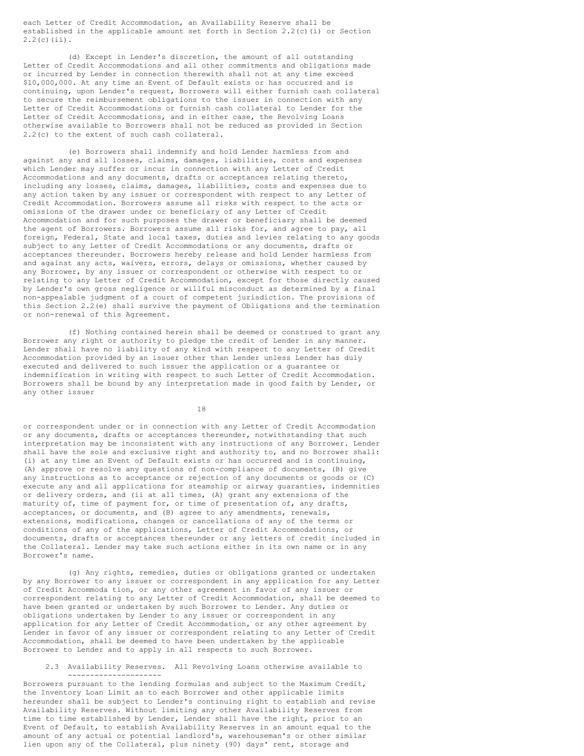each Letter of Credit Accommodation, an Availability Reserve shall be established in the applicable amount set forth in Section 2.2(c)(i) or Section 2.2(c)(ii).

(d) Except in Lender's discretion, the amount of all outstanding Letter of Credit Accommodations and all other commitments and obligations made or incurred by Lender in connection therewith shall not at any time exceed $10,000,000. At any time an Event of Default exists or has occurred and is continuing, upon Lender's request, Borrowers will either furnish cash collateral to secure the reimbursement obligations to the issuer in connection with any Letter of Credit Accommodations or furnish cash collateral to Lender for the Letter of Credit Accommodations, and in either case, the Revolving Loans otherwise available to Borrowers shall not be reduced as provided in Section 2.2(c) to the extent of such cash collateral.

(e) Borrowers shall indemnify and hold Lender harmless from and against any and all losses, claims, damages, liabilities, costs and expenses which Lender may suffer or incur in connection with any Letter of Credit Accommodations and any documents, drafts or acceptances relating thereto, including any losses, claims, damages, liabilities, costs and expenses due to any action taken by any issuer or correspondent with respect to any Letter of Credit Accommodation. Borrowers assume all risks with respect to the acts or omissions of the drawer under or beneficiary of any Letter of Credit Accommodation and for such purposes the drawer or beneficiary shall be deemed the agent of Borrowers. Borrowers assume all risks for, and agree to pay, all foreign, Federal, State and local taxes, duties and levies relating to any goods subject to any Letter of Credit Accommodations or any documents, drafts or acceptances thereunder. Borrowers hereby release and hold Lender harmless from and against any acts, waivers, errors, delays or omissions, whether caused by any Borrower, by any issuer or correspondent or otherwise with respect to or relating to any Letter of Credit Accommodation, except for those directly caused by Lender's own gross negligence or willful misconduct as determined by a final non-appealable judgment of a court of competent jurisdiction. The provisions of this Section 2.2(e) shall survive the payment of Obligations and the termination or non-renewal of this Agreement.

(f) Nothing contained herein shall be deemed or construed to grant any Borrower any right or authority to pledge the credit of Lender in any manner. Lender shall have no liability of any kind with respect to any Letter of Credit Accommodation provided by an issuer other than Lender unless Lender has duly executed and delivered to such issuer the application or a guarantee or indemnification in writing with respect to such Letter of Credit Accommodation. Borrowers shall be bound by any interpretation made in good faith by Lender, or any other issuer or correspondent under or in connection with any Letter of Credit Accommodation or any documents, drafts or acceptances thereunder, notwithstanding that such interpretation may be inconsistent with any instructions of any Borrower. Lender shall have the sole and exclusive right and authority to, and no Borrower shall: (i) at any time an Event of Default exists or has occurred and is continuing, (A) approve or resolve any questions of non-compliance of documents, (B) give any instructions as to acceptance or rejection of any documents or goods or (C) execute any and all applications for steamship or airway guaranties, indemnities or delivery orders, and (ii at all times, (A) grant any extensions of the maturity of, time of payment for, or time of presentation of, any drafts, acceptances, or documents, and (B) agree to any amendments, renewals, extensions, modifications, changes or cancellations of any of the terms or conditions of any of the applications, Letter of Credit Accommodations, or documents, drafts or acceptances thereunder or any letters of credit included in the Collateral. Lender may take such actions either in its own name or in any Borrower's name.

(g) Any rights, remedies, duties or obligations granted or undertaken by any Borrower to any issuer or correspondent in any application for any Letter of Credit Accommoda tion, or any other agreement in favor of any issuer or correspondent relating to any Letter of Credit Accommodation, shall be deemed to have been granted or undertaken by such Borrower to Lender. Any duties or obligations undertaken by Lender to any issuer or correspondent in any application for any Letter of Credit Accommodation, or any other agreement by Lender in favor of any issuer or correspondent relating to any Letter of Credit Accommodation, shall be deemed to have been undertaken by the applicable Borrower to Lender and to apply in all respects to such Borrower.

2.3 Availability Reserves. All Revolving Loans otherwise available to Borrowers pursuant to the lending formulas and subject to the Maximum Credit, the Inventory Loan Limit as to each Borrower and other applicable limits hereunder shall be subject to Lender's continuing right to establish and revise Availability Reserves. Without limiting any other Availability Reserves from time to time established by Lender, Lender shall have the right, prior to an Event of Default, to establish Availability Reserves in an amount equal to the amount of any actual or potential landlord's, warehouseman's or other similar lien upon any of the Collateral, plus ninety (90) days' rent, storage and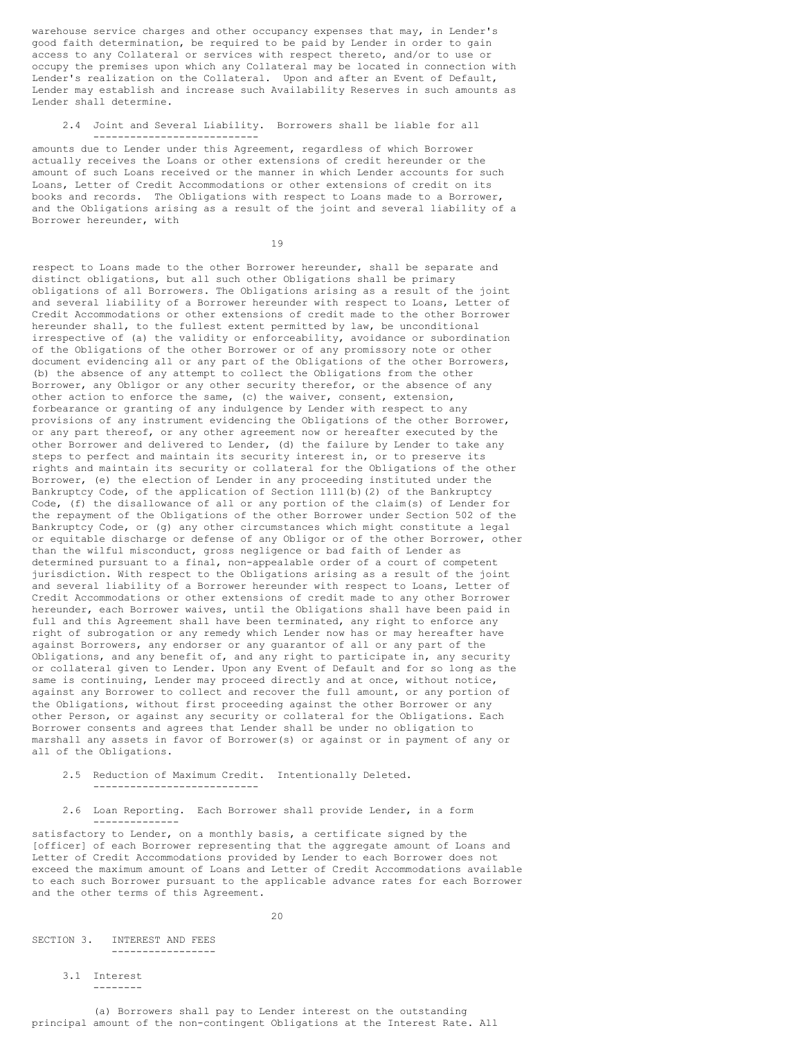warehouse service charges and other occupancy expenses that may, in Lender's good faith determination, be required to be paid by Lender in order to gain access to any Collateral or services with respect thereto, and/or to use or occupy the premises upon which any Collateral may be located in connection with Lender's realization on the Collateral. Upon and after an Event of Default, Lender may establish and increase such Availability Reserves in such amounts as Lender shall determine.

2.4 Joint and Several Liability. Borrowers shall be liable for all amounts due to Lender under this Agreement, regardless of which Borrower actually receives the Loans or other extensions of credit hereunder or the amount of such Loans received or the manner in which Lender accounts for such Loans, Letter of Credit Accommodations or other extensions of credit on its books and records. The Obligations with respect to Loans made to a Borrower, and the Obligations arising as a result of the joint and several liability of a Borrower hereunder, with respect to Loans made to the other Borrower hereunder, shall be separate and distinct obligations, but all such other Obligations shall be primary obligations of all Borrowers. The Obligations arising as a result of the joint and several liability of a Borrower hereunder with respect to Loans, Letter of Credit Accommodations or other extensions of credit made to the other Borrower hereunder shall, to the fullest extent permitted by law, be unconditional irrespective of (a) the validity or enforceability, avoidance or subordination of the Obligations of the other Borrower or of any promissory note or other document evidencing all or any part of the Obligations of the other Borrowers, (b) the absence of any attempt to collect the Obligations from the other Borrower, any Obligor or any other security therefor, or the absence of any other action to enforce the same, (c) the waiver, consent, extension, forbearance or granting of any indulgence by Lender with respect to any provisions of any instrument evidencing the Obligations of the other Borrower, or any part thereof, or any other agreement now or hereafter executed by the other Borrower and delivered to Lender, (d) the failure by Lender to take any steps to perfect and maintain its security interest in, or to preserve its rights and maintain its security or collateral for the Obligations of the other Borrower, (e) the election of Lender in any proceeding instituted under the Bankruptcy Code, of the application of Section 1111(b)(2) of the Bankruptcy Code, (f) the disallowance of all or any portion of the claim(s) of Lender for the repayment of the Obligations of the other Borrower under Section 502 of the Bankruptcy Code, or (g) any other circumstances which might constitute a legal or equitable discharge or defense of any Obligor or of the other Borrower, other than the wilful misconduct, gross negligence or bad faith of Lender as determined pursuant to a final, non-appealable order of a court of competent jurisdiction. With respect to the Obligations arising as a result of the joint and several liability of a Borrower hereunder with respect to Loans, Letter of Credit Accommodations or other extensions of credit made to any other Borrower hereunder, each Borrower waives, until the Obligations shall have been paid in full and this Agreement shall have been terminated, any right to enforce any right of subrogation or any remedy which Lender now has or may hereafter have against Borrowers, any endorser or any guarantor of all or any part of the Obligations, and any benefit of, and any right to participate in, any security or collateral given to Lender. Upon any Event of Default and for so long as the same is continuing, Lender may proceed directly and at once, without notice, against any Borrower to collect and recover the full amount, or any portion of the Obligations, without first proceeding against the other Borrower or any other Person, or against any security or collateral for the Obligations. Each Borrower consents and agrees that Lender shall be under no obligation to marshall any assets in favor of Borrower(s) or against or in payment of any or all of the Obligations.

2.5 Reduction of Maximum Credit. Intentionally Deleted.

2.6 Loan Reporting. Each Borrower shall provide Lender, in a form satisfactory to Lender, on a monthly basis, a certificate signed by the [officer] of each Borrower representing that the aggregate amount of Loans and Letter of Credit Accommodations provided by Lender to each Borrower does not exceed the maximum amount of Loans and Letter of Credit Accommodations available to each such Borrower pursuant to the applicable advance rates for each Borrower and the other terms of this Agreement.

## SECTION 3. INTEREST AND FEES

### 3.1 Interest

(a) Borrowers shall pay to Lender interest on the outstanding principal amount of the non-contingent Obligations at the Interest Rate. All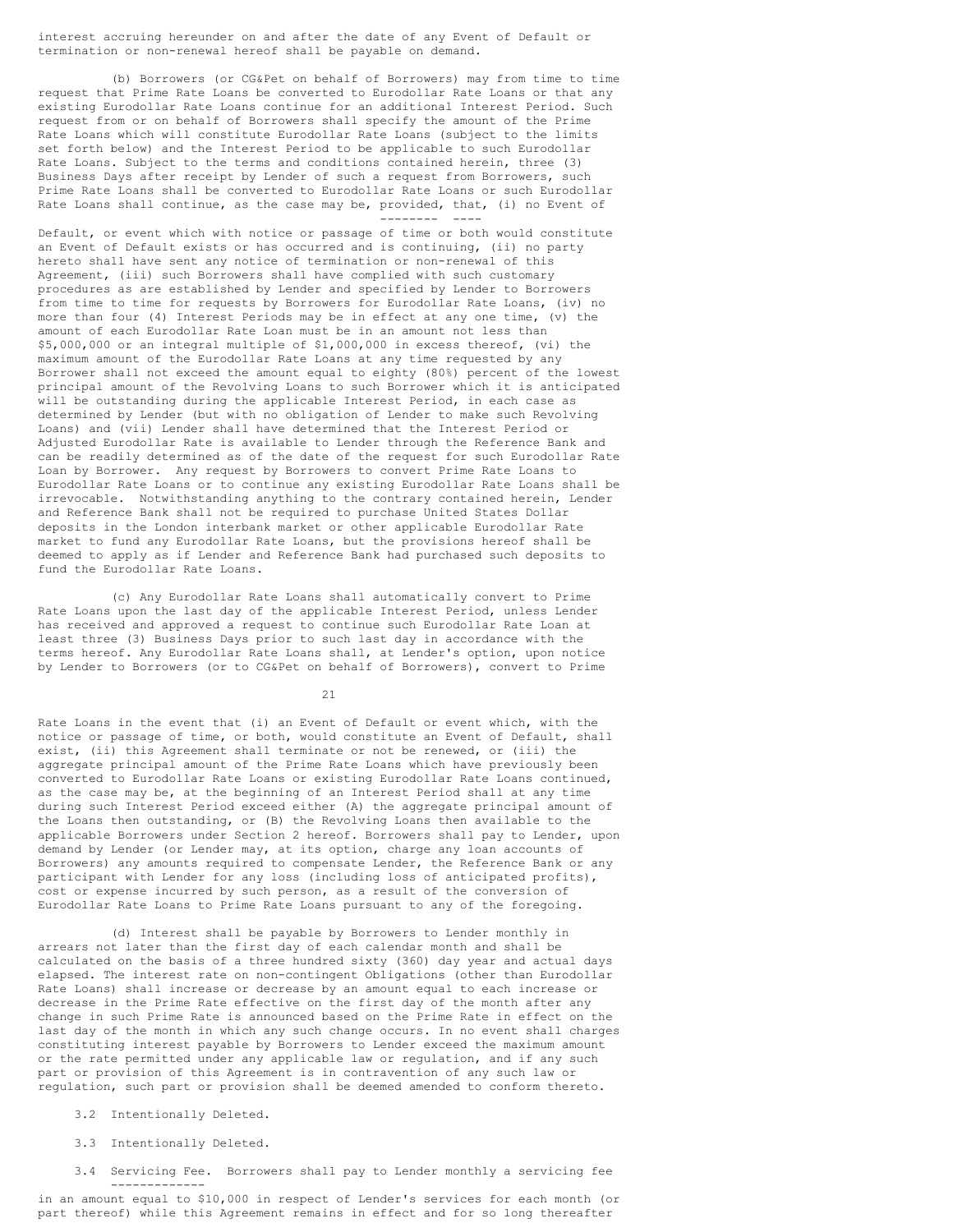interest accruing hereunder on and after the date of any Event of Default or termination or non-renewal hereof shall be payable on demand.

(b) Borrowers (or CG&Pet on behalf of Borrowers) may from time to time request that Prime Rate Loans be converted to Eurodollar Rate Loans or that any existing Eurodollar Rate Loans continue for an additional Interest Period. Such request from or on behalf of Borrowers shall specify the amount of the Prime Rate Loans which will constitute Eurodollar Rate Loans (subject to the limits set forth below) and the Interest Period to be applicable to such Eurodollar Rate Loans. Subject to the terms and conditions contained herein, three (3) Business Days after receipt by Lender of such a request from Borrowers, such Prime Rate Loans shall be converted to Eurodollar Rate Loans or such Eurodollar Rate Loans shall continue, as the case may be, _provided_, _that_, (i) no Event of Default, or event which with notice or passage of time or both would constitute an Event of Default exists or has occurred and is continuing, (ii) no party hereto shall have sent any notice of termination or non-renewal of this Agreement, (iii) such Borrowers shall have complied with such customary procedures as are established by Lender and specified by Lender to Borrowers from time to time for requests by Borrowers for Eurodollar Rate Loans, (iv) no more than four (4) Interest Periods may be in effect at any one time, (v) the amount of each Eurodollar Rate Loan must be in an amount not less than $5,000,000 or an integral multiple of $1,000,000 in excess thereof, (vi) the maximum amount of the Eurodollar Rate Loans at any time requested by any Borrower shall not exceed the amount equal to eighty (80%) percent of the lowest principal amount of the Revolving Loans to such Borrower which it is anticipated will be outstanding during the applicable Interest Period, in each case as determined by Lender (but with no obligation of Lender to make such Revolving Loans) and (vii) Lender shall have determined that the Interest Period or Adjusted Eurodollar Rate is available to Lender through the Reference Bank and can be readily determined as of the date of the request for such Eurodollar Rate Loan by Borrower. Any request by Borrowers to convert Prime Rate Loans to Eurodollar Rate Loans or to continue any existing Eurodollar Rate Loans shall be irrevocable. Notwithstanding anything to the contrary contained herein, Lender and Reference Bank shall not be required to purchase United States Dollar deposits in the London interbank market or other applicable Eurodollar Rate market to fund any Eurodollar Rate Loans, but the provisions hereof shall be deemed to apply as if Lender and Reference Bank had purchased such deposits to fund the Eurodollar Rate Loans.

(c) Any Eurodollar Rate Loans shall automatically convert to Prime Rate Loans upon the last day of the applicable Interest Period, unless Lender has received and approved a request to continue such Eurodollar Rate Loan at least three (3) Business Days prior to such last day in accordance with the terms hereof. Any Eurodollar Rate Loans shall, at Lender's option, upon notice by Lender to Borrowers (or to CG&Pet on behalf of Borrowers), convert to Prime Rate Loans in the event that (i) an Event of Default or event which, with the notice or passage of time, or both, would constitute an Event of Default, shall exist, (ii) this Agreement shall terminate or not be renewed, or (iii) the aggregate principal amount of the Prime Rate Loans which have previously been converted to Eurodollar Rate Loans or existing Eurodollar Rate Loans continued, as the case may be, at the beginning of an Interest Period shall at any time during such Interest Period exceed either (A) the aggregate principal amount of the Loans then outstanding, or (B) the Revolving Loans then available to the applicable Borrowers under Section 2 hereof. Borrowers shall pay to Lender, upon demand by Lender (or Lender may, at its option, charge any loan accounts of Borrowers) any amounts required to compensate Lender, the Reference Bank or any participant with Lender for any loss (including loss of anticipated profits), cost or expense incurred by such person, as a result of the conversion of Eurodollar Rate Loans to Prime Rate Loans pursuant to any of the foregoing.

(d) Interest shall be payable by Borrowers to Lender monthly in arrears not later than the first day of each calendar month and shall be calculated on the basis of a three hundred sixty (360) day year and actual days elapsed. The interest rate on non-contingent Obligations (other than Eurodollar Rate Loans) shall increase or decrease by an amount equal to each increase or decrease in the Prime Rate effective on the first day of the month after any change in such Prime Rate is announced based on the Prime Rate in effect on the last day of the month in which any such change occurs. In no event shall charges constituting interest payable by Borrowers to Lender exceed the maximum amount or the rate permitted under any applicable law or regulation, and if any such part or provision of this Agreement is in contravention of any such law or regulation, such part or provision shall be deemed amended to conform thereto.

3.2 Intentionally Deleted.

3.3 Intentionally Deleted.

3.4 _Servicing Fee_. Borrowers shall pay to Lender monthly a servicing fee in an amount equal to $10,000 in respect of Lender's services for each month (or part thereof) while this Agreement remains in effect and for so long thereafter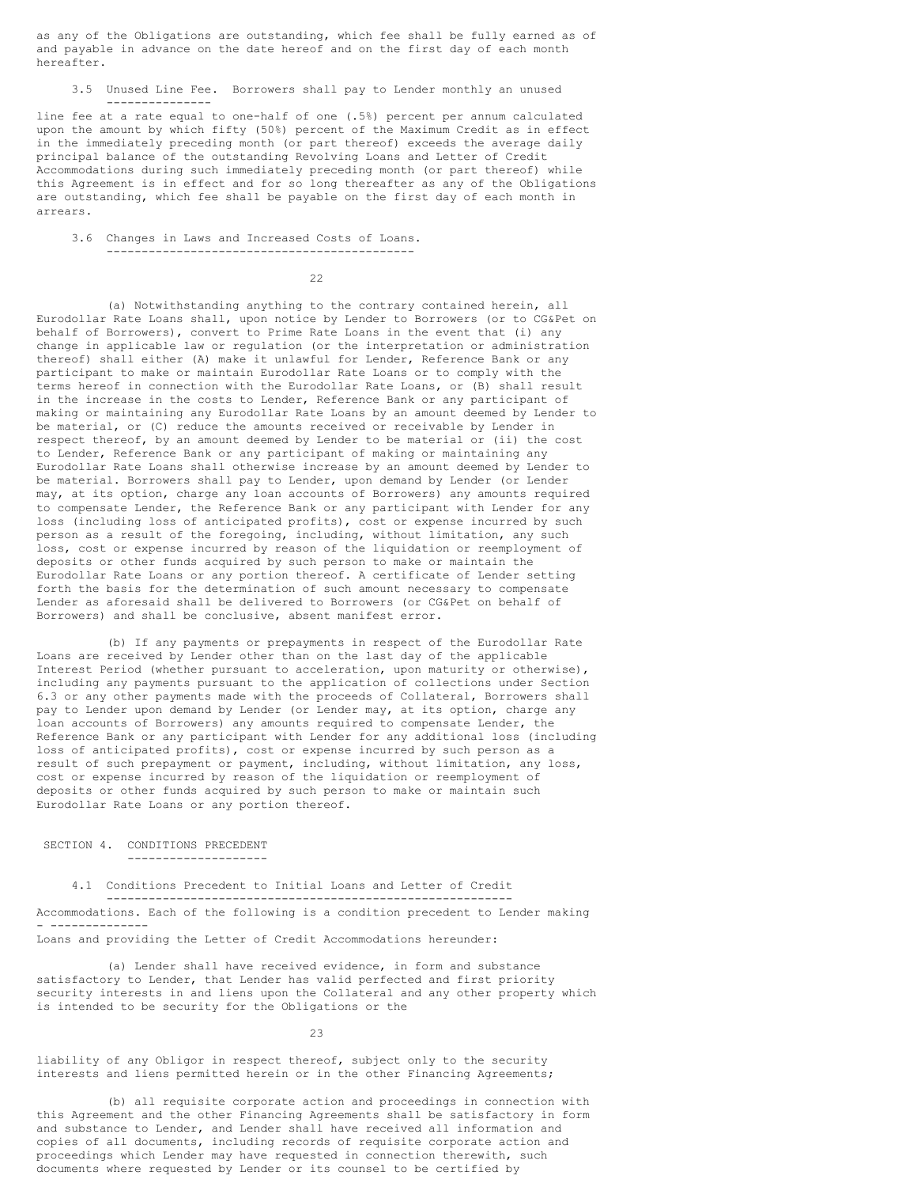as any of the Obligations are outstanding, which fee shall be fully earned as of and payable in advance on the date hereof and on the first day of each month hereafter.

3.5 Unused Line Fee. Borrowers shall pay to Lender monthly an unused line fee at a rate equal to one-half of one (.5%) percent per annum calculated upon the amount by which fifty (50%) percent of the Maximum Credit as in effect in the immediately preceding month (or part thereof) exceeds the average daily principal balance of the outstanding Revolving Loans and Letter of Credit Accommodations during such immediately preceding month (or part thereof) while this Agreement is in effect and for so long thereafter as any of the Obligations are outstanding, which fee shall be payable on the first day of each month in arrears.

3.6 Changes in Laws and Increased Costs of Loans.

(a) Notwithstanding anything to the contrary contained herein, all Eurodollar Rate Loans shall, upon notice by Lender to Borrowers (or to CG&Pet on behalf of Borrowers), convert to Prime Rate Loans in the event that (i) any change in applicable law or regulation (or the interpretation or administration thereof) shall either (A) make it unlawful for Lender, Reference Bank or any participant to make or maintain Eurodollar Rate Loans or to comply with the terms hereof in connection with the Eurodollar Rate Loans, or (B) shall result in the increase in the costs to Lender, Reference Bank or any participant of making or maintaining any Eurodollar Rate Loans by an amount deemed by Lender to be material, or (C) reduce the amounts received or receivable by Lender in respect thereof, by an amount deemed by Lender to be material or (ii) the cost to Lender, Reference Bank or any participant of making or maintaining any Eurodollar Rate Loans shall otherwise increase by an amount deemed by Lender to be material. Borrowers shall pay to Lender, upon demand by Lender (or Lender may, at its option, charge any loan accounts of Borrowers) any amounts required to compensate Lender, the Reference Bank or any participant with Lender for any loss (including loss of anticipated profits), cost or expense incurred by such person as a result of the foregoing, including, without limitation, any such loss, cost or expense incurred by reason of the liquidation or reemployment of deposits or other funds acquired by such person to make or maintain the Eurodollar Rate Loans or any portion thereof. A certificate of Lender setting forth the basis for the determination of such amount necessary to compensate Lender as aforesaid shall be delivered to Borrowers (or CG&Pet on behalf of Borrowers) and shall be conclusive, absent manifest error.

(b) If any payments or prepayments in respect of the Eurodollar Rate Loans are received by Lender other than on the last day of the applicable Interest Period (whether pursuant to acceleration, upon maturity or otherwise), including any payments pursuant to the application of collections under Section 6.3 or any other payments made with the proceeds of Collateral, Borrowers shall pay to Lender upon demand by Lender (or Lender may, at its option, charge any loan accounts of Borrowers) any amounts required to compensate Lender, the Reference Bank or any participant with Lender for any additional loss (including loss of anticipated profits), cost or expense incurred by such person as a result of such prepayment or payment, including, without limitation, any loss, cost or expense incurred by reason of the liquidation or reemployment of deposits or other funds acquired by such person to make or maintain such Eurodollar Rate Loans or any portion thereof.

## SECTION 4. CONDITIONS PRECEDENT

4.1 Conditions Precedent to Initial Loans and Letter of Credit Accommodations. Each of the following is a condition precedent to Lender making Loans and providing the Letter of Credit Accommodations hereunder:

(a) Lender shall have received evidence, in form and substance satisfactory to Lender, that Lender has valid perfected and first priority security interests in and liens upon the Collateral and any other property which is intended to be security for the Obligations or the liability of any Obligor in respect thereof, subject only to the security interests and liens permitted herein or in the other Financing Agreements;

(b) all requisite corporate action and proceedings in connection with this Agreement and the other Financing Agreements shall be satisfactory in form and substance to Lender, and Lender shall have received all information and copies of all documents, including records of requisite corporate action and proceedings which Lender may have requested in connection therewith, such documents where requested by Lender or its counsel to be certified by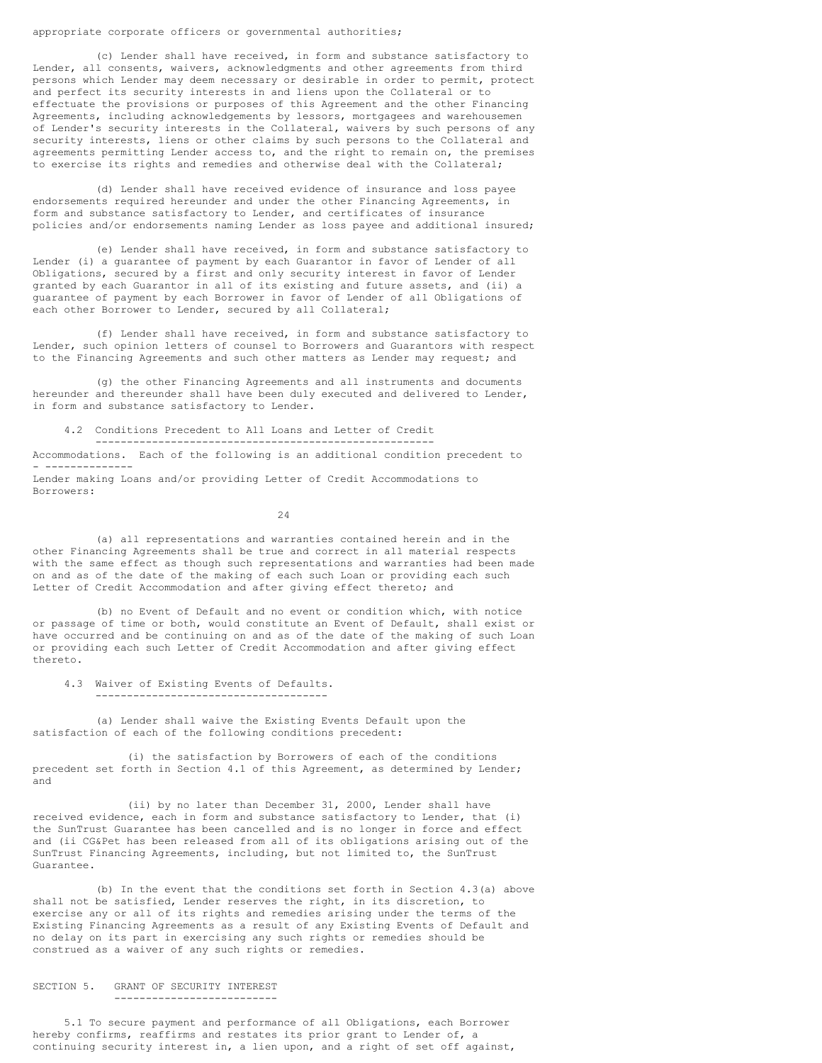appropriate corporate officers or governmental authorities;

(c) Lender shall have received, in form and substance satisfactory to Lender, all consents, waivers, acknowledgments and other agreements from third persons which Lender may deem necessary or desirable in order to permit, protect and perfect its security interests in and liens upon the Collateral or to effectuate the provisions or purposes of this Agreement and the other Financing Agreements, including acknowledgements by lessors, mortgagees and warehousemen of Lender's security interests in the Collateral, waivers by such persons of any security interests, liens or other claims by such persons to the Collateral and agreements permitting Lender access to, and the right to remain on, the premises to exercise its rights and remedies and otherwise deal with the Collateral;

(d) Lender shall have received evidence of insurance and loss payee endorsements required hereunder and under the other Financing Agreements, in form and substance satisfactory to Lender, and certificates of insurance policies and/or endorsements naming Lender as loss payee and additional insured;

(e) Lender shall have received, in form and substance satisfactory to Lender (i) a guarantee of payment by each Guarantor in favor of Lender of all Obligations, secured by a first and only security interest in favor of Lender granted by each Guarantor in all of its existing and future assets, and (ii) a guarantee of payment by each Borrower in favor of Lender of all Obligations of each other Borrower to Lender, secured by all Collateral;

(f) Lender shall have received, in form and substance satisfactory to Lender, such opinion letters of counsel to Borrowers and Guarantors with respect to the Financing Agreements and such other matters as Lender may request; and

(g) the other Financing Agreements and all instruments and documents hereunder and thereunder shall have been duly executed and delivered to Lender, in form and substance satisfactory to Lender.

4.2 Conditions Precedent to All Loans and Letter of Credit Accommodations. Each of the following is an additional condition precedent to Lender making Loans and/or providing Letter of Credit Accommodations to Borrowers:

(a) all representations and warranties contained herein and in the other Financing Agreements shall be true and correct in all material respects with the same effect as though such representations and warranties had been made on and as of the date of the making of each such Loan or providing each such Letter of Credit Accommodation and after giving effect thereto; and

(b) no Event of Default and no event or condition which, with notice or passage of time or both, would constitute an Event of Default, shall exist or have occurred and be continuing on and as of the date of the making of such Loan or providing each such Letter of Credit Accommodation and after giving effect thereto.

4.3 Waiver of Existing Events of Defaults.

(a) Lender shall waive the Existing Events Default upon the satisfaction of each of the following conditions precedent:

(i) the satisfaction by Borrowers of each of the conditions precedent set forth in Section 4.1 of this Agreement, as determined by Lender; and

(ii) by no later than December 31, 2000, Lender shall have received evidence, each in form and substance satisfactory to Lender, that (i) the SunTrust Guarantee has been cancelled and is no longer in force and effect and (ii CG&Pet has been released from all of its obligations arising out of the SunTrust Financing Agreements, including, but not limited to, the SunTrust Guarantee.

(b) In the event that the conditions set forth in Section 4.3(a) above shall not be satisfied, Lender reserves the right, in its discretion, to exercise any or all of its rights and remedies arising under the terms of the Existing Financing Agreements as a result of any Existing Events of Default and no delay on its part in exercising any such rights or remedies should be construed as a waiver of any such rights or remedies.

## SECTION 5. GRANT OF SECURITY INTEREST

5.1 To secure payment and performance of all Obligations, each Borrower hereby confirms, reaffirms and restates its prior grant to Lender of, a continuing security interest in, a lien upon, and a right of set off against,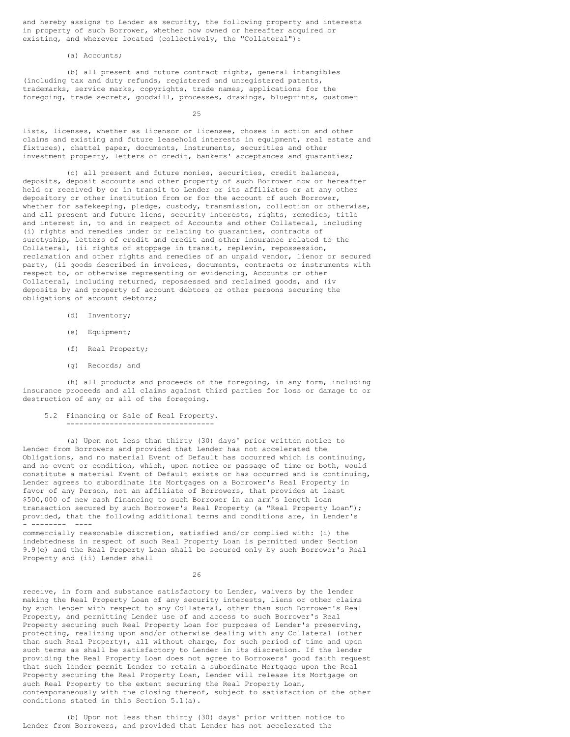and hereby assigns to Lender as security, the following property and interests in property of such Borrower, whether now owned or hereafter acquired or existing, and wherever located (collectively, the "Collateral"):

(a) Accounts;

(b) all present and future contract rights, general intangibles (including tax and duty refunds, registered and unregistered patents, trademarks, service marks, copyrights, trade names, applications for the foregoing, trade secrets, goodwill, processes, drawings, blueprints, customer lists, licenses, whether as licensor or licensee, choses in action and other claims and existing and future leasehold interests in equipment, real estate and fixtures), chattel paper, documents, instruments, securities and other investment property, letters of credit, bankers' acceptances and guaranties;

(c) all present and future monies, securities, credit balances, deposits, deposit accounts and other property of such Borrower now or hereafter held or received by or in transit to Lender or its affiliates or at any other depository or other institution from or for the account of such Borrower, whether for safekeeping, pledge, custody, transmission, collection or otherwise, and all present and future liens, security interests, rights, remedies, title and interest in, to and in respect of Accounts and other Collateral, including (i) rights and remedies under or relating to guaranties, contracts of suretyship, letters of credit and credit and other insurance related to the Collateral, (ii rights of stoppage in transit, replevin, repossession, reclamation and other rights and remedies of an unpaid vendor, lienor or secured party, (ii goods described in invoices, documents, contracts or instruments with respect to, or otherwise representing or evidencing, Accounts or other Collateral, including returned, repossessed and reclaimed goods, and (iv deposits by and property of account debtors or other persons securing the obligations of account debtors;

(d) Inventory;

(e) Equipment;

(f) Real Property;

(g) Records; and

(h) all products and proceeds of the foregoing, in any form, including insurance proceeds and all claims against third parties for loss or damage to or destruction of any or all of the foregoing.

5.2 Financing or Sale of Real Property.

(a) Upon not less than thirty (30) days' prior written notice to Lender from Borrowers and provided that Lender has not accelerated the Obligations, and no material Event of Default has occurred which is continuing, and no event or condition, which, upon notice or passage of time or both, would constitute a material Event of Default exists or has occurred and is continuing, Lender agrees to subordinate its Mortgages on a Borrower's Real Property in favor of any Person, not an affiliate of Borrowers, that provides at least $500,000 of new cash financing to such Borrower in an arm's length loan transaction secured by such Borrower's Real Property (a "Real Property Loan"); *provided*, that the following additional terms and conditions are, in Lender's commercially reasonable discretion, satisfied and/or complied with: (i) the indebtedness in respect of such Real Property Loan is permitted under Section 9.9(e) and the Real Property Loan shall be secured only by such Borrower's Real Property and (ii) Lender shall receive, in form and substance satisfactory to Lender, waivers by the lender making the Real Property Loan of any security interests, liens or other claims by such lender with respect to any Collateral, other than such Borrower's Real Property, and permitting Lender use of and access to such Borrower's Real Property securing such Real Property Loan for purposes of Lender's preserving, protecting, realizing upon and/or otherwise dealing with any Collateral (other than such Real Property), all without charge, for such period of time and upon such terms as shall be satisfactory to Lender in its discretion. If the lender providing the Real Property Loan does not agree to Borrowers' good faith request that such lender permit Lender to retain a subordinate Mortgage upon the Real Property securing the Real Property Loan, Lender will release its Mortgage on such Real Property to the extent securing the Real Property Loan, contemporaneously with the closing thereof, subject to satisfaction of the other conditions stated in this Section 5.1(a).

(b) Upon not less than thirty (30) days' prior written notice to Lender from Borrowers, and provided that Lender has not accelerated the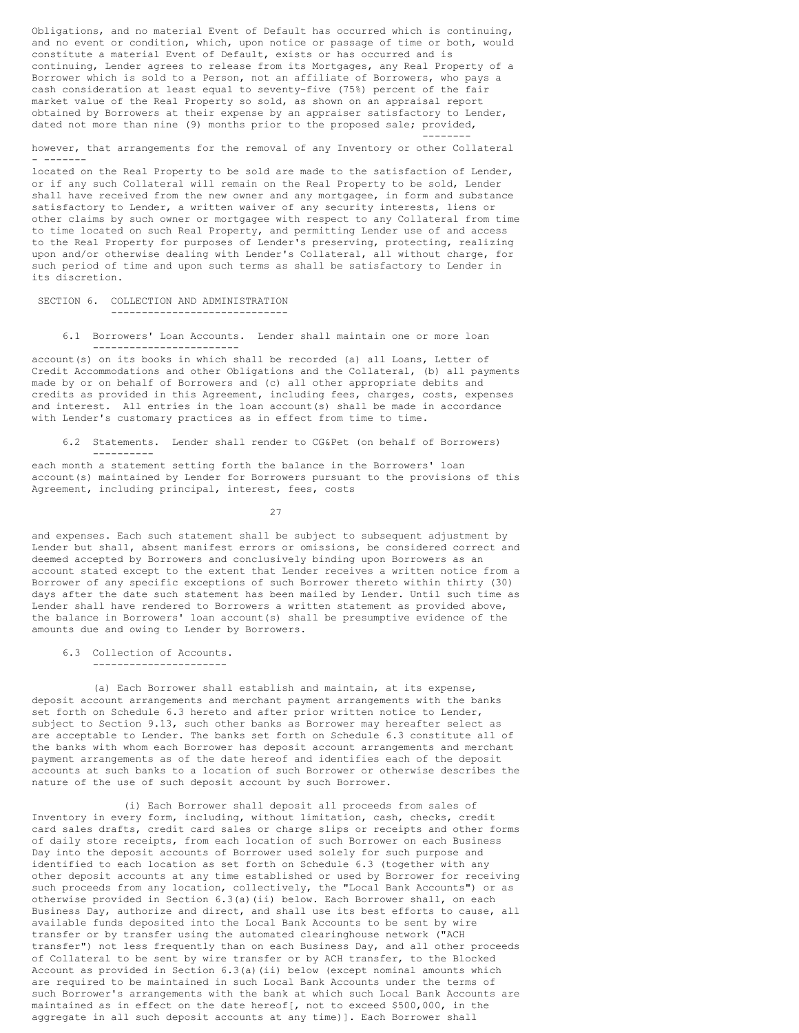Obligations, and no material Event of Default has occurred which is continuing, and no event or condition, which, upon notice or passage of time or both, would constitute a material Event of Default, exists or has occurred and is continuing, Lender agrees to release from its Mortgages, any Real Property of a Borrower which is sold to a Person, not an affiliate of Borrowers, who pays a cash consideration at least equal to seventy-five (75%) percent of the fair market value of the Real Property so sold, as shown on an appraisal report obtained by Borrowers at their expense by an appraiser satisfactory to Lender, dated not more than nine (9) months prior to the proposed sale; _provided, however_, that arrangements for the removal of any Inventory or other Collateral located on the Real Property to be sold are made to the satisfaction of Lender, or if any such Collateral will remain on the Real Property to be sold, Lender shall have received from the new owner and any mortgagee, in form and substance satisfactory to Lender, a written waiver of any security interests, liens or other claims by such owner or mortgagee with respect to any Collateral from time to time located on such Real Property, and permitting Lender use of and access to the Real Property for purposes of Lender's preserving, protecting, realizing upon and/or otherwise dealing with Lender's Collateral, all without charge, for such period of time and upon such terms as shall be satisfactory to Lender in its discretion.

## SECTION 6. COLLECTION AND ADMINISTRATION

6.1 Borrowers' Loan Accounts. Lender shall maintain one or more loan account(s) on its books in which shall be recorded (a) all Loans, Letter of Credit Accommodations and other Obligations and the Collateral, (b) all payments made by or on behalf of Borrowers and (c) all other appropriate debits and credits as provided in this Agreement, including fees, charges, costs, expenses and interest. All entries in the loan account(s) shall be made in accordance with Lender's customary practices as in effect from time to time.

6.2 Statements. Lender shall render to CG&Pet (on behalf of Borrowers) each month a statement setting forth the balance in the Borrowers' loan account(s) maintained by Lender for Borrowers pursuant to the provisions of this Agreement, including principal, interest, fees, costs and expenses. Each such statement shall be subject to subsequent adjustment by Lender but shall, absent manifest errors or omissions, be considered correct and deemed accepted by Borrowers and conclusively binding upon Borrowers as an account stated except to the extent that Lender receives a written notice from a Borrower of any specific exceptions of such Borrower thereto within thirty (30) days after the date such statement has been mailed by Lender. Until such time as Lender shall have rendered to Borrowers a written statement as provided above, the balance in Borrowers' loan account(s) shall be presumptive evidence of the amounts due and owing to Lender by Borrowers.

6.3 Collection of Accounts.

(a) Each Borrower shall establish and maintain, at its expense, deposit account arrangements and merchant payment arrangements with the banks set forth on Schedule 6.3 hereto and after prior written notice to Lender, subject to Section 9.13, such other banks as Borrower may hereafter select as are acceptable to Lender. The banks set forth on Schedule 6.3 constitute all of the banks with whom each Borrower has deposit account arrangements and merchant payment arrangements as of the date hereof and identifies each of the deposit accounts at such banks to a location of such Borrower or otherwise describes the nature of the use of such deposit account by such Borrower.

(i) Each Borrower shall deposit all proceeds from sales of Inventory in every form, including, without limitation, cash, checks, credit card sales drafts, credit card sales or charge slips or receipts and other forms of daily store receipts, from each location of such Borrower on each Business Day into the deposit accounts of Borrower used solely for such purpose and identified to each location as set forth on Schedule 6.3 (together with any other deposit accounts at any time established or used by Borrower for receiving such proceeds from any location, collectively, the "Local Bank Accounts") or as otherwise provided in Section 6.3(a)(ii) below. Each Borrower shall, on each Business Day, authorize and direct, and shall use its best efforts to cause, all available funds deposited into the Local Bank Accounts to be sent by wire transfer or by transfer using the automated clearinghouse network ("ACH transfer") not less frequently than on each Business Day, and all other proceeds of Collateral to be sent by wire transfer or by ACH transfer, to the Blocked Account as provided in Section 6.3(a)(ii) below (except nominal amounts which are required to be maintained in such Local Bank Accounts under the terms of such Borrower's arrangements with the bank at which such Local Bank Accounts are maintained as in effect on the date hereof[, not to exceed $500,000, in the aggregate in all such deposit accounts at any time)]. Each Borrower shall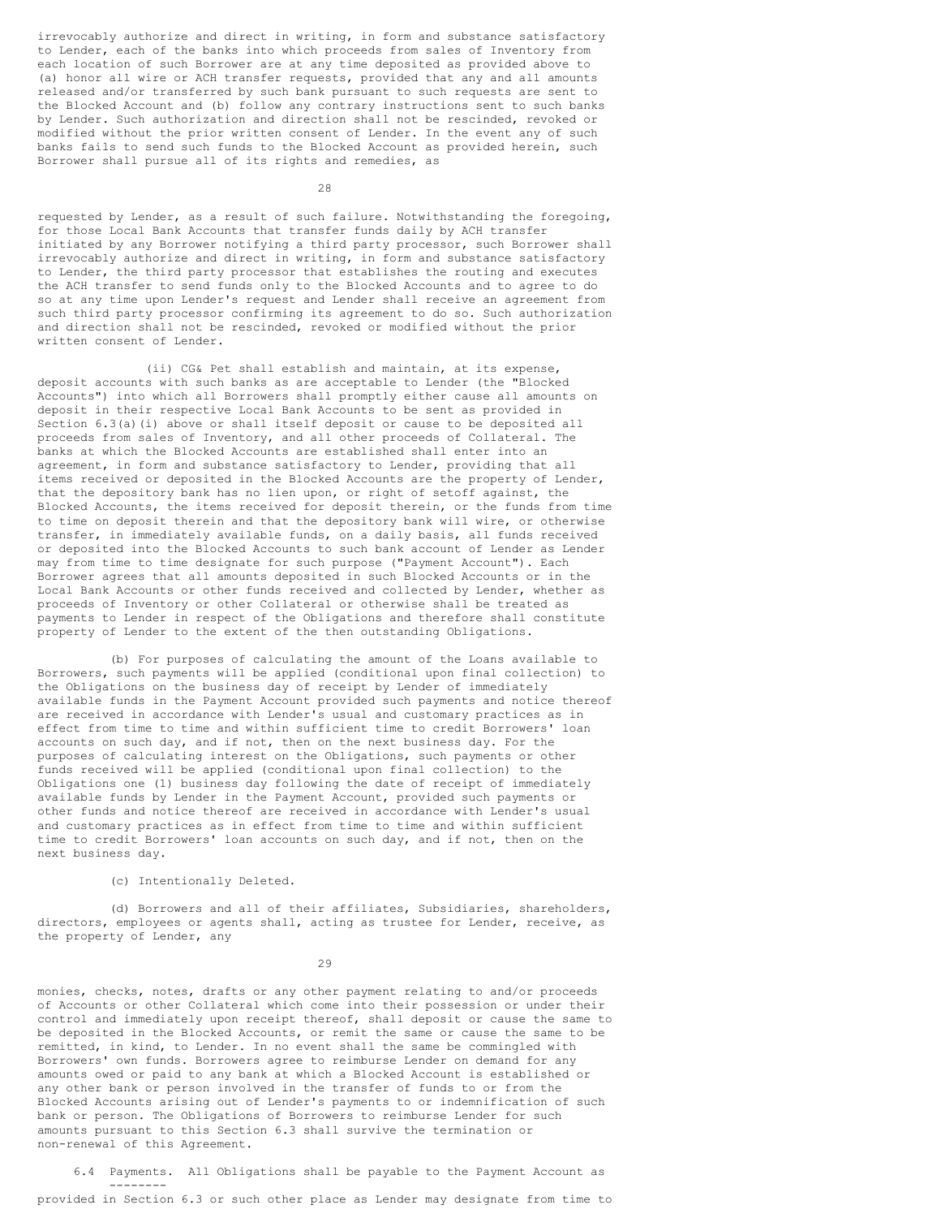irrevocably authorize and direct in writing, in form and substance satisfactory to Lender, each of the banks into which proceeds from sales of Inventory from each location of such Borrower are at any time deposited as provided above to (a) honor all wire or ACH transfer requests, provided that any and all amounts released and/or transferred by such bank pursuant to such requests are sent to the Blocked Account and (b) follow any contrary instructions sent to such banks by Lender. Such authorization and direction shall not be rescinded, revoked or modified without the prior written consent of Lender. In the event any of such banks fails to send such funds to the Blocked Account as provided herein, such Borrower shall pursue all of its rights and remedies, as requested by Lender, as a result of such failure. Notwithstanding the foregoing, for those Local Bank Accounts that transfer funds daily by ACH transfer initiated by any Borrower notifying a third party processor, such Borrower shall irrevocably authorize and direct in writing, in form and substance satisfactory to Lender, the third party processor that establishes the routing and executes the ACH transfer to send funds only to the Blocked Accounts and to agree to do so at any time upon Lender's request and Lender shall receive an agreement from such third party processor confirming its agreement to do so. Such authorization and direction shall not be rescinded, revoked or modified without the prior written consent of Lender.

(ii) CG& Pet shall establish and maintain, at its expense, deposit accounts with such banks as are acceptable to Lender (the "Blocked Accounts") into which all Borrowers shall promptly either cause all amounts on deposit in their respective Local Bank Accounts to be sent as provided in Section 6.3(a)(i) above or shall itself deposit or cause to be deposited all proceeds from sales of Inventory, and all other proceeds of Collateral. The banks at which the Blocked Accounts are established shall enter into an agreement, in form and substance satisfactory to Lender, providing that all items received or deposited in the Blocked Accounts are the property of Lender, that the depository bank has no lien upon, or right of setoff against, the Blocked Accounts, the items received for deposit therein, or the funds from time to time on deposit therein and that the depository bank will wire, or otherwise transfer, in immediately available funds, on a daily basis, all funds received or deposited into the Blocked Accounts to such bank account of Lender as Lender may from time to time designate for such purpose ("Payment Account"). Each Borrower agrees that all amounts deposited in such Blocked Accounts or in the Local Bank Accounts or other funds received and collected by Lender, whether as proceeds of Inventory or other Collateral or otherwise shall be treated as payments to Lender in respect of the Obligations and therefore shall constitute property of Lender to the extent of the then outstanding Obligations.

(b) For purposes of calculating the amount of the Loans available to Borrowers, such payments will be applied (conditional upon final collection) to the Obligations on the business day of receipt by Lender of immediately available funds in the Payment Account provided such payments and notice thereof are received in accordance with Lender's usual and customary practices as in effect from time to time and within sufficient time to credit Borrowers' loan accounts on such day, and if not, then on the next business day. For the purposes of calculating interest on the Obligations, such payments or other funds received will be applied (conditional upon final collection) to the Obligations one (1) business day following the date of receipt of immediately available funds by Lender in the Payment Account, provided such payments or other funds and notice thereof are received in accordance with Lender's usual and customary practices as in effect from time to time and within sufficient time to credit Borrowers' loan accounts on such day, and if not, then on the next business day.

(c) Intentionally Deleted.

(d) Borrowers and all of their affiliates, Subsidiaries, shareholders, directors, employees or agents shall, acting as trustee for Lender, receive, as the property of Lender, any monies, checks, notes, drafts or any other payment relating to and/or proceeds of Accounts or other Collateral which come into their possession or under their control and immediately upon receipt thereof, shall deposit or cause the same to be deposited in the Blocked Accounts, or remit the same or cause the same to be remitted, in kind, to Lender. In no event shall the same be commingled with Borrowers' own funds. Borrowers agree to reimburse Lender on demand for any amounts owed or paid to any bank at which a Blocked Account is established or any other bank or person involved in the transfer of funds to or from the Blocked Accounts arising out of Lender's payments to or indemnification of such bank or person. The Obligations of Borrowers to reimburse Lender for such amounts pursuant to this Section 6.3 shall survive the termination or non-renewal of this Agreement.

6.4 Payments. All Obligations shall be payable to the Payment Account as provided in Section 6.3 or such other place as Lender may designate from time to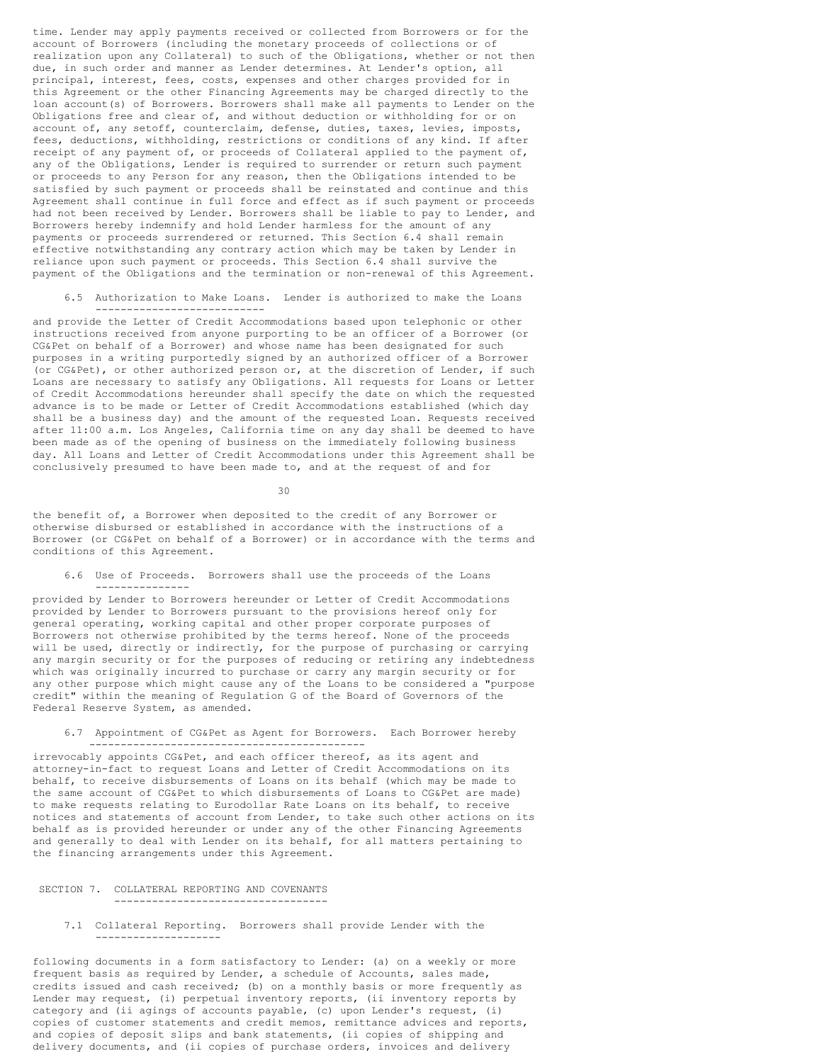time. Lender may apply payments received or collected from Borrowers or for the account of Borrowers (including the monetary proceeds of collections or of realization upon any Collateral) to such of the Obligations, whether or not then due, in such order and manner as Lender determines. At Lender's option, all principal, interest, fees, costs, expenses and other charges provided for in this Agreement or the other Financing Agreements may be charged directly to the loan account(s) of Borrowers. Borrowers shall make all payments to Lender on the Obligations free and clear of, and without deduction or withholding for or on account of, any setoff, counterclaim, defense, duties, taxes, levies, imposts, fees, deductions, withholding, restrictions or conditions of any kind. If after receipt of any payment of, or proceeds of Collateral applied to the payment of, any of the Obligations, Lender is required to surrender or return such payment or proceeds to any Person for any reason, then the Obligations intended to be satisfied by such payment or proceeds shall be reinstated and continue and this Agreement shall continue in full force and effect as if such payment or proceeds had not been received by Lender. Borrowers shall be liable to pay to Lender, and Borrowers hereby indemnify and hold Lender harmless for the amount of any payments or proceeds surrendered or returned. This Section 6.4 shall remain effective notwithstanding any contrary action which may be taken by Lender in reliance upon such payment or proceeds. This Section 6.4 shall survive the payment of the Obligations and the termination or non-renewal of this Agreement.

6.5 Authorization to Make Loans. Lender is authorized to make the Loans and provide the Letter of Credit Accommodations based upon telephonic or other instructions received from anyone purporting to be an officer of a Borrower (or CG&Pet on behalf of a Borrower) and whose name has been designated for such purposes in a writing purportedly signed by an authorized officer of a Borrower (or CG&Pet), or other authorized person or, at the discretion of Lender, if such Loans are necessary to satisfy any Obligations. All requests for Loans or Letter of Credit Accommodations hereunder shall specify the date on which the requested advance is to be made or Letter of Credit Accommodations established (which day shall be a business day) and the amount of the requested Loan. Requests received after 11:00 a.m. Los Angeles, California time on any day shall be deemed to have been made as of the opening of business on the immediately following business day. All Loans and Letter of Credit Accommodations under this Agreement shall be conclusively presumed to have been made to, and at the request of and for the benefit of, a Borrower when deposited to the credit of any Borrower or otherwise disbursed or established in accordance with the instructions of a Borrower (or CG&Pet on behalf of a Borrower) or in accordance with the terms and conditions of this Agreement.

6.6 Use of Proceeds. Borrowers shall use the proceeds of the Loans provided by Lender to Borrowers hereunder or Letter of Credit Accommodations provided by Lender to Borrowers pursuant to the provisions hereof only for general operating, working capital and other proper corporate purposes of Borrowers not otherwise prohibited by the terms hereof. None of the proceeds will be used, directly or indirectly, for the purpose of purchasing or carrying any margin security or for the purposes of reducing or retiring any indebtedness which was originally incurred to purchase or carry any margin security or for any other purpose which might cause any of the Loans to be considered a "purpose credit" within the meaning of Regulation G of the Board of Governors of the Federal Reserve System, as amended.

6.7 Appointment of CG&Pet as Agent for Borrowers. Each Borrower hereby irrevocably appoints CG&Pet, and each officer thereof, as its agent and attorney-in-fact to request Loans and Letter of Credit Accommodations on its behalf, to receive disbursements of Loans on its behalf (which may be made to the same account of CG&Pet to which disbursements of Loans to CG&Pet are made) to make requests relating to Eurodollar Rate Loans on its behalf, to receive notices and statements of account from Lender, to take such other actions on its behalf as is provided hereunder or under any of the other Financing Agreements and generally to deal with Lender on its behalf, for all matters pertaining to the financing arrangements under this Agreement.

## SECTION 7. COLLATERAL REPORTING AND COVENANTS

7.1 Collateral Reporting. Borrowers shall provide Lender with the following documents in a form satisfactory to Lender: (a) on a weekly or more frequent basis as required by Lender, a schedule of Accounts, sales made, credits issued and cash received; (b) on a monthly basis or more frequently as Lender may request, (i) perpetual inventory reports, (ii inventory reports by category and (ii agings of accounts payable, (c) upon Lender's request, (i) copies of customer statements and credit memos, remittance advices and reports, and copies of deposit slips and bank statements, (ii copies of shipping and delivery documents, and (ii copies of purchase orders, invoices and delivery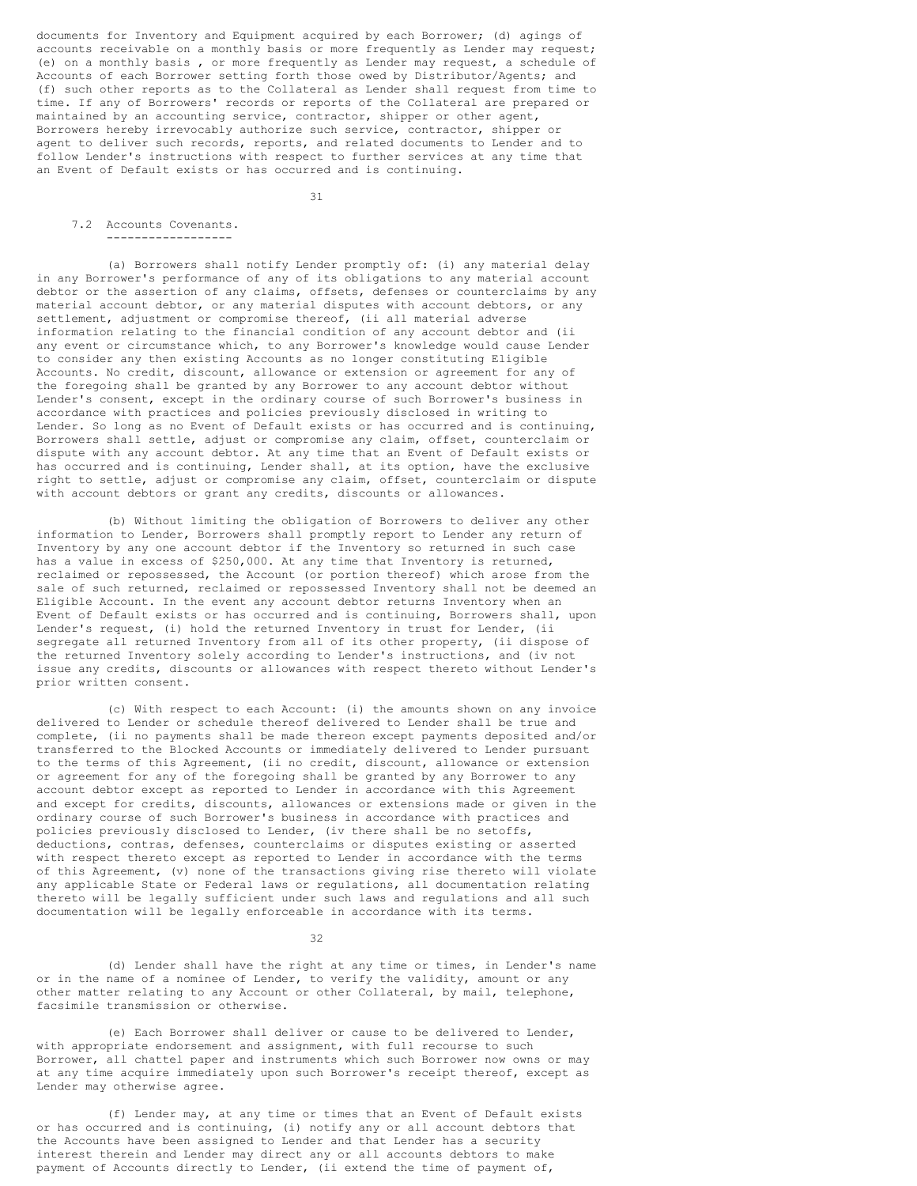documents for Inventory and Equipment acquired by each Borrower; (d) agings of accounts receivable on a monthly basis or more frequently as Lender may request; (e) on a monthly basis , or more frequently as Lender may request, a schedule of Accounts of each Borrower setting forth those owed by Distributor/Agents; and (f) such other reports as to the Collateral as Lender shall request from time to time. If any of Borrowers' records or reports of the Collateral are prepared or maintained by an accounting service, contractor, shipper or other agent, Borrowers hereby irrevocably authorize such service, contractor, shipper or agent to deliver such records, reports, and related documents to Lender and to follow Lender's instructions with respect to further services at any time that an Event of Default exists or has occurred and is continuing.

### 7.2 Accounts Covenants.

(a) Borrowers shall notify Lender promptly of: (i) any material delay in any Borrower's performance of any of its obligations to any material account debtor or the assertion of any claims, offsets, defenses or counterclaims by any material account debtor, or any material disputes with account debtors, or any settlement, adjustment or compromise thereof, (ii all material adverse information relating to the financial condition of any account debtor and (ii any event or circumstance which, to any Borrower's knowledge would cause Lender to consider any then existing Accounts as no longer constituting Eligible Accounts. No credit, discount, allowance or extension or agreement for any of the foregoing shall be granted by any Borrower to any account debtor without Lender's consent, except in the ordinary course of such Borrower's business in accordance with practices and policies previously disclosed in writing to Lender. So long as no Event of Default exists or has occurred and is continuing, Borrowers shall settle, adjust or compromise any claim, offset, counterclaim or dispute with any account debtor. At any time that an Event of Default exists or has occurred and is continuing, Lender shall, at its option, have the exclusive right to settle, adjust or compromise any claim, offset, counterclaim or dispute with account debtors or grant any credits, discounts or allowances.

(b) Without limiting the obligation of Borrowers to deliver any other information to Lender, Borrowers shall promptly report to Lender any return of Inventory by any one account debtor if the Inventory so returned in such case has a value in excess of $250,000. At any time that Inventory is returned, reclaimed or repossessed, the Account (or portion thereof) which arose from the sale of such returned, reclaimed or repossessed Inventory shall not be deemed an Eligible Account. In the event any account debtor returns Inventory when an Event of Default exists or has occurred and is continuing, Borrowers shall, upon Lender's request, (i) hold the returned Inventory in trust for Lender, (ii segregate all returned Inventory from all of its other property, (ii dispose of the returned Inventory solely according to Lender's instructions, and (iv not issue any credits, discounts or allowances with respect thereto without Lender's prior written consent.

(c) With respect to each Account: (i) the amounts shown on any invoice delivered to Lender or schedule thereof delivered to Lender shall be true and complete, (ii no payments shall be made thereon except payments deposited and/or transferred to the Blocked Accounts or immediately delivered to Lender pursuant to the terms of this Agreement, (ii no credit, discount, allowance or extension or agreement for any of the foregoing shall be granted by any Borrower to any account debtor except as reported to Lender in accordance with this Agreement and except for credits, discounts, allowances or extensions made or given in the ordinary course of such Borrower's business in accordance with practices and policies previously disclosed to Lender, (iv there shall be no setoffs, deductions, contras, defenses, counterclaims or disputes existing or asserted with respect thereto except as reported to Lender in accordance with the terms of this Agreement, (v) none of the transactions giving rise thereto will violate any applicable State or Federal laws or regulations, all documentation relating thereto will be legally sufficient under such laws and regulations and all such documentation will be legally enforceable in accordance with its terms.

(d) Lender shall have the right at any time or times, in Lender's name or in the name of a nominee of Lender, to verify the validity, amount or any other matter relating to any Account or other Collateral, by mail, telephone, facsimile transmission or otherwise.

(e) Each Borrower shall deliver or cause to be delivered to Lender, with appropriate endorsement and assignment, with full recourse to such Borrower, all chattel paper and instruments which such Borrower now owns or may at any time acquire immediately upon such Borrower's receipt thereof, except as Lender may otherwise agree.

(f) Lender may, at any time or times that an Event of Default exists or has occurred and is continuing, (i) notify any or all account debtors that the Accounts have been assigned to Lender and that Lender has a security interest therein and Lender may direct any or all accounts debtors to make payment of Accounts directly to Lender, (ii extend the time of payment of,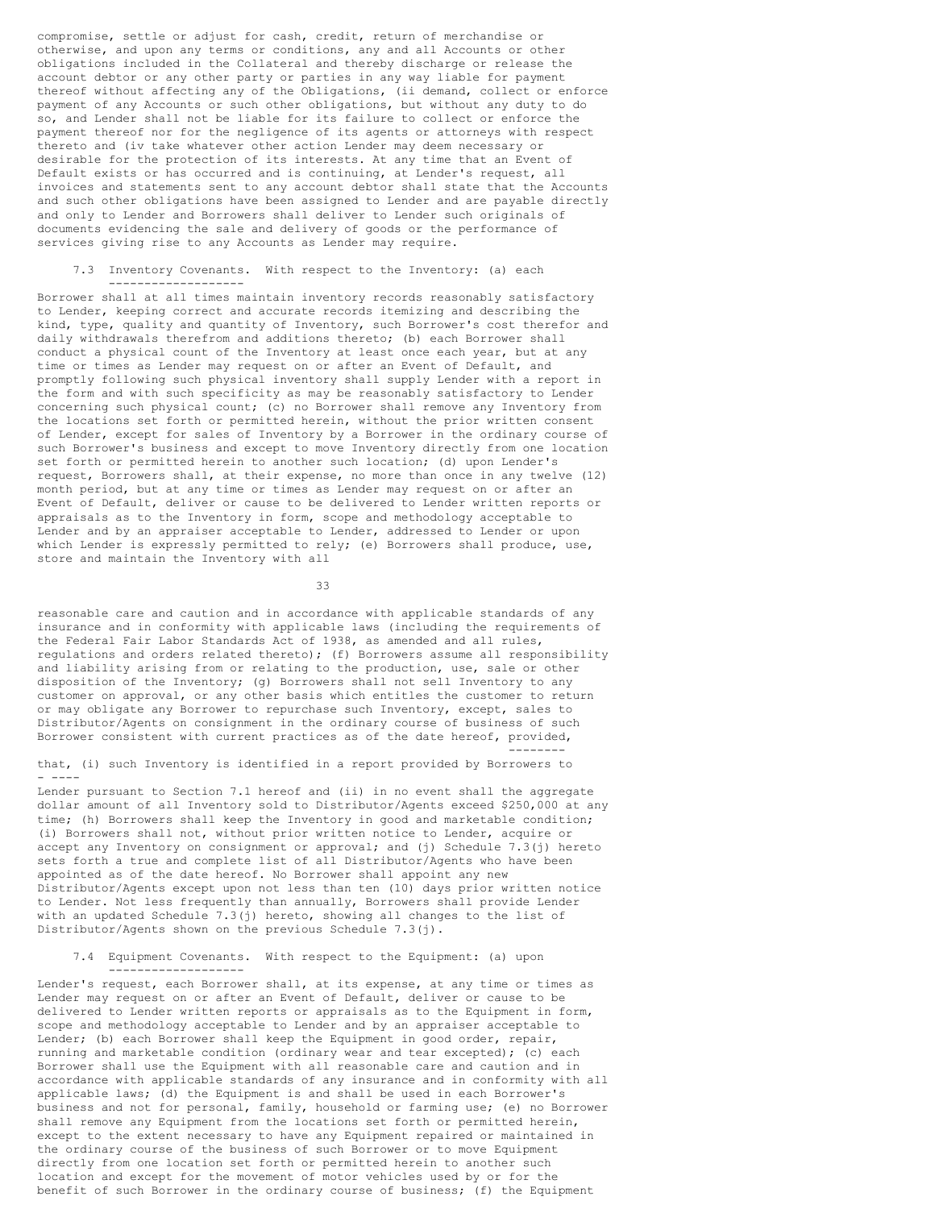compromise, settle or adjust for cash, credit, return of merchandise or otherwise, and upon any terms or conditions, any and all Accounts or other obligations included in the Collateral and thereby discharge or release the account debtor or any other party or parties in any way liable for payment thereof without affecting any of the Obligations, (ii demand, collect or enforce payment of any Accounts or such other obligations, but without any duty to do so, and Lender shall not be liable for its failure to collect or enforce the payment thereof nor for the negligence of its agents or attorneys with respect thereto and (iv take whatever other action Lender may deem necessary or desirable for the protection of its interests. At any time that an Event of Default exists or has occurred and is continuing, at Lender's request, all invoices and statements sent to any account debtor shall state that the Accounts and such other obligations have been assigned to Lender and are payable directly and only to Lender and Borrowers shall deliver to Lender such originals of documents evidencing the sale and delivery of goods or the performance of services giving rise to any Accounts as Lender may require.

7.3 Inventory Covenants. With respect to the Inventory: (a) each Borrower shall at all times maintain inventory records reasonably satisfactory to Lender, keeping correct and accurate records itemizing and describing the kind, type, quality and quantity of Inventory, such Borrower's cost therefor and daily withdrawals therefrom and additions thereto; (b) each Borrower shall conduct a physical count of the Inventory at least once each year, but at any time or times as Lender may request on or after an Event of Default, and promptly following such physical inventory shall supply Lender with a report in the form and with such specificity as may be reasonably satisfactory to Lender concerning such physical count; (c) no Borrower shall remove any Inventory from the locations set forth or permitted herein, without the prior written consent of Lender, except for sales of Inventory by a Borrower in the ordinary course of such Borrower's business and except to move Inventory directly from one location set forth or permitted herein to another such location; (d) upon Lender's request, Borrowers shall, at their expense, no more than once in any twelve (12) month period, but at any time or times as Lender may request on or after an Event of Default, deliver or cause to be delivered to Lender written reports or appraisals as to the Inventory in form, scope and methodology acceptable to Lender and by an appraiser acceptable to Lender, addressed to Lender or upon which Lender is expressly permitted to rely; (e) Borrowers shall produce, use, store and maintain the Inventory with all reasonable care and caution and in accordance with applicable standards of any insurance and in conformity with applicable laws (including the requirements of the Federal Fair Labor Standards Act of 1938, as amended and all rules, regulations and orders related thereto); (f) Borrowers assume all responsibility and liability arising from or relating to the production, use, sale or other disposition of the Inventory; (g) Borrowers shall not sell Inventory to any customer on approval, or any other basis which entitles the customer to return or may obligate any Borrower to repurchase such Inventory, except, sales to Distributor/Agents on consignment in the ordinary course of business of such Borrower consistent with current practices as of the date hereof, provided, that, (i) such Inventory is identified in a report provided by Borrowers to Lender pursuant to Section 7.1 hereof and (ii) in no event shall the aggregate dollar amount of all Inventory sold to Distributor/Agents exceed $250,000 at any time; (h) Borrowers shall keep the Inventory in good and marketable condition; (i) Borrowers shall not, without prior written notice to Lender, acquire or accept any Inventory on consignment or approval; and (j) Schedule 7.3(j) hereto sets forth a true and complete list of all Distributor/Agents who have been appointed as of the date hereof. No Borrower shall appoint any new Distributor/Agents except upon not less than ten (10) days prior written notice to Lender. Not less frequently than annually, Borrowers shall provide Lender with an updated Schedule 7.3(j) hereto, showing all changes to the list of Distributor/Agents shown on the previous Schedule 7.3(j).

7.4 Equipment Covenants. With respect to the Equipment: (a) upon Lender's request, each Borrower shall, at its expense, at any time or times as Lender may request on or after an Event of Default, deliver or cause to be delivered to Lender written reports or appraisals as to the Equipment in form, scope and methodology acceptable to Lender and by an appraiser acceptable to Lender; (b) each Borrower shall keep the Equipment in good order, repair, running and marketable condition (ordinary wear and tear excepted); (c) each Borrower shall use the Equipment with all reasonable care and caution and in accordance with applicable standards of any insurance and in conformity with all applicable laws; (d) the Equipment is and shall be used in each Borrower's business and not for personal, family, household or farming use; (e) no Borrower shall remove any Equipment from the locations set forth or permitted herein, except to the extent necessary to have any Equipment repaired or maintained in the ordinary course of the business of such Borrower or to move Equipment directly from one location set forth or permitted herein to another such location and except for the movement of motor vehicles used by or for the benefit of such Borrower in the ordinary course of business; (f) the Equipment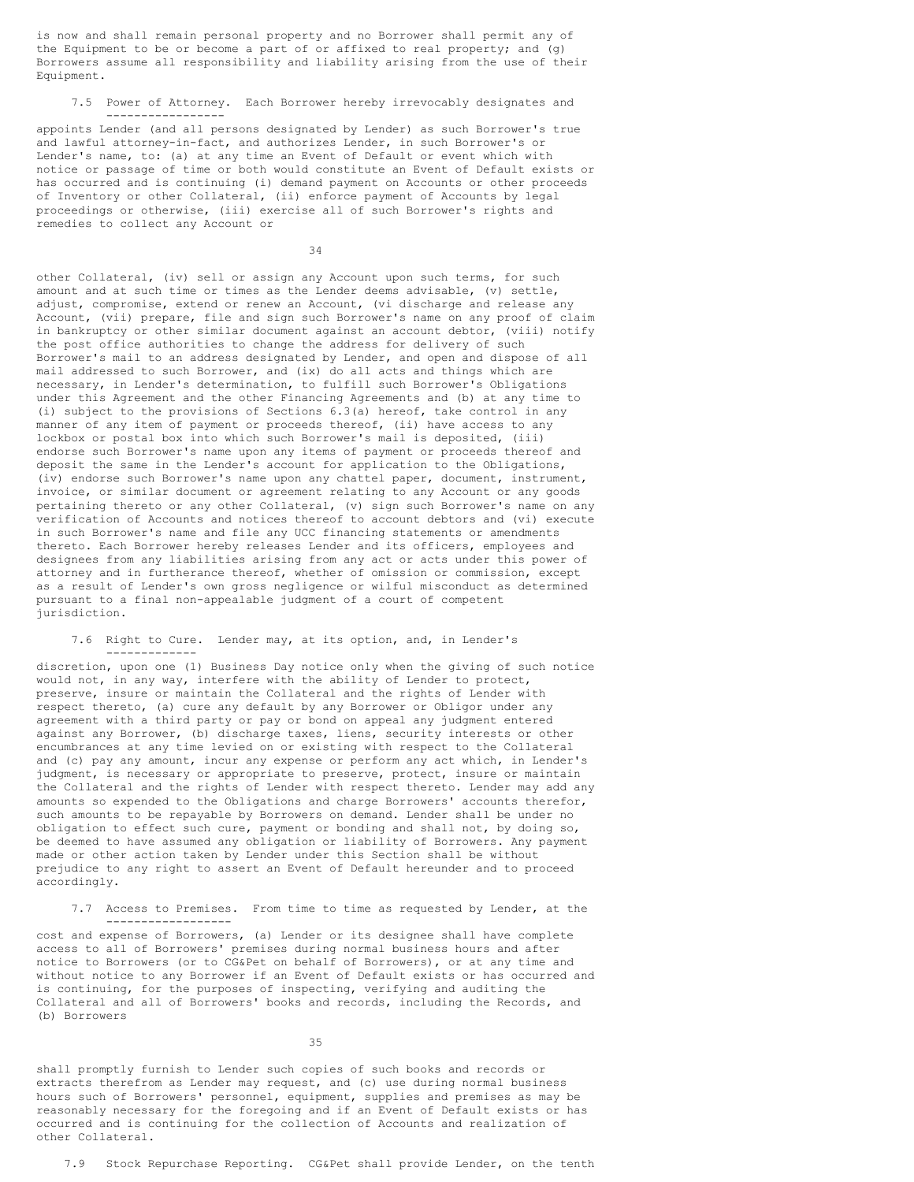is now and shall remain personal property and no Borrower shall permit any of the Equipment to be or become a part of or affixed to real property; and (g) Borrowers assume all responsibility and liability arising from the use of their Equipment.

7.5 Power of Attorney. Each Borrower hereby irrevocably designates and appoints Lender (and all persons designated by Lender) as such Borrower's true and lawful attorney-in-fact, and authorizes Lender, in such Borrower's or Lender's name, to: (a) at any time an Event of Default or event which with notice or passage of time or both would constitute an Event of Default exists or has occurred and is continuing (i) demand payment on Accounts or other proceeds of Inventory or other Collateral, (ii) enforce payment of Accounts by legal proceedings or otherwise, (iii) exercise all of such Borrower's rights and remedies to collect any Account or other Collateral, (iv) sell or assign any Account upon such terms, for such amount and at such time or times as the Lender deems advisable, (v) settle, adjust, compromise, extend or renew an Account, (vi discharge and release any Account, (vii) prepare, file and sign such Borrower's name on any proof of claim in bankruptcy or other similar document against an account debtor, (viii) notify the post office authorities to change the address for delivery of such Borrower's mail to an address designated by Lender, and open and dispose of all mail addressed to such Borrower, and (ix) do all acts and things which are necessary, in Lender's determination, to fulfill such Borrower's Obligations under this Agreement and the other Financing Agreements and (b) at any time to (i) subject to the provisions of Sections 6.3(a) hereof, take control in any manner of any item of payment or proceeds thereof, (ii) have access to any lockbox or postal box into which such Borrower's mail is deposited, (iii) endorse such Borrower's name upon any items of payment or proceeds thereof and deposit the same in the Lender's account for application to the Obligations, (iv) endorse such Borrower's name upon any chattel paper, document, instrument, invoice, or similar document or agreement relating to any Account or any goods pertaining thereto or any other Collateral, (v) sign such Borrower's name on any verification of Accounts and notices thereof to account debtors and (vi) execute in such Borrower's name and file any UCC financing statements or amendments thereto. Each Borrower hereby releases Lender and its officers, employees and designees from any liabilities arising from any act or acts under this power of attorney and in furtherance thereof, whether of omission or commission, except as a result of Lender's own gross negligence or wilful misconduct as determined pursuant to a final non-appealable judgment of a court of competent jurisdiction.

7.6 Right to Cure. Lender may, at its option, and, in Lender's discretion, upon one (1) Business Day notice only when the giving of such notice would not, in any way, interfere with the ability of Lender to protect, preserve, insure or maintain the Collateral and the rights of Lender with respect thereto, (a) cure any default by any Borrower or Obligor under any agreement with a third party or pay or bond on appeal any judgment entered against any Borrower, (b) discharge taxes, liens, security interests or other encumbrances at any time levied on or existing with respect to the Collateral and (c) pay any amount, incur any expense or perform any act which, in Lender's judgment, is necessary or appropriate to preserve, protect, insure or maintain the Collateral and the rights of Lender with respect thereto. Lender may add any amounts so expended to the Obligations and charge Borrowers' accounts therefor, such amounts to be repayable by Borrowers on demand. Lender shall be under no obligation to effect such cure, payment or bonding and shall not, by doing so, be deemed to have assumed any obligation or liability of Borrowers. Any payment made or other action taken by Lender under this Section shall be without prejudice to any right to assert an Event of Default hereunder and to proceed accordingly.

7.7 Access to Premises. From time to time as requested by Lender, at the cost and expense of Borrowers, (a) Lender or its designee shall have complete access to all of Borrowers' premises during normal business hours and after notice to Borrowers (or to CG&Pet on behalf of Borrowers), or at any time and without notice to any Borrower if an Event of Default exists or has occurred and is continuing, for the purposes of inspecting, verifying and auditing the Collateral and all of Borrowers' books and records, including the Records, and (b) Borrowers shall promptly furnish to Lender such copies of such books and records or extracts therefrom as Lender may request, and (c) use during normal business hours such of Borrowers' personnel, equipment, supplies and premises as may be reasonably necessary for the foregoing and if an Event of Default exists or has occurred and is continuing for the collection of Accounts and realization of other Collateral.

7.9 Stock Repurchase Reporting. CG&Pet shall provide Lender, on the tenth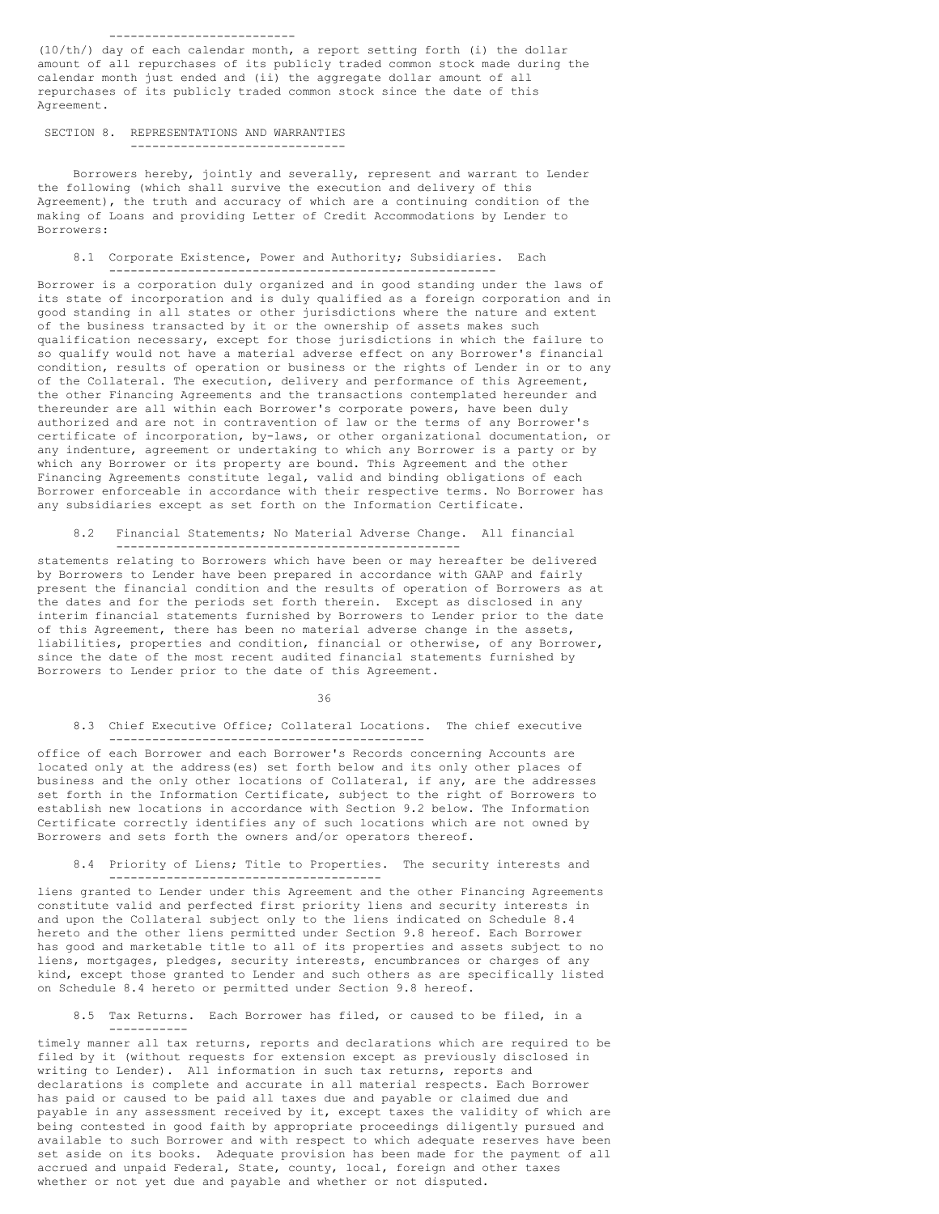(10th) day of each calendar month, a report setting forth (i) the dollar amount of all repurchases of its publicly traded common stock made during the calendar month just ended and (ii) the aggregate dollar amount of all repurchases of its publicly traded common stock since the date of this Agreement.

## SECTION 8. REPRESENTATIONS AND WARRANTIES

Borrowers hereby, jointly and severally, represent and warrant to Lender the following (which shall survive the execution and delivery of this Agreement), the truth and accuracy of which are a continuing condition of the making of Loans and providing Letter of Credit Accommodations by Lender to Borrowers:

8.1 Corporate Existence, Power and Authority; Subsidiaries. Each Borrower is a corporation duly organized and in good standing under the laws of its state of incorporation and is duly qualified as a foreign corporation and in good standing in all states or other jurisdictions where the nature and extent of the business transacted by it or the ownership of assets makes such qualification necessary, except for those jurisdictions in which the failure to so qualify would not have a material adverse effect on any Borrower's financial condition, results of operation or business or the rights of Lender in or to any of the Collateral. The execution, delivery and performance of this Agreement, the other Financing Agreements and the transactions contemplated hereunder and thereunder are all within each Borrower's corporate powers, have been duly authorized and are not in contravention of law or the terms of any Borrower's certificate of incorporation, by-laws, or other organizational documentation, or any indenture, agreement or undertaking to which any Borrower is a party or by which any Borrower or its property are bound. This Agreement and the other Financing Agreements constitute legal, valid and binding obligations of each Borrower enforceable in accordance with their respective terms. No Borrower has any subsidiaries except as set forth on the Information Certificate.

8.2 Financial Statements; No Material Adverse Change. All financial statements relating to Borrowers which have been or may hereafter be delivered by Borrowers to Lender have been prepared in accordance with GAAP and fairly present the financial condition and the results of operation of Borrowers as at the dates and for the periods set forth therein. Except as disclosed in any interim financial statements furnished by Borrowers to Lender prior to the date of this Agreement, there has been no material adverse change in the assets, liabilities, properties and condition, financial or otherwise, of any Borrower, since the date of the most recent audited financial statements furnished by Borrowers to Lender prior to the date of this Agreement.

8.3 Chief Executive Office; Collateral Locations. The chief executive office of each Borrower and each Borrower's Records concerning Accounts are located only at the address(es) set forth below and its only other places of business and the only other locations of Collateral, if any, are the addresses set forth in the Information Certificate, subject to the right of Borrowers to establish new locations in accordance with Section 9.2 below. The Information Certificate correctly identifies any of such locations which are not owned by Borrowers and sets forth the owners and/or operators thereof.

8.4 Priority of Liens; Title to Properties. The security interests and liens granted to Lender under this Agreement and the other Financing Agreements constitute valid and perfected first priority liens and security interests in and upon the Collateral subject only to the liens indicated on Schedule 8.4 hereto and the other liens permitted under Section 9.8 hereof. Each Borrower has good and marketable title to all of its properties and assets subject to no liens, mortgages, pledges, security interests, encumbrances or charges of any kind, except those granted to Lender and such others as are specifically listed on Schedule 8.4 hereto or permitted under Section 9.8 hereof.

8.5 Tax Returns. Each Borrower has filed, or caused to be filed, in a timely manner all tax returns, reports and declarations which are required to be filed by it (without requests for extension except as previously disclosed in writing to Lender). All information in such tax returns, reports and declarations is complete and accurate in all material respects. Each Borrower has paid or caused to be paid all taxes due and payable or claimed due and payable in any assessment received by it, except taxes the validity of which are being contested in good faith by appropriate proceedings diligently pursued and available to such Borrower and with respect to which adequate reserves have been set aside on its books. Adequate provision has been made for the payment of all accrued and unpaid Federal, State, county, local, foreign and other taxes whether or not yet due and payable and whether or not disputed.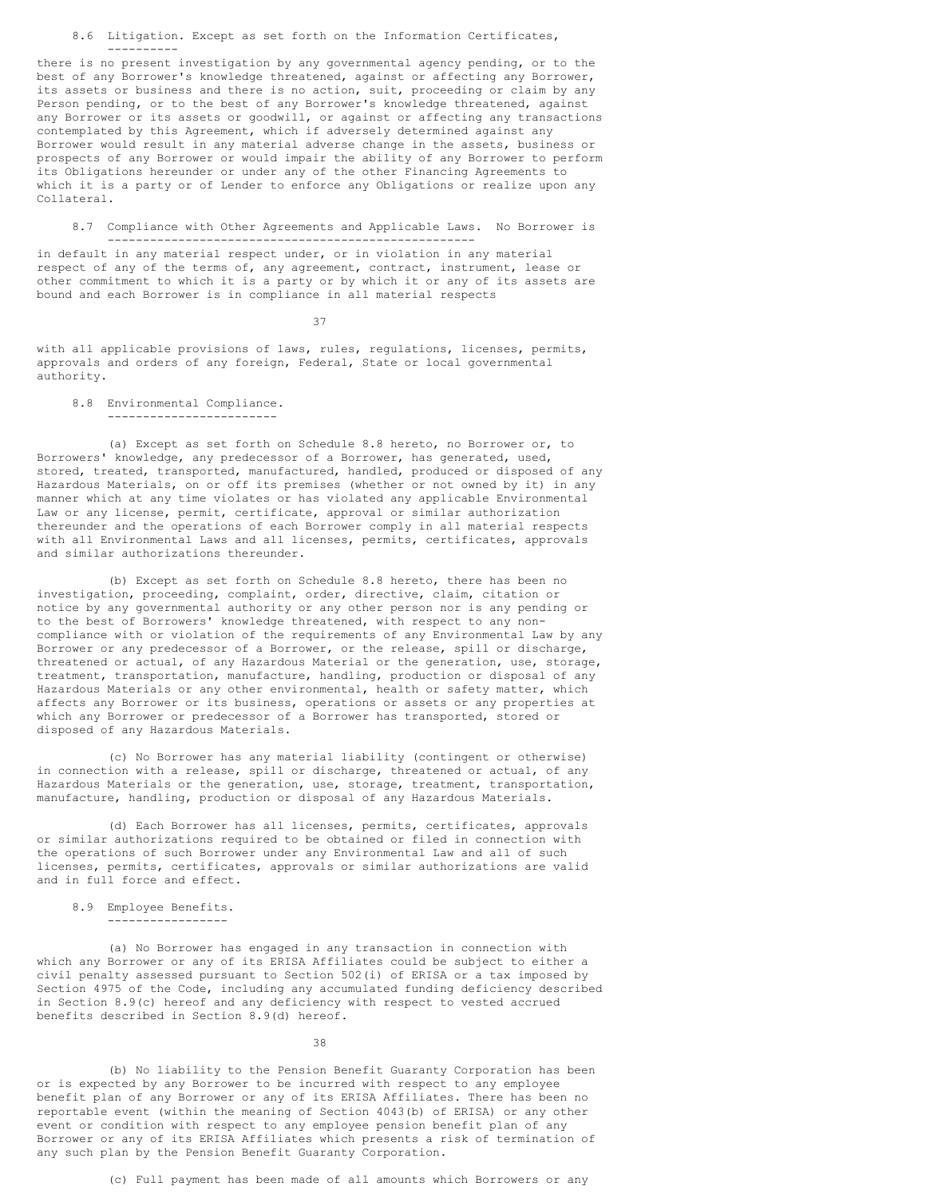8.6 Litigation. Except as set forth on the Information Certificates, there is no present investigation by any governmental agency pending, or to the best of any Borrower's knowledge threatened, against or affecting any Borrower, its assets or business and there is no action, suit, proceeding or claim by any Person pending, or to the best of any Borrower's knowledge threatened, against any Borrower or its assets or goodwill, or against or affecting any transactions contemplated by this Agreement, which if adversely determined against any Borrower would result in any material adverse change in the assets, business or prospects of any Borrower or would impair the ability of any Borrower to perform its Obligations hereunder or under any of the other Financing Agreements to which it is a party or of Lender to enforce any Obligations or realize upon any Collateral.

8.7 Compliance with Other Agreements and Applicable Laws. No Borrower is in default in any material respect under, or in violation in any material respect of any of the terms of, any agreement, contract, instrument, lease or other commitment to which it is a party or by which it or any of its assets are bound and each Borrower is in compliance in all material respects with all applicable provisions of laws, rules, regulations, licenses, permits, approvals and orders of any foreign, Federal, State or local governmental authority.

8.8 Environmental Compliance.

(a) Except as set forth on Schedule 8.8 hereto, no Borrower or, to Borrowers' knowledge, any predecessor of a Borrower, has generated, used, stored, treated, transported, manufactured, handled, produced or disposed of any Hazardous Materials, on or off its premises (whether or not owned by it) in any manner which at any time violates or has violated any applicable Environmental Law or any license, permit, certificate, approval or similar authorization thereunder and the operations of each Borrower comply in all material respects with all Environmental Laws and all licenses, permits, certificates, approvals and similar authorizations thereunder.

(b) Except as set forth on Schedule 8.8 hereto, there has been no investigation, proceeding, complaint, order, directive, claim, citation or notice by any governmental authority or any other person nor is any pending or to the best of Borrowers' knowledge threatened, with respect to any non-compliance with or violation of the requirements of any Environmental Law by any Borrower or any predecessor of a Borrower, or the release, spill or discharge, threatened or actual, of any Hazardous Material or the generation, use, storage, treatment, transportation, manufacture, handling, production or disposal of any Hazardous Materials or any other environmental, health or safety matter, which affects any Borrower or its business, operations or assets or any properties at which any Borrower or predecessor of a Borrower has transported, stored or disposed of any Hazardous Materials.

(c) No Borrower has any material liability (contingent or otherwise) in connection with a release, spill or discharge, threatened or actual, of any Hazardous Materials or the generation, use, storage, treatment, transportation, manufacture, handling, production or disposal of any Hazardous Materials.

(d) Each Borrower has all licenses, permits, certificates, approvals or similar authorizations required to be obtained or filed in connection with the operations of such Borrower under any Environmental Law and all of such licenses, permits, certificates, approvals or similar authorizations are valid and in full force and effect.

8.9 Employee Benefits.

(a) No Borrower has engaged in any transaction in connection with which any Borrower or any of its ERISA Affiliates could be subject to either a civil penalty assessed pursuant to Section 502(i) of ERISA or a tax imposed by Section 4975 of the Code, including any accumulated funding deficiency described in Section 8.9(c) hereof and any deficiency with respect to vested accrued benefits described in Section 8.9(d) hereof.

(b) No liability to the Pension Benefit Guaranty Corporation has been or is expected by any Borrower to be incurred with respect to any employee benefit plan of any Borrower or any of its ERISA Affiliates. There has been no reportable event (within the meaning of Section 4043(b) of ERISA) or any other event or condition with respect to any employee pension benefit plan of any Borrower or any of its ERISA Affiliates which presents a risk of termination of any such plan by the Pension Benefit Guaranty Corporation.

(c) Full payment has been made of all amounts which Borrowers or any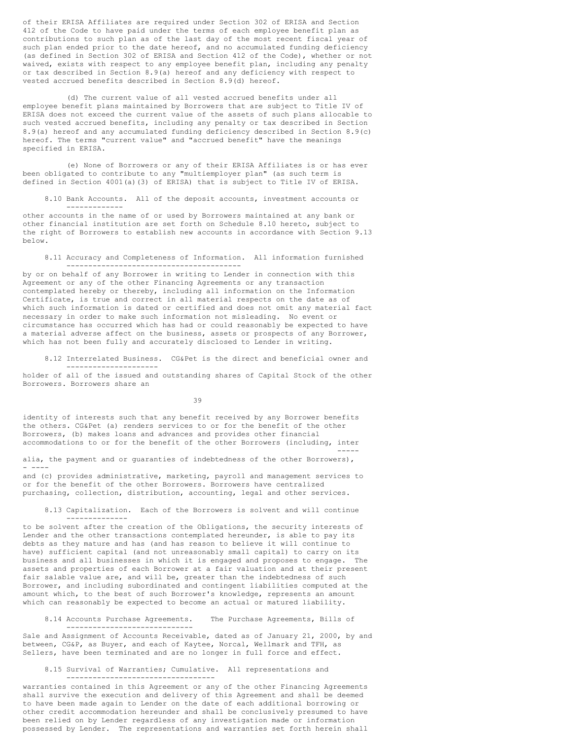of their ERISA Affiliates are required under Section 302 of ERISA and Section 412 of the Code to have paid under the terms of each employee benefit plan as contributions to such plan as of the last day of the most recent fiscal year of such plan ended prior to the date hereof, and no accumulated funding deficiency (as defined in Section 302 of ERISA and Section 412 of the Code), whether or not waived, exists with respect to any employee benefit plan, including any penalty or tax described in Section 8.9(a) hereof and any deficiency with respect to vested accrued benefits described in Section 8.9(d) hereof.

(d) The current value of all vested accrued benefits under all employee benefit plans maintained by Borrowers that are subject to Title IV of ERISA does not exceed the current value of the assets of such plans allocable to such vested accrued benefits, including any penalty or tax described in Section 8.9(a) hereof and any accumulated funding deficiency described in Section 8.9(c) hereof. The terms "current value" and "accrued benefit" have the meanings specified in ERISA.

(e) None of Borrowers or any of their ERISA Affiliates is or has ever been obligated to contribute to any "multiemployer plan" (as such term is defined in Section 4001(a)(3) of ERISA) that is subject to Title IV of ERISA.

8.10 Bank Accounts. All of the deposit accounts, investment accounts or other accounts in the name of or used by Borrowers maintained at any bank or other financial institution are set forth on Schedule 8.10 hereto, subject to the right of Borrowers to establish new accounts in accordance with Section 9.13 below.

8.11 Accuracy and Completeness of Information. All information furnished by or on behalf of any Borrower in writing to Lender in connection with this Agreement or any of the other Financing Agreements or any transaction contemplated hereby or thereby, including all information on the Information Certificate, is true and correct in all material respects on the date as of which such information is dated or certified and does not omit any material fact necessary in order to make such information not misleading. No event or circumstance has occurred which has had or could reasonably be expected to have a material adverse affect on the business, assets or prospects of any Borrower, which has not been fully and accurately disclosed to Lender in writing.

8.12 Interrelated Business. CG&Pet is the direct and beneficial owner and holder of all of the issued and outstanding shares of Capital Stock of the other Borrowers. Borrowers share an identity of interests such that any benefit received by any Borrower benefits the others. CG&Pet (a) renders services to or for the benefit of the other Borrowers, (b) makes loans and advances and provides other financial accommodations to or for the benefit of the other Borrowers (including, *inter alia*, the payment and or guaranties of indebtedness of the other Borrowers), and (c) provides administrative, marketing, payroll and management services to or for the benefit of the other Borrowers. Borrowers have centralized purchasing, collection, distribution, accounting, legal and other services.

8.13 Capitalization. Each of the Borrowers is solvent and will continue to be solvent after the creation of the Obligations, the security interests of Lender and the other transactions contemplated hereunder, is able to pay its debts as they mature and has (and has reason to believe it will continue to have) sufficient capital (and not unreasonably small capital) to carry on its business and all businesses in which it is engaged and proposes to engage. The assets and properties of each Borrower at a fair valuation and at their present fair salable value are, and will be, greater than the indebtedness of such Borrower, and including subordinated and contingent liabilities computed at the amount which, to the best of such Borrower's knowledge, represents an amount which can reasonably be expected to become an actual or matured liability.

8.14 Accounts Purchase Agreements. The Purchase Agreements, Bills of Sale and Assignment of Accounts Receivable, dated as of January 21, 2000, by and between, CG&P, as Buyer, and each of Kaytee, Norcal, Wellmark and TFH, as Sellers, have been terminated and are no longer in full force and effect.

8.15 Survival of Warranties; Cumulative. All representations and warranties contained in this Agreement or any of the other Financing Agreements shall survive the execution and delivery of this Agreement and shall be deemed to have been made again to Lender on the date of each additional borrowing or other credit accommodation hereunder and shall be conclusively presumed to have been relied on by Lender regardless of any investigation made or information possessed by Lender. The representations and warranties set forth herein shall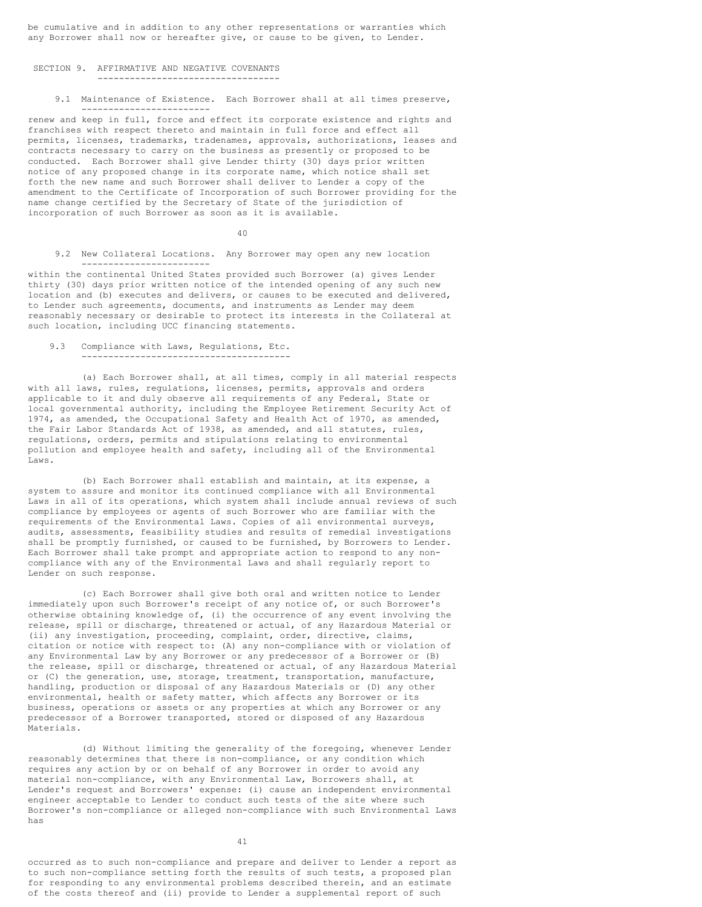be cumulative and in addition to any other representations or warranties which any Borrower shall now or hereafter give, or cause to be given, to Lender.

## SECTION 9. AFFIRMATIVE AND NEGATIVE COVENANTS

9.1 Maintenance of Existence. Each Borrower shall at all times preserve, renew and keep in full, force and effect its corporate existence and rights and franchises with respect thereto and maintain in full force and effect all permits, licenses, trademarks, tradenames, approvals, authorizations, leases and contracts necessary to carry on the business as presently or proposed to be conducted. Each Borrower shall give Lender thirty (30) days prior written notice of any proposed change in its corporate name, which notice shall set forth the new name and such Borrower shall deliver to Lender a copy of the amendment to the Certificate of Incorporation of such Borrower providing for the name change certified by the Secretary of State of the jurisdiction of incorporation of such Borrower as soon as it is available.

9.2 New Collateral Locations. Any Borrower may open any new location within the continental United States provided such Borrower (a) gives Lender thirty (30) days prior written notice of the intended opening of any such new location and (b) executes and delivers, or causes to be executed and delivered, to Lender such agreements, documents, and instruments as Lender may deem reasonably necessary or desirable to protect its interests in the Collateral at such location, including UCC financing statements.

9.3 Compliance with Laws, Regulations, Etc.

(a) Each Borrower shall, at all times, comply in all material respects with all laws, rules, regulations, licenses, permits, approvals and orders applicable to it and duly observe all requirements of any Federal, State or local governmental authority, including the Employee Retirement Security Act of 1974, as amended, the Occupational Safety and Health Act of 1970, as amended, the Fair Labor Standards Act of 1938, as amended, and all statutes, rules, regulations, orders, permits and stipulations relating to environmental pollution and employee health and safety, including all of the Environmental Laws.

(b) Each Borrower shall establish and maintain, at its expense, a system to assure and monitor its continued compliance with all Environmental Laws in all of its operations, which system shall include annual reviews of such compliance by employees or agents of such Borrower who are familiar with the requirements of the Environmental Laws. Copies of all environmental surveys, audits, assessments, feasibility studies and results of remedial investigations shall be promptly furnished, or caused to be furnished, by Borrowers to Lender. Each Borrower shall take prompt and appropriate action to respond to any non-compliance with any of the Environmental Laws and shall regularly report to Lender on such response.

(c) Each Borrower shall give both oral and written notice to Lender immediately upon such Borrower's receipt of any notice of, or such Borrower's otherwise obtaining knowledge of, (i) the occurrence of any event involving the release, spill or discharge, threatened or actual, of any Hazardous Material or (ii) any investigation, proceeding, complaint, order, directive, claims, citation or notice with respect to: (A) any non-compliance with or violation of any Environmental Law by any Borrower or any predecessor of a Borrower or (B) the release, spill or discharge, threatened or actual, of any Hazardous Material or (C) the generation, use, storage, treatment, transportation, manufacture, handling, production or disposal of any Hazardous Materials or (D) any other environmental, health or safety matter, which affects any Borrower or its business, operations or assets or any properties at which any Borrower or any predecessor of a Borrower transported, stored or disposed of any Hazardous Materials.

(d) Without limiting the generality of the foregoing, whenever Lender reasonably determines that there is non-compliance, or any condition which requires any action by or on behalf of any Borrower in order to avoid any material non-compliance, with any Environmental Law, Borrowers shall, at Lender's request and Borrowers' expense: (i) cause an independent environmental engineer acceptable to Lender to conduct such tests of the site where such Borrower's non-compliance or alleged non-compliance with such Environmental Laws has occurred as to such non-compliance and prepare and deliver to Lender a report as to such non-compliance setting forth the results of such tests, a proposed plan for responding to any environmental problems described therein, and an estimate of the costs thereof and (ii) provide to Lender a supplemental report of such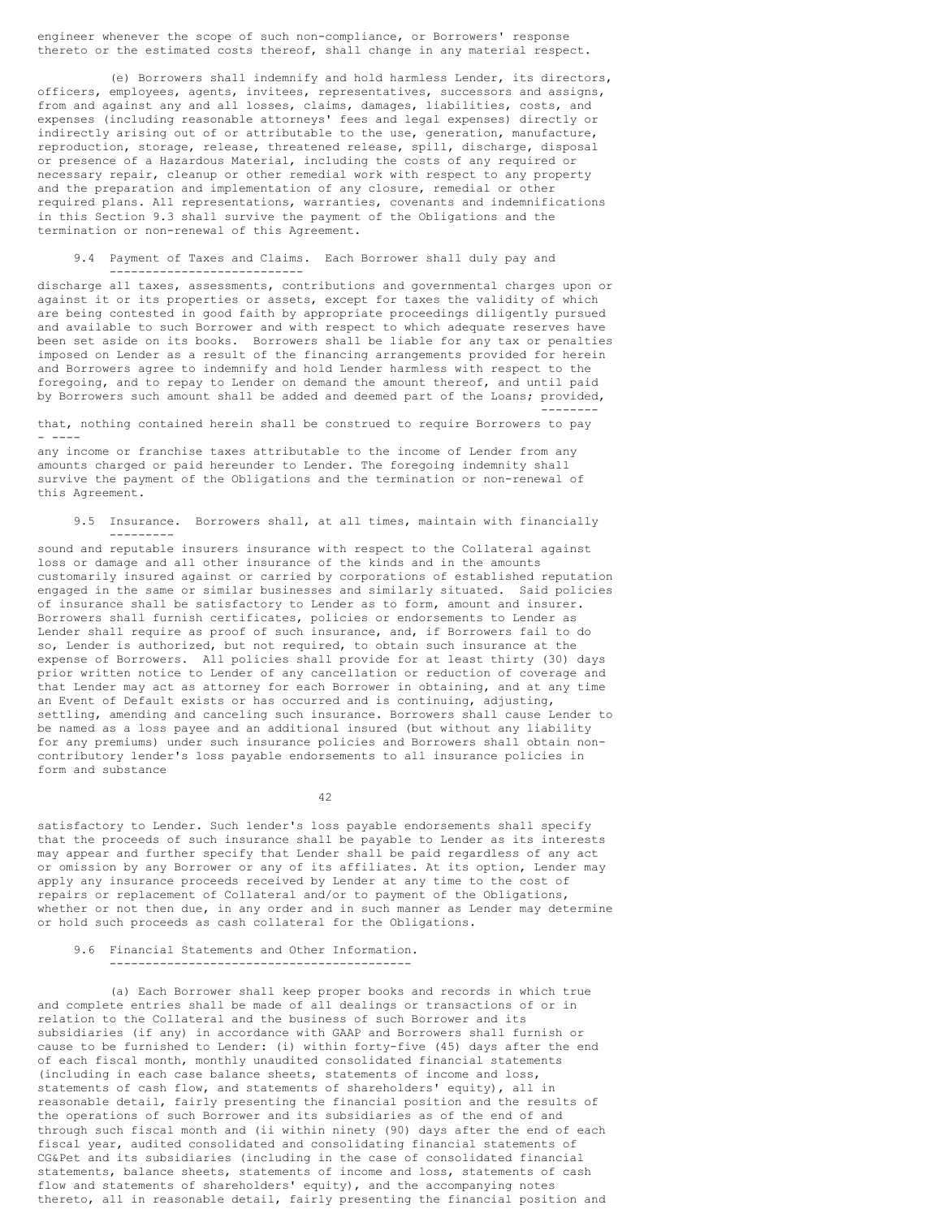engineer whenever the scope of such non-compliance, or Borrowers' response thereto or the estimated costs thereof, shall change in any material respect.

(e) Borrowers shall indemnify and hold harmless Lender, its directors, officers, employees, agents, invitees, representatives, successors and assigns, from and against any and all losses, claims, damages, liabilities, costs, and expenses (including reasonable attorneys' fees and legal expenses) directly or indirectly arising out of or attributable to the use, generation, manufacture, reproduction, storage, release, threatened release, spill, discharge, disposal or presence of a Hazardous Material, including the costs of any required or necessary repair, cleanup or other remedial work with respect to any property and the preparation and implementation of any closure, remedial or other required plans. All representations, warranties, covenants and indemnifications in this Section 9.3 shall survive the payment of the Obligations and the termination or non-renewal of this Agreement.

9.4 Payment of Taxes and Claims. Each Borrower shall duly pay and discharge all taxes, assessments, contributions and governmental charges upon or against it or its properties or assets, except for taxes the validity of which are being contested in good faith by appropriate proceedings diligently pursued and available to such Borrower and with respect to which adequate reserves have been set aside on its books. Borrowers shall be liable for any tax or penalties imposed on Lender as a result of the financing arrangements provided for herein and Borrowers agree to indemnify and hold Lender harmless with respect to the foregoing, and to repay to Lender on demand the amount thereof, and until paid by Borrowers such amount shall be added and deemed part of the Loans; *provided*, *that*, nothing contained herein shall be construed to require Borrowers to pay any income or franchise taxes attributable to the income of Lender from any amounts charged or paid hereunder to Lender. The foregoing indemnity shall survive the payment of the Obligations and the termination or non-renewal of this Agreement.

9.5 Insurance. Borrowers shall, at all times, maintain with financially sound and reputable insurers insurance with respect to the Collateral against loss or damage and all other insurance of the kinds and in the amounts customarily insured against or carried by corporations of established reputation engaged in the same or similar businesses and similarly situated. Said policies of insurance shall be satisfactory to Lender as to form, amount and insurer. Borrowers shall furnish certificates, policies or endorsements to Lender as Lender shall require as proof of such insurance, and, if Borrowers fail to do so, Lender is authorized, but not required, to obtain such insurance at the expense of Borrowers. All policies shall provide for at least thirty (30) days prior written notice to Lender of any cancellation or reduction of coverage and that Lender may act as attorney for each Borrower in obtaining, and at any time an Event of Default exists or has occurred and is continuing, adjusting, settling, amending and canceling such insurance. Borrowers shall cause Lender to be named as a loss payee and an additional insured (but without any liability for any premiums) under such insurance policies and Borrowers shall obtain non-contributory lender's loss payable endorsements to all insurance policies in form and substance satisfactory to Lender. Such lender's loss payable endorsements shall specify that the proceeds of such insurance shall be payable to Lender as its interests may appear and further specify that Lender shall be paid regardless of any act or omission by any Borrower or any of its affiliates. At its option, Lender may apply any insurance proceeds received by Lender at any time to the cost of repairs or replacement of Collateral and/or to payment of the Obligations, whether or not then due, in any order and in such manner as Lender may determine or hold such proceeds as cash collateral for the Obligations.

9.6 Financial Statements and Other Information.

(a) Each Borrower shall keep proper books and records in which true and complete entries shall be made of all dealings or transactions of or in relation to the Collateral and the business of such Borrower and its subsidiaries (if any) in accordance with GAAP and Borrowers shall furnish or cause to be furnished to Lender: (i) within forty-five (45) days after the end of each fiscal month, monthly unaudited consolidated financial statements (including in each case balance sheets, statements of income and loss, statements of cash flow, and statements of shareholders' equity), all in reasonable detail, fairly presenting the financial position and the results of the operations of such Borrower and its subsidiaries as of the end of and through such fiscal month and (ii within ninety (90) days after the end of each fiscal year, audited consolidated and consolidating financial statements of CG&Pet and its subsidiaries (including in the case of consolidated financial statements, balance sheets, statements of income and loss, statements of cash flow and statements of shareholders' equity), and the accompanying notes thereto, all in reasonable detail, fairly presenting the financial position and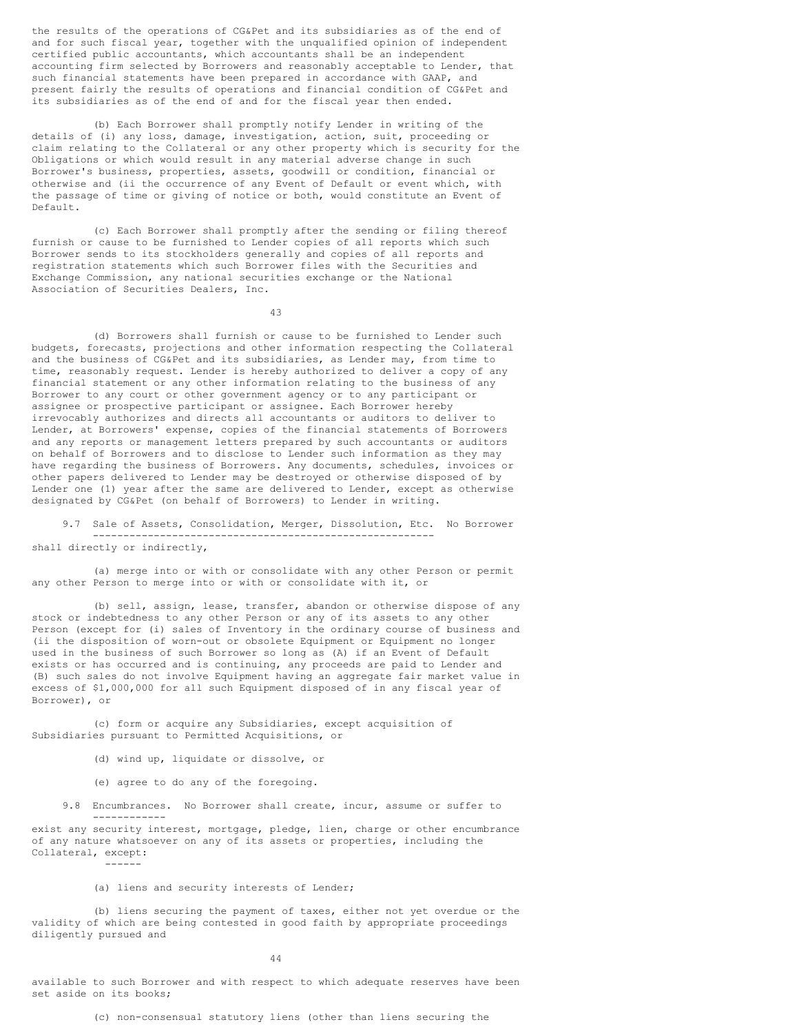the results of the operations of CG&Pet and its subsidiaries as of the end of and for such fiscal year, together with the unqualified opinion of independent certified public accountants, which accountants shall be an independent accounting firm selected by Borrowers and reasonably acceptable to Lender, that such financial statements have been prepared in accordance with GAAP, and present fairly the results of operations and financial condition of CG&Pet and its subsidiaries as of the end of and for the fiscal year then ended.

(b) Each Borrower shall promptly notify Lender in writing of the details of (i) any loss, damage, investigation, action, suit, proceeding or claim relating to the Collateral or any other property which is security for the Obligations or which would result in any material adverse change in such Borrower's business, properties, assets, goodwill or condition, financial or otherwise and (ii the occurrence of any Event of Default or event which, with the passage of time or giving of notice or both, would constitute an Event of Default.

(c) Each Borrower shall promptly after the sending or filing thereof furnish or cause to be furnished to Lender copies of all reports which such Borrower sends to its stockholders generally and copies of all reports and registration statements which such Borrower files with the Securities and Exchange Commission, any national securities exchange or the National Association of Securities Dealers, Inc.

(d) Borrowers shall furnish or cause to be furnished to Lender such budgets, forecasts, projections and other information respecting the Collateral and the business of CG&Pet and its subsidiaries, as Lender may, from time to time, reasonably request. Lender is hereby authorized to deliver a copy of any financial statement or any other information relating to the business of any Borrower to any court or other government agency or to any participant or assignee or prospective participant or assignee. Each Borrower hereby irrevocably authorizes and directs all accountants or auditors to deliver to Lender, at Borrowers' expense, copies of the financial statements of Borrowers and any reports or management letters prepared by such accountants or auditors on behalf of Borrowers and to disclose to Lender such information as they may have regarding the business of Borrowers. Any documents, schedules, invoices or other papers delivered to Lender may be destroyed or otherwise disposed of by Lender one (1) year after the same are delivered to Lender, except as otherwise designated by CG&Pet (on behalf of Borrowers) to Lender in writing.

9.7 <u>Sale of Assets, Consolidation, Merger, Dissolution, Etc.</u> No Borrower shall directly or indirectly,

(a) merge into or with or consolidate with any other Person or permit any other Person to merge into or with or consolidate with it, or

(b) sell, assign, lease, transfer, abandon or otherwise dispose of any stock or indebtedness to any other Person or any of its assets to any other Person (except for (i) sales of Inventory in the ordinary course of business and (ii the disposition of worn-out or obsolete Equipment or Equipment no longer used in the business of such Borrower so long as (A) if an Event of Default exists or has occurred and is continuing, any proceeds are paid to Lender and (B) such sales do not involve Equipment having an aggregate fair market value in excess of $1,000,000 for all such Equipment disposed of in any fiscal year of Borrower), or

(c) form or acquire any Subsidiaries, except acquisition of Subsidiaries pursuant to Permitted Acquisitions, or

(d) wind up, liquidate or dissolve, or

(e) agree to do any of the foregoing.

9.8 <u>Encumbrances.</u> No Borrower shall create, incur, assume or suffer to exist any security interest, mortgage, pledge, lien, charge or other encumbrance of any nature whatsoever on any of its assets or properties, including the Collateral, <u>except</u>:

(a) liens and security interests of Lender;

(b) liens securing the payment of taxes, either not yet overdue or the validity of which are being contested in good faith by appropriate proceedings diligently pursued and available to such Borrower and with respect to which adequate reserves have been set aside on its books;

(c) non-consensual statutory liens (other than liens securing the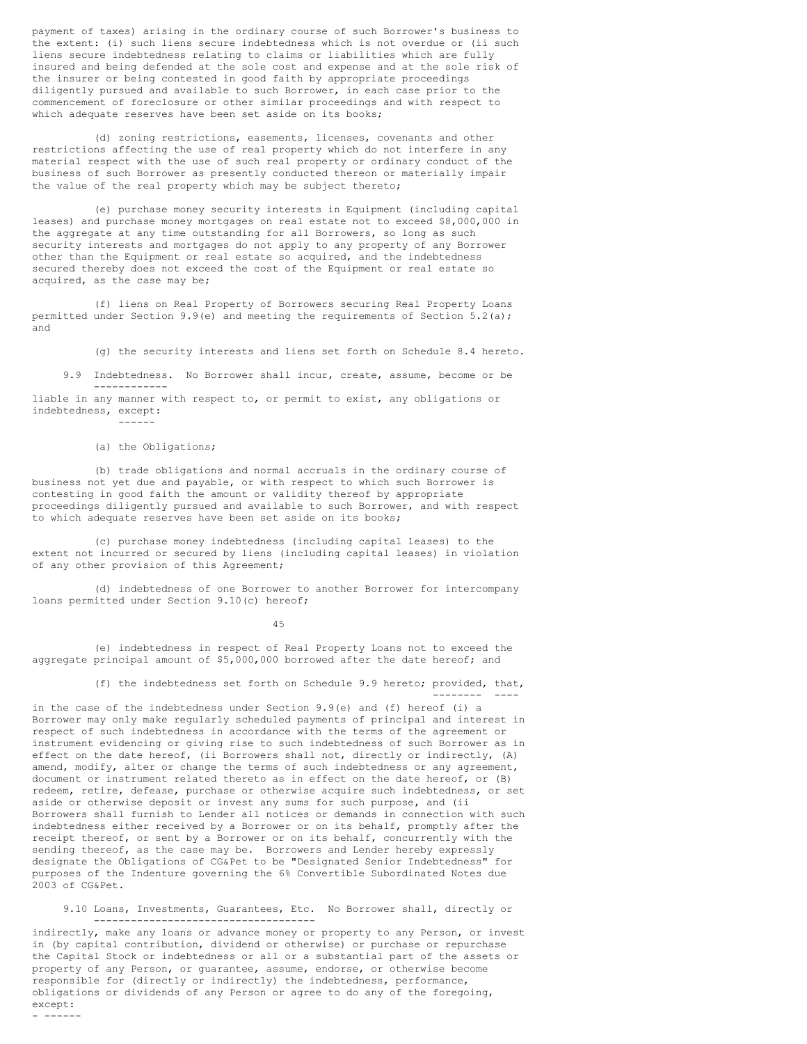payment of taxes) arising in the ordinary course of such Borrower's business to the extent: (i) such liens secure indebtedness which is not overdue or (ii such liens secure indebtedness relating to claims or liabilities which are fully insured and being defended at the sole cost and expense and at the sole risk of the insurer or being contested in good faith by appropriate proceedings diligently pursued and available to such Borrower, in each case prior to the commencement of foreclosure or other similar proceedings and with respect to which adequate reserves have been set aside on its books;

(d) zoning restrictions, easements, licenses, covenants and other restrictions affecting the use of real property which do not interfere in any material respect with the use of such real property or ordinary conduct of the business of such Borrower as presently conducted thereon or materially impair the value of the real property which may be subject thereto;

(e) purchase money security interests in Equipment (including capital leases) and purchase money mortgages on real estate not to exceed $8,000,000 in the aggregate at any time outstanding for all Borrowers, so long as such security interests and mortgages do not apply to any property of any Borrower other than the Equipment or real estate so acquired, and the indebtedness secured thereby does not exceed the cost of the Equipment or real estate so acquired, as the case may be;

(f) liens on Real Property of Borrowers securing Real Property Loans permitted under Section 9.9(e) and meeting the requirements of Section 5.2(a); and

(g) the security interests and liens set forth on Schedule 8.4 hereto.

9.9 Indebtedness. No Borrower shall incur, create, assume, become or be liable in any manner with respect to, or permit to exist, any obligations or indebtedness, except:

(a) the Obligations;

(b) trade obligations and normal accruals in the ordinary course of business not yet due and payable, or with respect to which such Borrower is contesting in good faith the amount or validity thereof by appropriate proceedings diligently pursued and available to such Borrower, and with respect to which adequate reserves have been set aside on its books;

(c) purchase money indebtedness (including capital leases) to the extent not incurred or secured by liens (including capital leases) in violation of any other provision of this Agreement;

(d) indebtedness of one Borrower to another Borrower for intercompany loans permitted under Section 9.10(c) hereof;

(e) indebtedness in respect of Real Property Loans not to exceed the aggregate principal amount of $5,000,000 borrowed after the date hereof; and

(f) the indebtedness set forth on Schedule 9.9 hereto; provided, that, in the case of the indebtedness under Section 9.9(e) and (f) hereof (i) a Borrower may only make regularly scheduled payments of principal and interest in respect of such indebtedness in accordance with the terms of the agreement or instrument evidencing or giving rise to such indebtedness of such Borrower as in effect on the date hereof, (ii Borrowers shall not, directly or indirectly, (A) amend, modify, alter or change the terms of such indebtedness or any agreement, document or instrument related thereto as in effect on the date hereof, or (B) redeem, retire, defease, purchase or otherwise acquire such indebtedness, or set aside or otherwise deposit or invest any sums for such purpose, and (ii Borrowers shall furnish to Lender all notices or demands in connection with such indebtedness either received by a Borrower or on its behalf, promptly after the receipt thereof, or sent by a Borrower or on its behalf, concurrently with the sending thereof, as the case may be. Borrowers and Lender hereby expressly designate the Obligations of CG&Pet to be "Designated Senior Indebtedness" for purposes of the Indenture governing the 6% Convertible Subordinated Notes due 2003 of CG&Pet.

9.10 Loans, Investments, Guarantees, Etc. No Borrower shall, directly or indirectly, make any loans or advance money or property to any Person, or invest in (by capital contribution, dividend or otherwise) or purchase or repurchase the Capital Stock or indebtedness or all or a substantial part of the assets or property of any Person, or guarantee, assume, endorse, or otherwise become responsible for (directly or indirectly) the indebtedness, performance, obligations or dividends of any Person or agree to do any of the foregoing, except: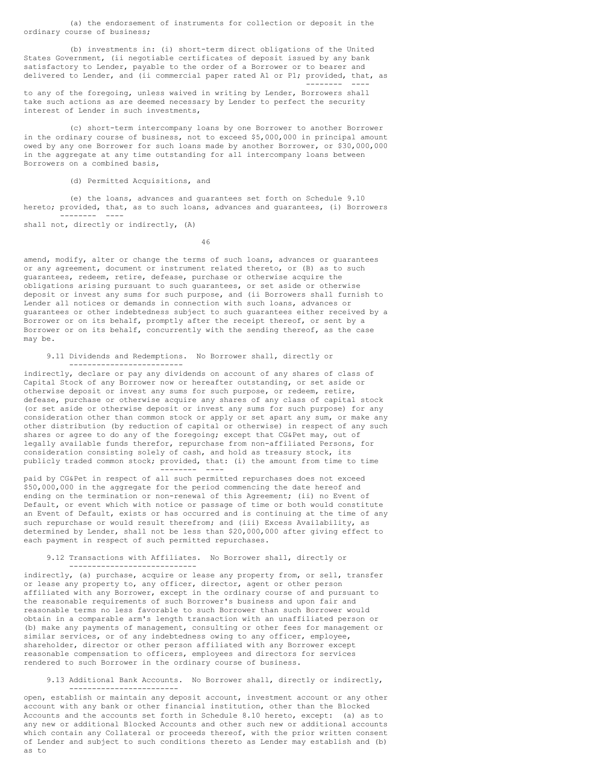(a) the endorsement of instruments for collection or deposit in the ordinary course of business;

(b) investments in: (i) short-term direct obligations of the United States Government, (ii negotiable certificates of deposit issued by any bank satisfactory to Lender, payable to the order of a Borrower or to bearer and delivered to Lender, and (ii commercial paper rated A1 or P1; _provided, that_, as to any of the foregoing, unless waived in writing by Lender, Borrowers shall take such actions as are deemed necessary by Lender to perfect the security interest of Lender in such investments,

(c) short-term intercompany loans by one Borrower to another Borrower in the ordinary course of business, not to exceed $5,000,000 in principal amount owed by any one Borrower for such loans made by another Borrower, or $30,000,000 in the aggregate at any time outstanding for all intercompany loans between Borrowers on a combined basis,

(d) Permitted Acquisitions, and

(e) the loans, advances and guarantees set forth on Schedule 9.10 hereto; _provided, that_, as to such loans, advances and guarantees, (i) Borrowers shall not, directly or indirectly, (A) amend, modify, alter or change the terms of such loans, advances or guarantees or any agreement, document or instrument related thereto, or (B) as to such guarantees, redeem, retire, defease, purchase or otherwise acquire the obligations arising pursuant to such guarantees, or set aside or otherwise deposit or invest any sums for such purpose, and (ii Borrowers shall furnish to Lender all notices or demands in connection with such loans, advances or guarantees or other indebtedness subject to such guarantees either received by a Borrower or on its behalf, promptly after the receipt thereof, or sent by a Borrower or on its behalf, concurrently with the sending thereof, as the case may be.

9.11 _Dividends and Redemptions._ No Borrower shall, directly or indirectly, declare or pay any dividends on account of any shares of class of Capital Stock of any Borrower now or hereafter outstanding, or set aside or otherwise deposit or invest any sums for such purpose, or redeem, retire, defease, purchase or otherwise acquire any shares of any class of capital stock (or set aside or otherwise deposit or invest any sums for such purpose) for any consideration other than common stock or apply or set apart any sum, or make any other distribution (by reduction of capital or otherwise) in respect of any such shares or agree to do any of the foregoing; except that CG&Pet may, out of legally available funds therefor, repurchase from non-affiliated Persons, for consideration consisting solely of cash, and hold as treasury stock, its publicly traded common stock; _provided, that_: (i) the amount from time to time paid by CG&Pet in respect of all such permitted repurchases does not exceed $50,000,000 in the aggregate for the period commencing the date hereof and ending on the termination or non-renewal of this Agreement; (ii) no Event of Default, or event which with notice or passage of time or both would constitute an Event of Default, exists or has occurred and is continuing at the time of any such repurchase or would result therefrom; and (iii) Excess Availability, as determined by Lender, shall not be less than $20,000,000 after giving effect to each payment in respect of such permitted repurchases.

9.12 _Transactions with Affiliates._ No Borrower shall, directly or indirectly, (a) purchase, acquire or lease any property from, or sell, transfer or lease any property to, any officer, director, agent or other person affiliated with any Borrower, except in the ordinary course of and pursuant to the reasonable requirements of such Borrower's business and upon fair and reasonable terms no less favorable to such Borrower than such Borrower would obtain in a comparable arm's length transaction with an unaffiliated person or (b) make any payments of management, consulting or other fees for management or similar services, or of any indebtedness owing to any officer, employee, shareholder, director or other person affiliated with any Borrower except reasonable compensation to officers, employees and directors for services rendered to such Borrower in the ordinary course of business.

9.13 _Additional Bank Accounts._ No Borrower shall, directly or indirectly, open, establish or maintain any deposit account, investment account or any other account with any bank or other financial institution, other than the Blocked Accounts and the accounts set forth in Schedule 8.10 hereto, except: (a) as to any new or additional Blocked Accounts and other such new or additional accounts which contain any Collateral or proceeds thereof, with the prior written consent of Lender and subject to such conditions thereto as Lender may establish and (b) as to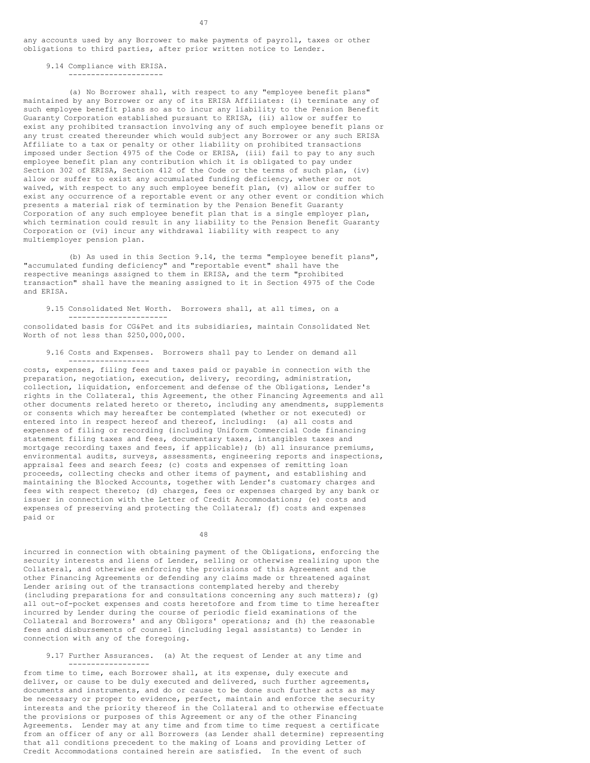any accounts used by any Borrower to make payments of payroll, taxes or other obligations to third parties, after prior written notice to Lender.

9.14 Compliance with ERISA.

(a) No Borrower shall, with respect to any "employee benefit plans" maintained by any Borrower or any of its ERISA Affiliates: (i) terminate any of such employee benefit plans so as to incur any liability to the Pension Benefit Guaranty Corporation established pursuant to ERISA, (ii) allow or suffer to exist any prohibited transaction involving any of such employee benefit plans or any trust created thereunder which would subject any Borrower or any such ERISA Affiliate to a tax or penalty or other liability on prohibited transactions imposed under Section 4975 of the Code or ERISA, (iii) fail to pay to any such employee benefit plan any contribution which it is obligated to pay under Section 302 of ERISA, Section 412 of the Code or the terms of such plan, (iv) allow or suffer to exist any accumulated funding deficiency, whether or not waived, with respect to any such employee benefit plan, (v) allow or suffer to exist any occurrence of a reportable event or any other event or condition which presents a material risk of termination by the Pension Benefit Guaranty Corporation of any such employee benefit plan that is a single employer plan, which termination could result in any liability to the Pension Benefit Guaranty Corporation or (vi) incur any withdrawal liability with respect to any multiemployer pension plan.

(b) As used in this Section 9.14, the terms "employee benefit plans", "accumulated funding deficiency" and "reportable event" shall have the respective meanings assigned to them in ERISA, and the term "prohibited transaction" shall have the meaning assigned to it in Section 4975 of the Code and ERISA.

9.15 Consolidated Net Worth. Borrowers shall, at all times, on a consolidated basis for CG&Pet and its subsidiaries, maintain Consolidated Net Worth of not less than $250,000,000.

9.16 Costs and Expenses. Borrowers shall pay to Lender on demand all costs, expenses, filing fees and taxes paid or payable in connection with the preparation, negotiation, execution, delivery, recording, administration, collection, liquidation, enforcement and defense of the Obligations, Lender's rights in the Collateral, this Agreement, the other Financing Agreements and all other documents related hereto or thereto, including any amendments, supplements or consents which may hereafter be contemplated (whether or not executed) or entered into in respect hereof and thereof, including: (a) all costs and expenses of filing or recording (including Uniform Commercial Code financing statement filing taxes and fees, documentary taxes, intangibles taxes and mortgage recording taxes and fees, if applicable); (b) all insurance premiums, environmental audits, surveys, assessments, engineering reports and inspections, appraisal fees and search fees; (c) costs and expenses of remitting loan proceeds, collecting checks and other items of payment, and establishing and maintaining the Blocked Accounts, together with Lender's customary charges and fees with respect thereto; (d) charges, fees or expenses charged by any bank or issuer in connection with the Letter of Credit Accommodations; (e) costs and expenses of preserving and protecting the Collateral; (f) costs and expenses paid or incurred in connection with obtaining payment of the Obligations, enforcing the security interests and liens of Lender, selling or otherwise realizing upon the Collateral, and otherwise enforcing the provisions of this Agreement and the other Financing Agreements or defending any claims made or threatened against Lender arising out of the transactions contemplated hereby and thereby (including preparations for and consultations concerning any such matters); (g) all out-of-pocket expenses and costs heretofore and from time to time hereafter incurred by Lender during the course of periodic field examinations of the Collateral and Borrowers' and any Obligors' operations; and (h) the reasonable fees and disbursements of counsel (including legal assistants) to Lender in connection with any of the foregoing.

9.17 Further Assurances. (a) At the request of Lender at any time and from time to time, each Borrower shall, at its expense, duly execute and deliver, or cause to be duly executed and delivered, such further agreements, documents and instruments, and do or cause to be done such further acts as may be necessary or proper to evidence, perfect, maintain and enforce the security interests and the priority thereof in the Collateral and to otherwise effectuate the provisions or purposes of this Agreement or any of the other Financing Agreements. Lender may at any time and from time to time request a certificate from an officer of any or all Borrowers (as Lender shall determine) representing that all conditions precedent to the making of Loans and providing Letter of Credit Accommodations contained herein are satisfied. In the event of such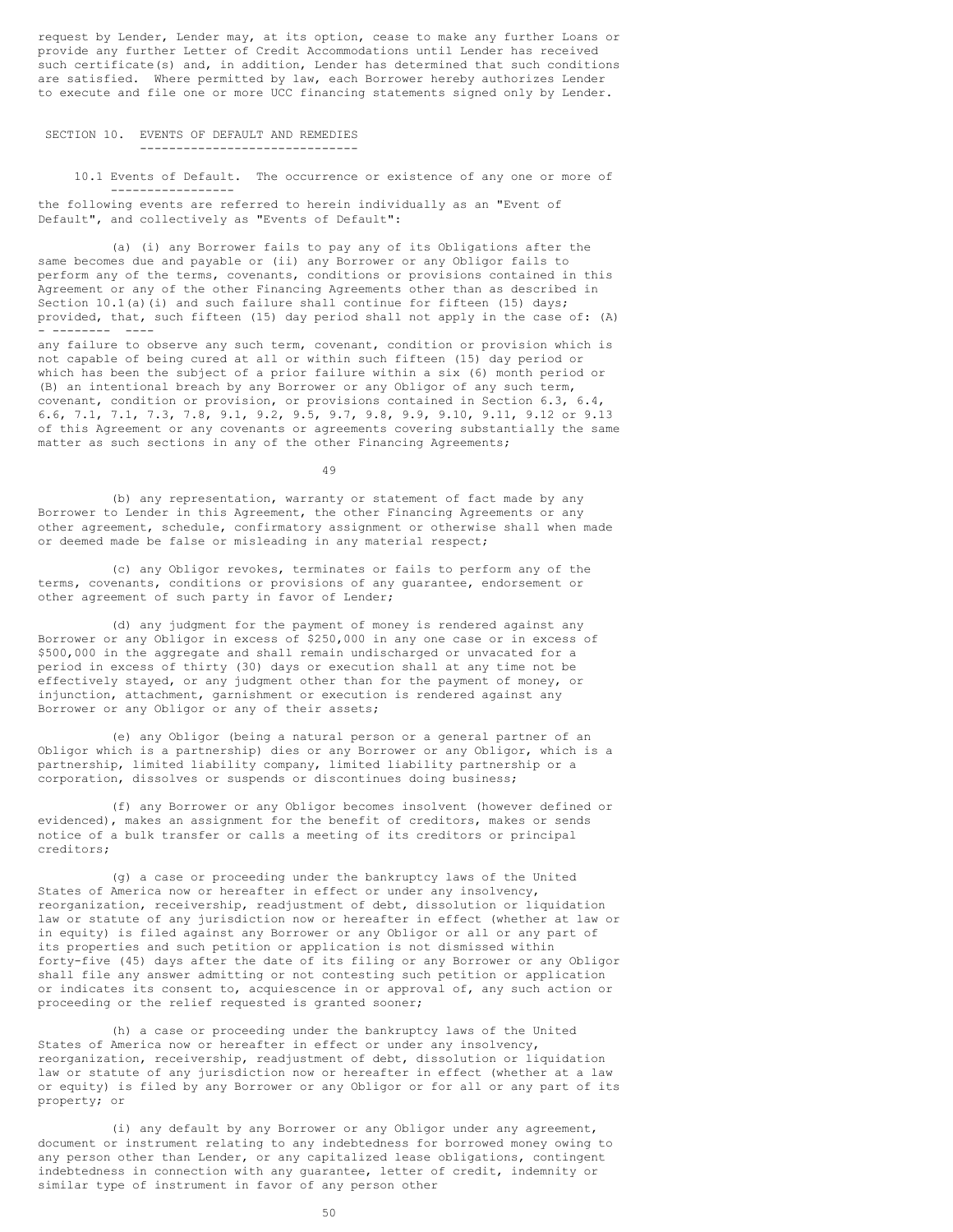request by Lender, Lender may, at its option, cease to make any further Loans or provide any further Letter of Credit Accommodations until Lender has received such certificate(s) and, in addition, Lender has determined that such conditions are satisfied. Where permitted by law, each Borrower hereby authorizes Lender to execute and file one or more UCC financing statements signed only by Lender.

## SECTION 10. EVENTS OF DEFAULT AND REMEDIES

10.1 Events of Default. The occurrence or existence of any one or more of the following events are referred to herein individually as an "Event of Default", and collectively as "Events of Default":

(a) (i) any Borrower fails to pay any of its Obligations after the same becomes due and payable or (ii) any Borrower or any Obligor fails to perform any of the terms, covenants, conditions or provisions contained in this Agreement or any of the other Financing Agreements other than as described in Section 10.1(a)(i) and such failure shall continue for fifteen (15) days; provided, that, such fifteen (15) day period shall not apply in the case of: (A) any failure to observe any such term, covenant, condition or provision which is not capable of being cured at all or within such fifteen (15) day period or which has been the subject of a prior failure within a six (6) month period or (B) an intentional breach by any Borrower or any Obligor of any such term, covenant, condition or provision, or provisions contained in Section 6.3, 6.4, 6.6, 7.1, 7.1, 7.3, 7.8, 9.1, 9.2, 9.5, 9.7, 9.8, 9.9, 9.10, 9.11, 9.12 or 9.13 of this Agreement or any covenants or agreements covering substantially the same matter as such sections in any of the other Financing Agreements;

(b) any representation, warranty or statement of fact made by any Borrower to Lender in this Agreement, the other Financing Agreements or any other agreement, schedule, confirmatory assignment or otherwise shall when made or deemed made be false or misleading in any material respect;

(c) any Obligor revokes, terminates or fails to perform any of the terms, covenants, conditions or provisions of any guarantee, endorsement or other agreement of such party in favor of Lender;

(d) any judgment for the payment of money is rendered against any Borrower or any Obligor in excess of $250,000 in any one case or in excess of $500,000 in the aggregate and shall remain undischarged or unvacated for a period in excess of thirty (30) days or execution shall at any time not be effectively stayed, or any judgment other than for the payment of money, or injunction, attachment, garnishment or execution is rendered against any Borrower or any Obligor or any of their assets;

(e) any Obligor (being a natural person or a general partner of an Obligor which is a partnership) dies or any Borrower or any Obligor, which is a partnership, limited liability company, limited liability partnership or a corporation, dissolves or suspends or discontinues doing business;

(f) any Borrower or any Obligor becomes insolvent (however defined or evidenced), makes an assignment for the benefit of creditors, makes or sends notice of a bulk transfer or calls a meeting of its creditors or principal creditors;

(g) a case or proceeding under the bankruptcy laws of the United States of America now or hereafter in effect or under any insolvency, reorganization, receivership, readjustment of debt, dissolution or liquidation law or statute of any jurisdiction now or hereafter in effect (whether at law or in equity) is filed against any Borrower or any Obligor or all or any part of its properties and such petition or application is not dismissed within forty-five (45) days after the date of its filing or any Borrower or any Obligor shall file any answer admitting or not contesting such petition or application or indicates its consent to, acquiescence in or approval of, any such action or proceeding or the relief requested is granted sooner;

(h) a case or proceeding under the bankruptcy laws of the United States of America now or hereafter in effect or under any insolvency, reorganization, receivership, readjustment of debt, dissolution or liquidation law or statute of any jurisdiction now or hereafter in effect (whether at a law or equity) is filed by any Borrower or any Obligor or for all or any part of its property; or

(i) any default by any Borrower or any Obligor under any agreement, document or instrument relating to any indebtedness for borrowed money owing to any person other than Lender, or any capitalized lease obligations, contingent indebtedness in connection with any guarantee, letter of credit, indemnity or similar type of instrument in favor of any person other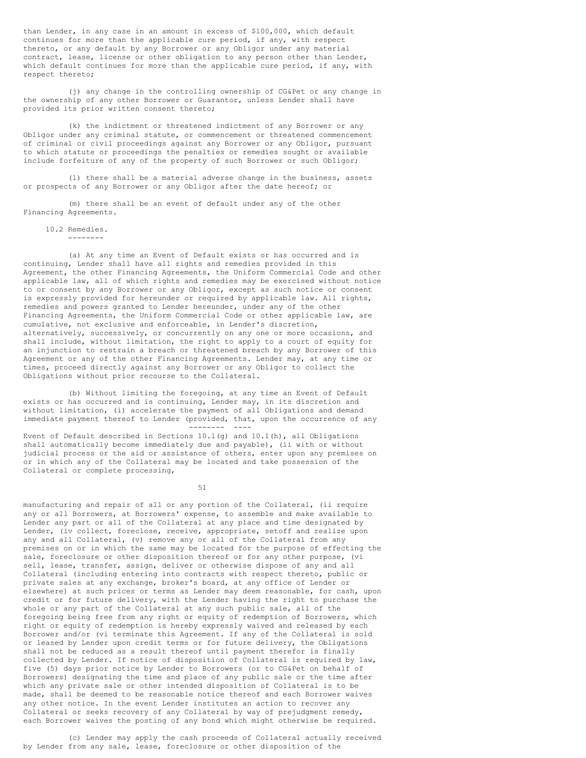than Lender, in any case in an amount in excess of $100,000, which default continues for more than the applicable cure period, if any, with respect thereto, or any default by any Borrower or any Obligor under any material contract, lease, license or other obligation to any person other than Lender, which default continues for more than the applicable cure period, if any, with respect thereto;

(j) any change in the controlling ownership of CG&Pet or any change in the ownership of any other Borrower or Guarantor, unless Lender shall have provided its prior written consent thereto;

(k) the indictment or threatened indictment of any Borrower or any Obligor under any criminal statute, or commencement or threatened commencement of criminal or civil proceedings against any Borrower or any Obligor, pursuant to which statute or proceedings the penalties or remedies sought or available include forfeiture of any of the property of such Borrower or such Obligor;

(l) there shall be a material adverse change in the business, assets or prospects of any Borrower or any Obligor after the date hereof; or

(m) there shall be an event of default under any of the other Financing Agreements.

10.2 Remedies.

(a) At any time an Event of Default exists or has occurred and is continuing, Lender shall have all rights and remedies provided in this Agreement, the other Financing Agreements, the Uniform Commercial Code and other applicable law, all of which rights and remedies may be exercised without notice to or consent by any Borrower or any Obligor, except as such notice or consent is expressly provided for hereunder or required by applicable law. All rights, remedies and powers granted to Lender hereunder, under any of the other Financing Agreements, the Uniform Commercial Code or other applicable law, are cumulative, not exclusive and enforceable, in Lender's discretion, alternatively, successively, or concurrently on any one or more occasions, and shall include, without limitation, the right to apply to a court of equity for an injunction to restrain a breach or threatened breach by any Borrower of this Agreement or any of the other Financing Agreements. Lender may, at any time or times, proceed directly against any Borrower or any Obligor to collect the Obligations without prior recourse to the Collateral.

(b) Without limiting the foregoing, at any time an Event of Default exists or has occurred and is continuing, Lender may, in its discretion and without limitation, (i) accelerate the payment of all Obligations and demand immediate payment thereof to Lender (provided, that, upon the occurrence of any Event of Default described in Sections 10.1(g) and 10.1(h), all Obligations shall automatically become immediately due and payable), (ii with or without judicial process or the aid or assistance of others, enter upon any premises on or in which any of the Collateral may be located and take possession of the Collateral or complete processing, manufacturing and repair of all or any portion of the Collateral, (ii require any or all Borrowers, at Borrowers' expense, to assemble and make available to Lender any part or all of the Collateral at any place and time designated by Lender, (iv collect, foreclose, receive, appropriate, setoff and realize upon any and all Collateral, (v) remove any or all of the Collateral from any premises on or in which the same may be located for the purpose of effecting the sale, foreclosure or other disposition thereof or for any other purpose, (vi sell, lease, transfer, assign, deliver or otherwise dispose of any and all Collateral (including entering into contracts with respect thereto, public or private sales at any exchange, broker's board, at any office of Lender or elsewhere) at such prices or terms as Lender may deem reasonable, for cash, upon credit or for future delivery, with the Lender having the right to purchase the whole or any part of the Collateral at any such public sale, all of the foregoing being free from any right or equity of redemption of Borrowers, which right or equity of redemption is hereby expressly waived and released by each Borrower and/or (vi terminate this Agreement. If any of the Collateral is sold or leased by Lender upon credit terms or for future delivery, the Obligations shall not be reduced as a result thereof until payment therefor is finally collected by Lender. If notice of disposition of Collateral is required by law, five (5) days prior notice by Lender to Borrowers (or to CG&Pet on behalf of Borrowers) designating the time and place of any public sale or the time after which any private sale or other intended disposition of Collateral is to be made, shall be deemed to be reasonable notice thereof and each Borrower waives any other notice. In the event Lender institutes an action to recover any Collateral or seeks recovery of any Collateral by way of prejudgment remedy, each Borrower waives the posting of any bond which might otherwise be required.

(c) Lender may apply the cash proceeds of Collateral actually received by Lender from any sale, lease, foreclosure or other disposition of the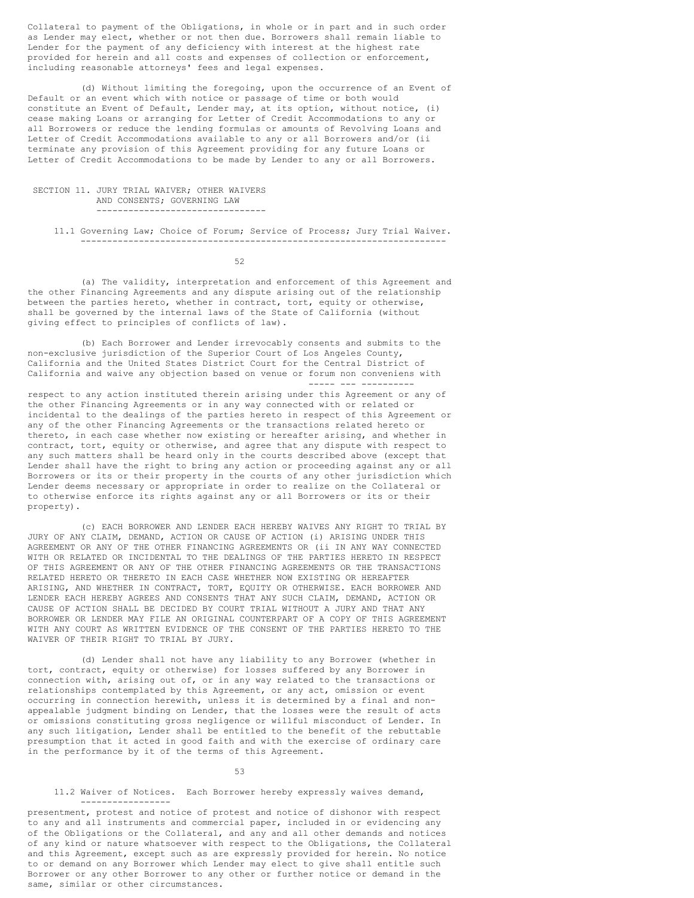Collateral to payment of the Obligations, in whole or in part and in such order as Lender may elect, whether or not then due. Borrowers shall remain liable to Lender for the payment of any deficiency with interest at the highest rate provided for herein and all costs and expenses of collection or enforcement, including reasonable attorneys' fees and legal expenses.

(d) Without limiting the foregoing, upon the occurrence of an Event of Default or an event which with notice or passage of time or both would constitute an Event of Default, Lender may, at its option, without notice, (i) cease making Loans or arranging for Letter of Credit Accommodations to any or all Borrowers or reduce the lending formulas or amounts of Revolving Loans and Letter of Credit Accommodations available to any or all Borrowers and/or (ii terminate any provision of this Agreement providing for any future Loans or Letter of Credit Accommodations to be made by Lender to any or all Borrowers.

## SECTION 11. JURY TRIAL WAIVER; OTHER WAIVERS AND CONSENTS; GOVERNING LAW

### 11.1 Governing Law; Choice of Forum; Service of Process; Jury Trial Waiver.

(a) The validity, interpretation and enforcement of this Agreement and the other Financing Agreements and any dispute arising out of the relationship between the parties hereto, whether in contract, tort, equity or otherwise, shall be governed by the internal laws of the State of California (without giving effect to principles of conflicts of law).

(b) Each Borrower and Lender irrevocably consents and submits to the non-exclusive jurisdiction of the Superior Court of Los Angeles County, California and the United States District Court for the Central District of California and waive any objection based on venue or *forum non conveniens* with respect to any action instituted therein arising under this Agreement or any of the other Financing Agreements or in any way connected with or related or incidental to the dealings of the parties hereto in respect of this Agreement or any of the other Financing Agreements or the transactions related hereto or thereto, in each case whether now existing or hereafter arising, and whether in contract, tort, equity or otherwise, and agree that any dispute with respect to any such matters shall be heard only in the courts described above (except that Lender shall have the right to bring any action or proceeding against any or all Borrowers or its or their property in the courts of any other jurisdiction which Lender deems necessary or appropriate in order to realize on the Collateral or to otherwise enforce its rights against any or all Borrowers or its or their property).

(c) EACH BORROWER AND LENDER EACH HEREBY WAIVES ANY RIGHT TO TRIAL BY JURY OF ANY CLAIM, DEMAND, ACTION OR CAUSE OF ACTION (i) ARISING UNDER THIS AGREEMENT OR ANY OF THE OTHER FINANCING AGREEMENTS OR (ii IN ANY WAY CONNECTED WITH OR RELATED OR INCIDENTAL TO THE DEALINGS OF THE PARTIES HERETO IN RESPECT OF THIS AGREEMENT OR ANY OF THE OTHER FINANCING AGREEMENTS OR THE TRANSACTIONS RELATED HERETO OR THERETO IN EACH CASE WHETHER NOW EXISTING OR HEREAFTER ARISING, AND WHETHER IN CONTRACT, TORT, EQUITY OR OTHERWISE. EACH BORROWER AND LENDER EACH HEREBY AGREES AND CONSENTS THAT ANY SUCH CLAIM, DEMAND, ACTION OR CAUSE OF ACTION SHALL BE DECIDED BY COURT TRIAL WITHOUT A JURY AND THAT ANY BORROWER OR LENDER MAY FILE AN ORIGINAL COUNTERPART OF A COPY OF THIS AGREEMENT WITH ANY COURT AS WRITTEN EVIDENCE OF THE CONSENT OF THE PARTIES HERETO TO THE WAIVER OF THEIR RIGHT TO TRIAL BY JURY.

(d) Lender shall not have any liability to any Borrower (whether in tort, contract, equity or otherwise) for losses suffered by any Borrower in connection with, arising out of, or in any way related to the transactions or relationships contemplated by this Agreement, or any act, omission or event occurring in connection herewith, unless it is determined by a final and non-appealable judgment binding on Lender, that the losses were the result of acts or omissions constituting gross negligence or willful misconduct of Lender. In any such litigation, Lender shall be entitled to the benefit of the rebuttable presumption that it acted in good faith and with the exercise of ordinary care in the performance by it of the terms of this Agreement.

### 11.2 Waiver of Notices.

Each Borrower hereby expressly waives demand, presentment, protest and notice of protest and notice of dishonor with respect to any and all instruments and commercial paper, included in or evidencing any of the Obligations or the Collateral, and any and all other demands and notices of any kind or nature whatsoever with respect to the Obligations, the Collateral and this Agreement, except such as are expressly provided for herein. No notice to or demand on any Borrower which Lender may elect to give shall entitle such Borrower or any other Borrower to any other or further notice or demand in the same, similar or other circumstances.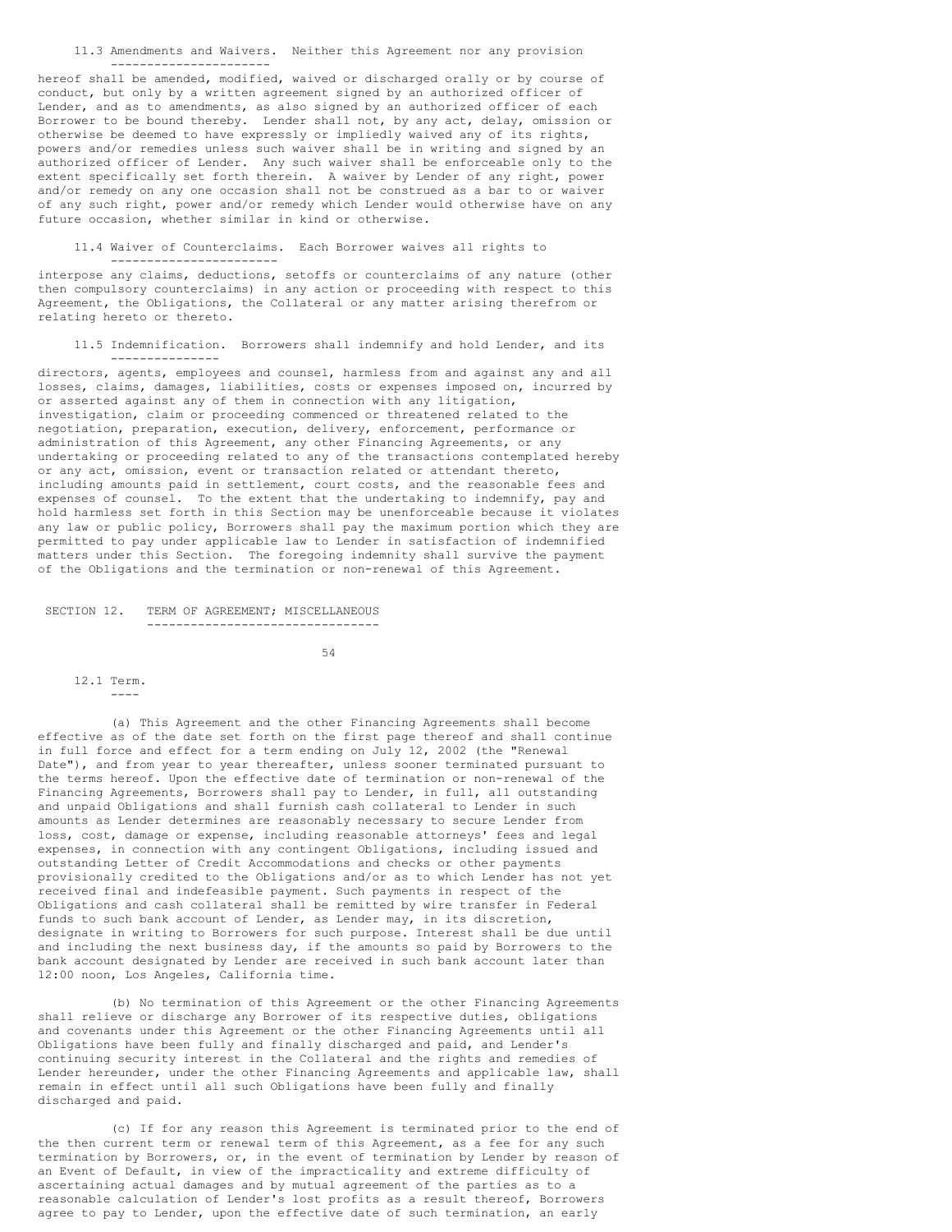11.3 Amendments and Waivers. Neither this Agreement nor any provision hereof shall be amended, modified, waived or discharged orally or by course of conduct, but only by a written agreement signed by an authorized officer of Lender, and as to amendments, as also signed by an authorized officer of each Borrower to be bound thereby. Lender shall not, by any act, delay, omission or otherwise be deemed to have expressly or impliedly waived any of its rights, powers and/or remedies unless such waiver shall be in writing and signed by an authorized officer of Lender. Any such waiver shall be enforceable only to the extent specifically set forth therein. A waiver by Lender of any right, power and/or remedy on any one occasion shall not be construed as a bar to or waiver of any such right, power and/or remedy which Lender would otherwise have on any future occasion, whether similar in kind or otherwise.

11.4 Waiver of Counterclaims. Each Borrower waives all rights to interpose any claims, deductions, setoffs or counterclaims of any nature (other then compulsory counterclaims) in any action or proceeding with respect to this Agreement, the Obligations, the Collateral or any matter arising therefrom or relating hereto or thereto.

11.5 Indemnification. Borrowers shall indemnify and hold Lender, and its directors, agents, employees and counsel, harmless from and against any and all losses, claims, damages, liabilities, costs or expenses imposed on, incurred by or asserted against any of them in connection with any litigation, investigation, claim or proceeding commenced or threatened related to the negotiation, preparation, execution, delivery, enforcement, performance or administration of this Agreement, any other Financing Agreements, or any undertaking or proceeding related to any of the transactions contemplated hereby or any act, omission, event or transaction related or attendant thereto, including amounts paid in settlement, court costs, and the reasonable fees and expenses of counsel. To the extent that the undertaking to indemnify, pay and hold harmless set forth in this Section may be unenforceable because it violates any law or public policy, Borrowers shall pay the maximum portion which they are permitted to pay under applicable law to Lender in satisfaction of indemnified matters under this Section. The foregoing indemnity shall survive the payment of the Obligations and the termination or non-renewal of this Agreement.

## SECTION 12. TERM OF AGREEMENT; MISCELLANEOUS

12.1 Term.

(a) This Agreement and the other Financing Agreements shall become effective as of the date set forth on the first page thereof and shall continue in full force and effect for a term ending on July 12, 2002 (the "Renewal Date"), and from year to year thereafter, unless sooner terminated pursuant to the terms hereof. Upon the effective date of termination or non-renewal of the Financing Agreements, Borrowers shall pay to Lender, in full, all outstanding and unpaid Obligations and shall furnish cash collateral to Lender in such amounts as Lender determines are reasonably necessary to secure Lender from loss, cost, damage or expense, including reasonable attorneys' fees and legal expenses, in connection with any contingent Obligations, including issued and outstanding Letter of Credit Accommodations and checks or other payments provisionally credited to the Obligations and/or as to which Lender has not yet received final and indefeasible payment. Such payments in respect of the Obligations and cash collateral shall be remitted by wire transfer in Federal funds to such bank account of Lender, as Lender may, in its discretion, designate in writing to Borrowers for such purpose. Interest shall be due until and including the next business day, if the amounts so paid by Borrowers to the bank account designated by Lender are received in such bank account later than 12:00 noon, Los Angeles, California time.

(b) No termination of this Agreement or the other Financing Agreements shall relieve or discharge any Borrower of its respective duties, obligations and covenants under this Agreement or the other Financing Agreements until all Obligations have been fully and finally discharged and paid, and Lender's continuing security interest in the Collateral and the rights and remedies of Lender hereunder, under the other Financing Agreements and applicable law, shall remain in effect until all such Obligations have been fully and finally discharged and paid.

(c) If for any reason this Agreement is terminated prior to the end of the then current term or renewal term of this Agreement, as a fee for any such termination by Borrowers, or, in the event of termination by Lender by reason of an Event of Default, in view of the impracticality and extreme difficulty of ascertaining actual damages and by mutual agreement of the parties as to a reasonable calculation of Lender's lost profits as a result thereof, Borrowers agree to pay to Lender, upon the effective date of such termination, an early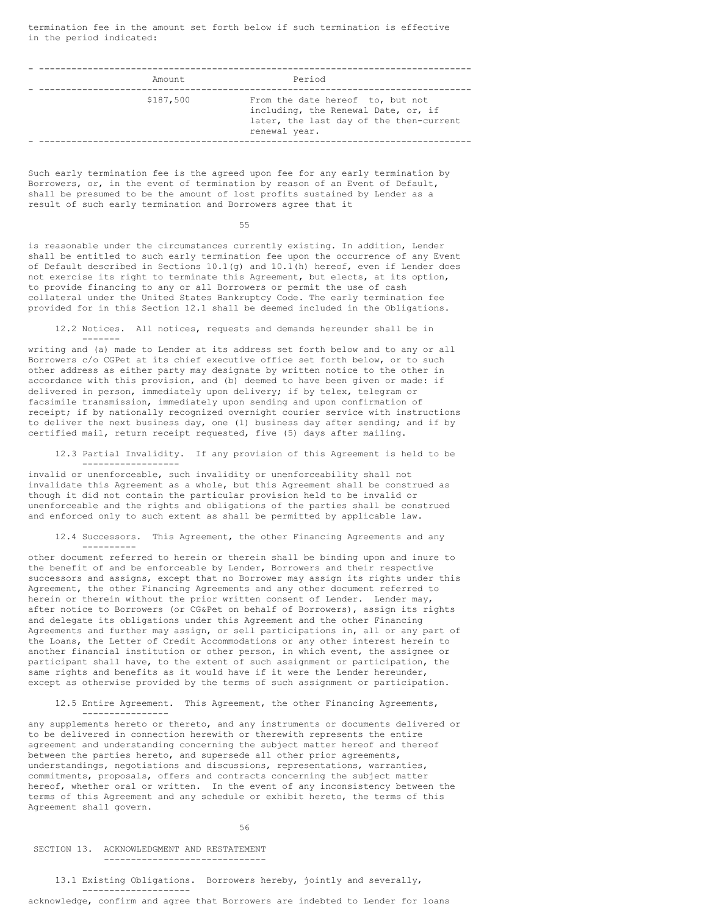termination fee in the amount set forth below if such termination is effective in the period indicated:

| Amount | Period |
|---|---|
| $187,500 | From the date hereof to, but not including, the Renewal Date, or, if later, the last day of the then-current renewal year. |

Such early termination fee is the agreed upon fee for any early termination by Borrowers, or, in the event of termination by reason of an Event of Default, shall be presumed to be the amount of lost profits sustained by Lender as a result of such early termination and Borrowers agree that it is reasonable under the circumstances currently existing. In addition, Lender shall be entitled to such early termination fee upon the occurrence of any Event of Default described in Sections 10.1(g) and 10.1(h) hereof, even if Lender does not exercise its right to terminate this Agreement, but elects, at its option, to provide financing to any or all Borrowers or permit the use of cash collateral under the United States Bankruptcy Code. The early termination fee provided for in this Section 12.1 shall be deemed included in the Obligations.

12.2 Notices. All notices, requests and demands hereunder shall be in writing and (a) made to Lender at its address set forth below and to any or all Borrowers c/o CGPet at its chief executive office set forth below, or to such other address as either party may designate by written notice to the other in accordance with this provision, and (b) deemed to have been given or made: if delivered in person, immediately upon delivery; if by telex, telegram or facsimile transmission, immediately upon sending and upon confirmation of receipt; if by nationally recognized overnight courier service with instructions to deliver the next business day, one (1) business day after sending; and if by certified mail, return receipt requested, five (5) days after mailing.

12.3 Partial Invalidity. If any provision of this Agreement is held to be invalid or unenforceable, such invalidity or unenforceability shall not invalidate this Agreement as a whole, but this Agreement shall be construed as though it did not contain the particular provision held to be invalid or unenforceable and the rights and obligations of the parties shall be construed and enforced only to such extent as shall be permitted by applicable law.

12.4 Successors. This Agreement, the other Financing Agreements and any other document referred to herein or therein shall be binding upon and inure to the benefit of and be enforceable by Lender, Borrowers and their respective successors and assigns, except that no Borrower may assign its rights under this Agreement, the other Financing Agreements and any other document referred to herein or therein without the prior written consent of Lender. Lender may, after notice to Borrowers (or CG&Pet on behalf of Borrowers), assign its rights and delegate its obligations under this Agreement and the other Financing Agreements and further may assign, or sell participations in, all or any part of the Loans, the Letter of Credit Accommodations or any other interest herein to another financial institution or other person, in which event, the assignee or participant shall have, to the extent of such assignment or participation, the same rights and benefits as it would have if it were the Lender hereunder, except as otherwise provided by the terms of such assignment or participation.

12.5 Entire Agreement. This Agreement, the other Financing Agreements, any supplements hereto or thereto, and any instruments or documents delivered or to be delivered in connection herewith or therewith represents the entire agreement and understanding concerning the subject matter hereof and thereof between the parties hereto, and supersede all other prior agreements, understandings, negotiations and discussions, representations, warranties, commitments, proposals, offers and contracts concerning the subject matter hereof, whether oral or written. In the event of any inconsistency between the terms of this Agreement and any schedule or exhibit hereto, the terms of this Agreement shall govern.

## SECTION 13. ACKNOWLEDGMENT AND RESTATEMENT

13.1 Existing Obligations. Borrowers hereby, jointly and severally, acknowledge, confirm and agree that Borrowers are indebted to Lender for loans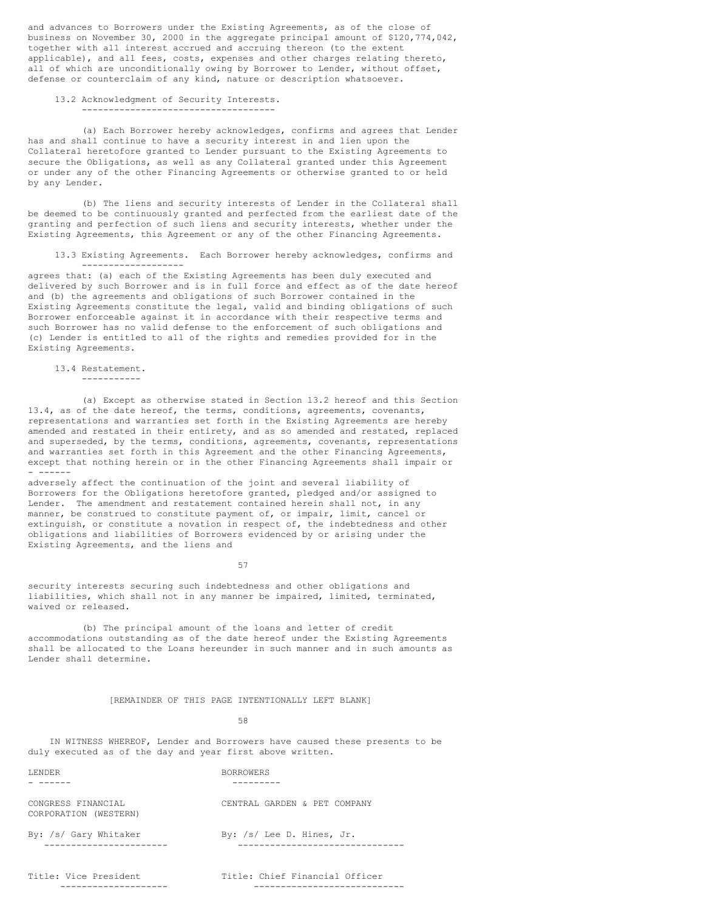and advances to Borrowers under the Existing Agreements, as of the close of business on November 30, 2000 in the aggregate principal amount of $120,774,042, together with all interest accrued and accruing thereon (to the extent applicable), and all fees, costs, expenses and other charges relating thereto, all of which are unconditionally owing by Borrower to Lender, without offset, defense or counterclaim of any kind, nature or description whatsoever.

13.2 Acknowledgment of Security Interests.

(a) Each Borrower hereby acknowledges, confirms and agrees that Lender has and shall continue to have a security interest in and lien upon the Collateral heretofore granted to Lender pursuant to the Existing Agreements to secure the Obligations, as well as any Collateral granted under this Agreement or under any of the other Financing Agreements or otherwise granted to or held by any Lender.

(b) The liens and security interests of Lender in the Collateral shall be deemed to be continuously granted and perfected from the earliest date of the granting and perfection of such liens and security interests, whether under the Existing Agreements, this Agreement or any of the other Financing Agreements.

13.3 Existing Agreements. Each Borrower hereby acknowledges, confirms and agrees that: (a) each of the Existing Agreements has been duly executed and delivered by such Borrower and is in full force and effect as of the date hereof and (b) the agreements and obligations of such Borrower contained in the Existing Agreements constitute the legal, valid and binding obligations of such Borrower enforceable against it in accordance with their respective terms and such Borrower has no valid defense to the enforcement of such obligations and (c) Lender is entitled to all of the rights and remedies provided for in the Existing Agreements.

13.4 Restatement.

(a) Except as otherwise stated in Section 13.2 hereof and this Section 13.4, as of the date hereof, the terms, conditions, agreements, covenants, representations and warranties set forth in the Existing Agreements are hereby amended and restated in their entirety, and as so amended and restated, replaced and superseded, by the terms, conditions, agreements, covenants, representations and warranties set forth in this Agreement and the other Financing Agreements, except that nothing herein or in the other Financing Agreements shall impair or adversely affect the continuation of the joint and several liability of Borrowers for the Obligations heretofore granted, pledged and/or assigned to Lender. The amendment and restatement contained herein shall not, in any manner, be construed to constitute payment of, or impair, limit, cancel or extinguish, or constitute a novation in respect of, the indebtedness and other obligations and liabilities of Borrowers evidenced by or arising under the Existing Agreements, and the liens and security interests securing such indebtedness and other obligations and liabilities, which shall not in any manner be impaired, limited, terminated, waived or released.

(b) The principal amount of the loans and letter of credit accommodations outstanding as of the date hereof under the Existing Agreements shall be allocated to the Loans hereunder in such manner and in such amounts as Lender shall determine.

[REMAINDER OF THIS PAGE INTENTIONALLY LEFT BLANK]

IN WITNESS WHEREOF, Lender and Borrowers have caused these presents to be duly executed as of the day and year first above written.

| LENDER | BORROWERS |
|---|---|
| CONGRESS FINANCIAL CORPORATION (WESTERN) | CENTRAL GARDEN & PET COMPANY |
| By: /s/ Gary Whitaker | By: /s/ Lee D. Hines, Jr. |
| Title: Vice President | Title: Chief Financial Officer |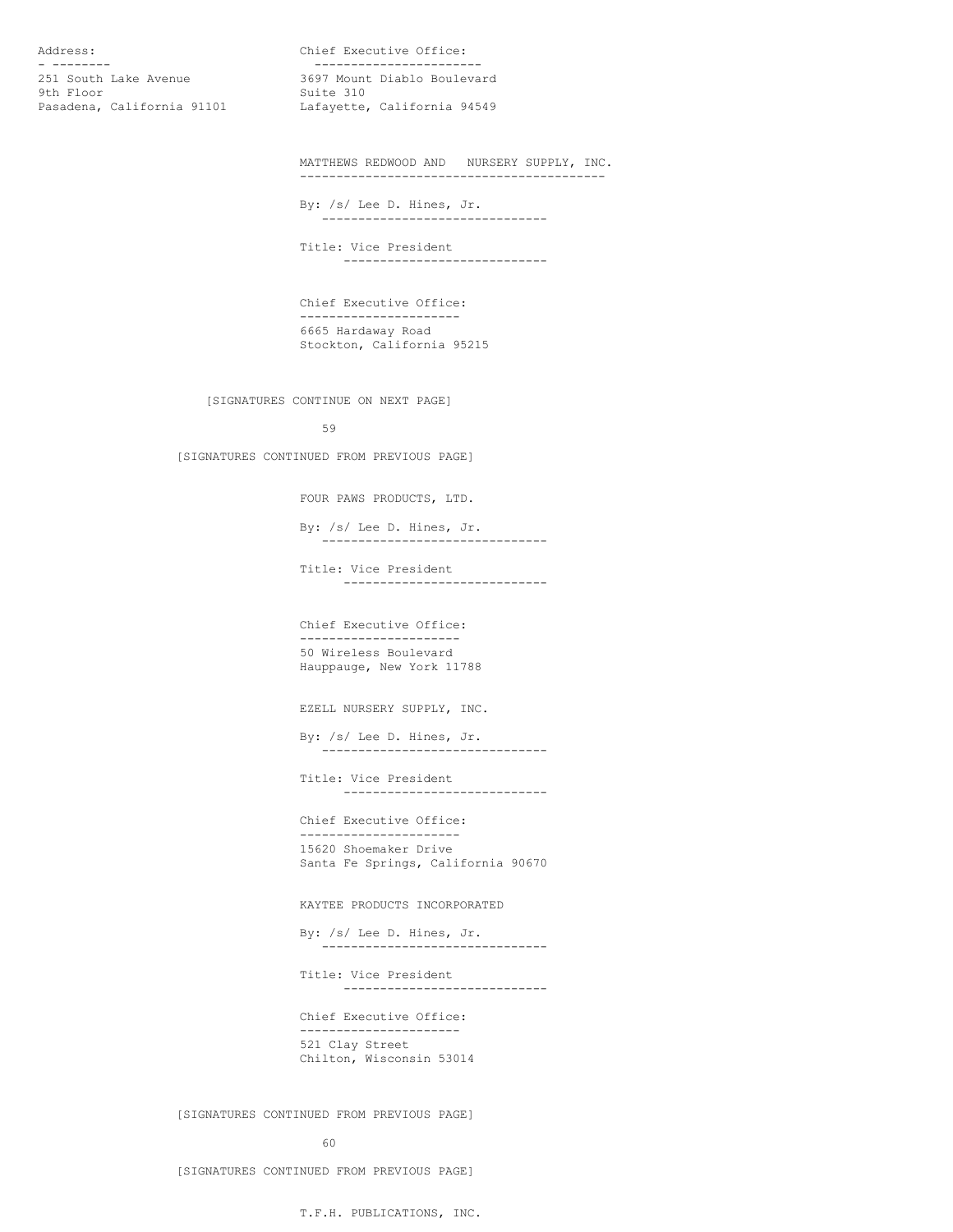| Address: | Chief Executive Office: |
| --- | --- |
| 251 South Lake Avenue | 3697 Mount Diablo Boulevard |
| 9th Floor | Suite 310 |
| Pasadena, California 91101 | Lafayette, California 94549 |

MATTHEWS REDWOOD AND NURSERY SUPPLY, INC.

By: /s/ Lee D. Hines, Jr.

Title: Vice President

Chief Executive Office:

6665 Hardaway Road
Stockton, California 95215

[SIGNATURES CONTINUE ON NEXT PAGE]

[SIGNATURES CONTINUED FROM PREVIOUS PAGE]

FOUR PAWS PRODUCTS, LTD.

By: /s/ Lee D. Hines, Jr.

Title: Vice President

Chief Executive Office:

50 Wireless Boulevard
Hauppauge, New York 11788

EZELL NURSERY SUPPLY, INC.

By: /s/ Lee D. Hines, Jr.

Title: Vice President

Chief Executive Office:

15620 Shoemaker Drive
Santa Fe Springs, California 90670

KAYTEE PRODUCTS INCORPORATED

By: /s/ Lee D. Hines, Jr.

Title: Vice President

Chief Executive Office:

521 Clay Street
Chilton, Wisconsin 53014

[SIGNATURES CONTINUED FROM PREVIOUS PAGE]

[SIGNATURES CONTINUED FROM PREVIOUS PAGE]

T.F.H. PUBLICATIONS, INC.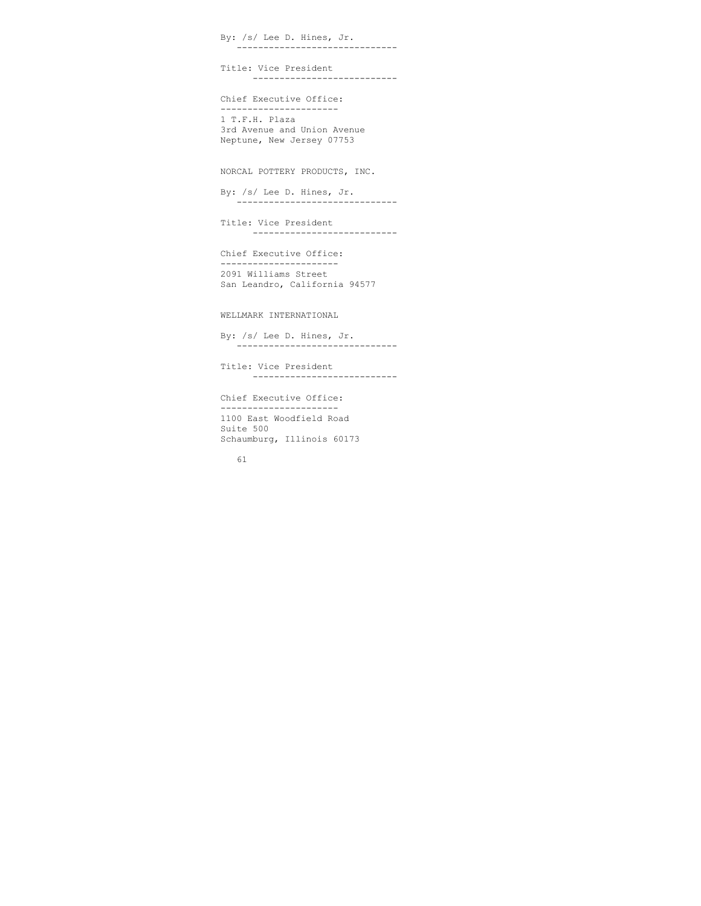By: /s/ Lee D. Hines, Jr.

Title: Vice President

Chief Executive Office:

1 T.F.H. Plaza
3rd Avenue and Union Avenue
Neptune, New Jersey 07753

NORCAL POTTERY PRODUCTS, INC.

By: /s/ Lee D. Hines, Jr.

Title: Vice President

Chief Executive Office:

2091 Williams Street
San Leandro, California 94577

WELLMARK INTERNATIONAL

By: /s/ Lee D. Hines, Jr.

Title: Vice President

Chief Executive Office:

1100 East Woodfield Road
Suite 500
Schaumburg, Illinois 60173